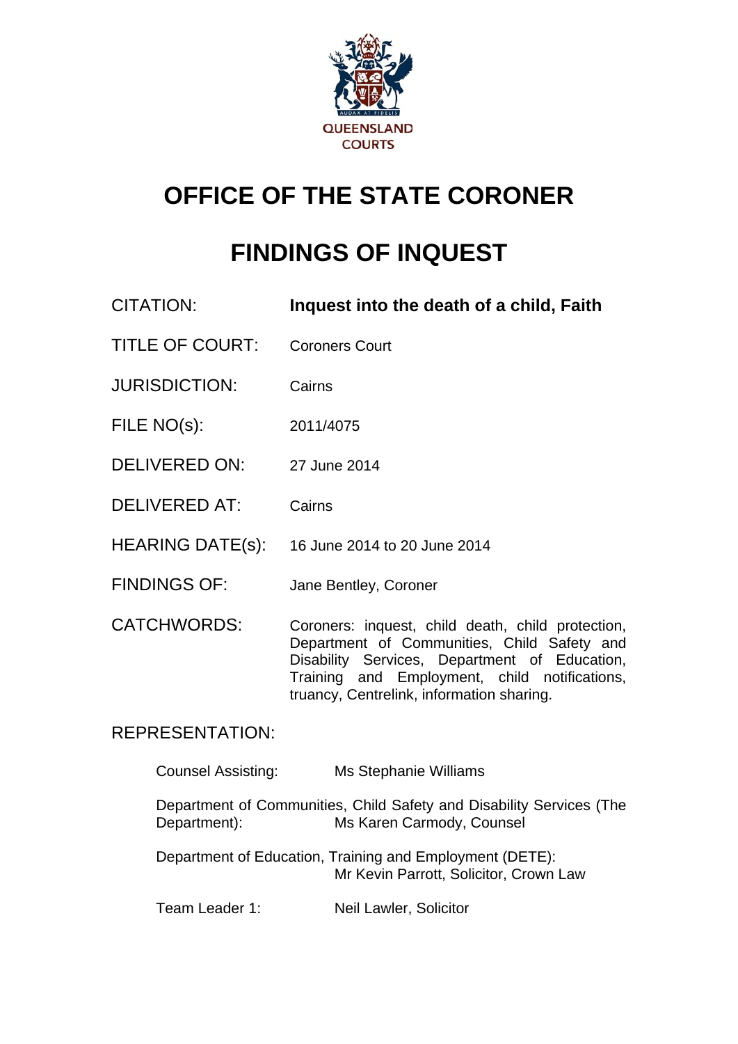QUEENSLAND COURTS

# OFFICE OF THE STATE CORONER

# FINDINGS OF INQUEST

| | |
|---|---|
| CITATION: | **Inquest into the death of a child, Faith** |
| TITLE OF COURT: | Coroners Court |
| JURISDICTION: | Cairns |
| FILE NO(s): | 2011/4075 |
| DELIVERED ON: | 27 June 2014 |
| DELIVERED AT: | Cairns |
| HEARING DATE(s): | 16 June 2014 to 20 June 2014 |
| FINDINGS OF: | Jane Bentley, Coroner |
| CATCHWORDS: | Coroners: inquest, child death, child protection, Department of Communities, Child Safety and Disability Services, Department of Education, Training and Employment, child notifications, truancy, Centrelink, information sharing. |

REPRESENTATION:

Counsel Assisting: Ms Stephanie Williams

Department of Communities, Child Safety and Disability Services (The Department): Ms Karen Carmody, Counsel

Department of Education, Training and Employment (DETE): Mr Kevin Parrott, Solicitor, Crown Law

Team Leader 1: Neil Lawler, Solicitor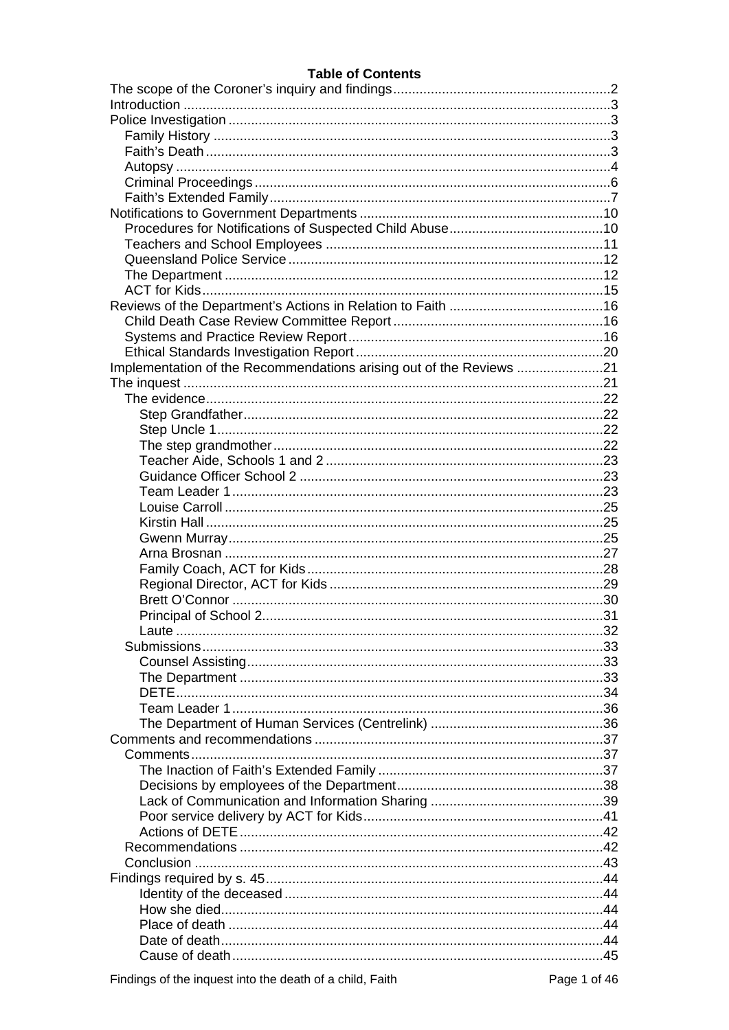**Table of Contents**

The scope of the Coroner's inquiry and findings ......... 2
Introduction ......... 3
Police Investigation ......... 3
- Family History ......... 3
- Faith's Death ......... 3
- Autopsy ......... 4
- Criminal Proceedings ......... 6
- Faith's Extended Family ......... 7

Notifications to Government Departments ......... 10
- Procedures for Notifications of Suspected Child Abuse ......... 10
- Teachers and School Employees ......... 11
- Queensland Police Service ......... 12
- The Department ......... 12
- ACT for Kids ......... 15

Reviews of the Department's Actions in Relation to Faith ......... 16
- Child Death Case Review Committee Report ......... 16
- Systems and Practice Review Report ......... 16
- Ethical Standards Investigation Report ......... 20

Implementation of the Recommendations arising out of the Reviews ......... 21
The inquest ......... 21
- The evidence ......... 22
  - Step Grandfather ......... 22
  - Step Uncle 1 ......... 22
  - The step grandmother ......... 22
  - Teacher Aide, Schools 1 and 2 ......... 23
  - Guidance Officer School 2 ......... 23
  - Team Leader 1 ......... 23
  - Louise Carroll ......... 25
  - Kirstin Hall ......... 25
  - Gwenn Murray ......... 25
  - Arna Brosnan ......... 27
  - Family Coach, ACT for Kids ......... 28
  - Regional Director, ACT for Kids ......... 29
  - Brett O'Connor ......... 30
  - Principal of School 2 ......... 31
  - Laute ......... 32
- Submissions ......... 33
  - Counsel Assisting ......... 33
  - The Department ......... 33
  - DETE ......... 34
  - Team Leader 1 ......... 36
  - The Department of Human Services (Centrelink) ......... 36

Comments and recommendations ......... 37
- Comments ......... 37
  - The Inaction of Faith's Extended Family ......... 37
  - Decisions by employees of the Department ......... 38
  - Lack of Communication and Information Sharing ......... 39
  - Poor service delivery by ACT for Kids ......... 41
  - Actions of DETE ......... 42
- Recommendations ......... 42
- Conclusion ......... 43

Findings required by s. 45 ......... 44
- Identity of the deceased ......... 44
- How she died ......... 44
- Place of death ......... 44
- Date of death ......... 44
- Cause of death ......... 45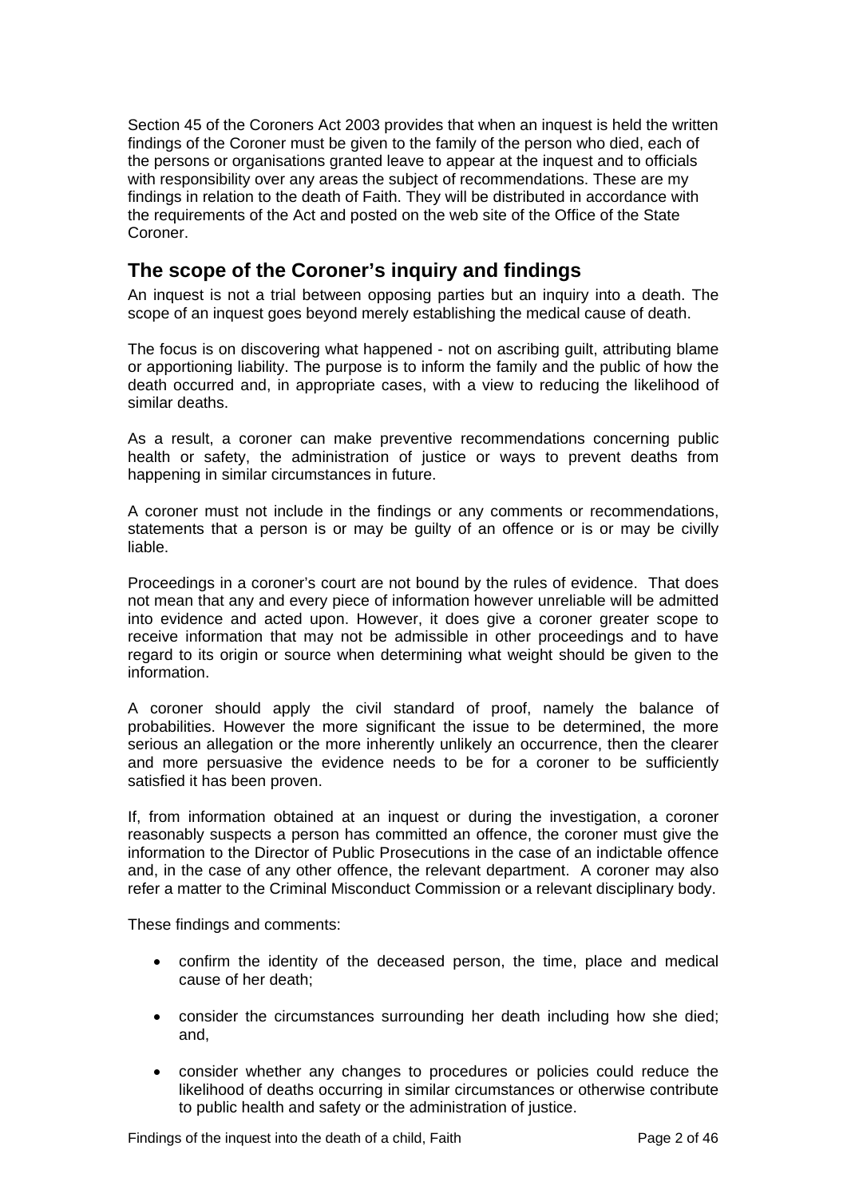Section 45 of the Coroners Act 2003 provides that when an inquest is held the written findings of the Coroner must be given to the family of the person who died, each of the persons or organisations granted leave to appear at the inquest and to officials with responsibility over any areas the subject of recommendations. These are my findings in relation to the death of Faith. They will be distributed in accordance with the requirements of the Act and posted on the web site of the Office of the State Coroner.

## The scope of the Coroner's inquiry and findings

An inquest is not a trial between opposing parties but an inquiry into a death. The scope of an inquest goes beyond merely establishing the medical cause of death.

The focus is on discovering what happened - not on ascribing guilt, attributing blame or apportioning liability. The purpose is to inform the family and the public of how the death occurred and, in appropriate cases, with a view to reducing the likelihood of similar deaths.

As a result, a coroner can make preventive recommendations concerning public health or safety, the administration of justice or ways to prevent deaths from happening in similar circumstances in future.

A coroner must not include in the findings or any comments or recommendations, statements that a person is or may be guilty of an offence or is or may be civilly liable.

Proceedings in a coroner's court are not bound by the rules of evidence. That does not mean that any and every piece of information however unreliable will be admitted into evidence and acted upon. However, it does give a coroner greater scope to receive information that may not be admissible in other proceedings and to have regard to its origin or source when determining what weight should be given to the information.

A coroner should apply the civil standard of proof, namely the balance of probabilities. However the more significant the issue to be determined, the more serious an allegation or the more inherently unlikely an occurrence, then the clearer and more persuasive the evidence needs to be for a coroner to be sufficiently satisfied it has been proven.

If, from information obtained at an inquest or during the investigation, a coroner reasonably suspects a person has committed an offence, the coroner must give the information to the Director of Public Prosecutions in the case of an indictable offence and, in the case of any other offence, the relevant department. A coroner may also refer a matter to the Criminal Misconduct Commission or a relevant disciplinary body.

These findings and comments:

- confirm the identity of the deceased person, the time, place and medical cause of her death;
- consider the circumstances surrounding her death including how she died; and,
- consider whether any changes to procedures or policies could reduce the likelihood of deaths occurring in similar circumstances or otherwise contribute to public health and safety or the administration of justice.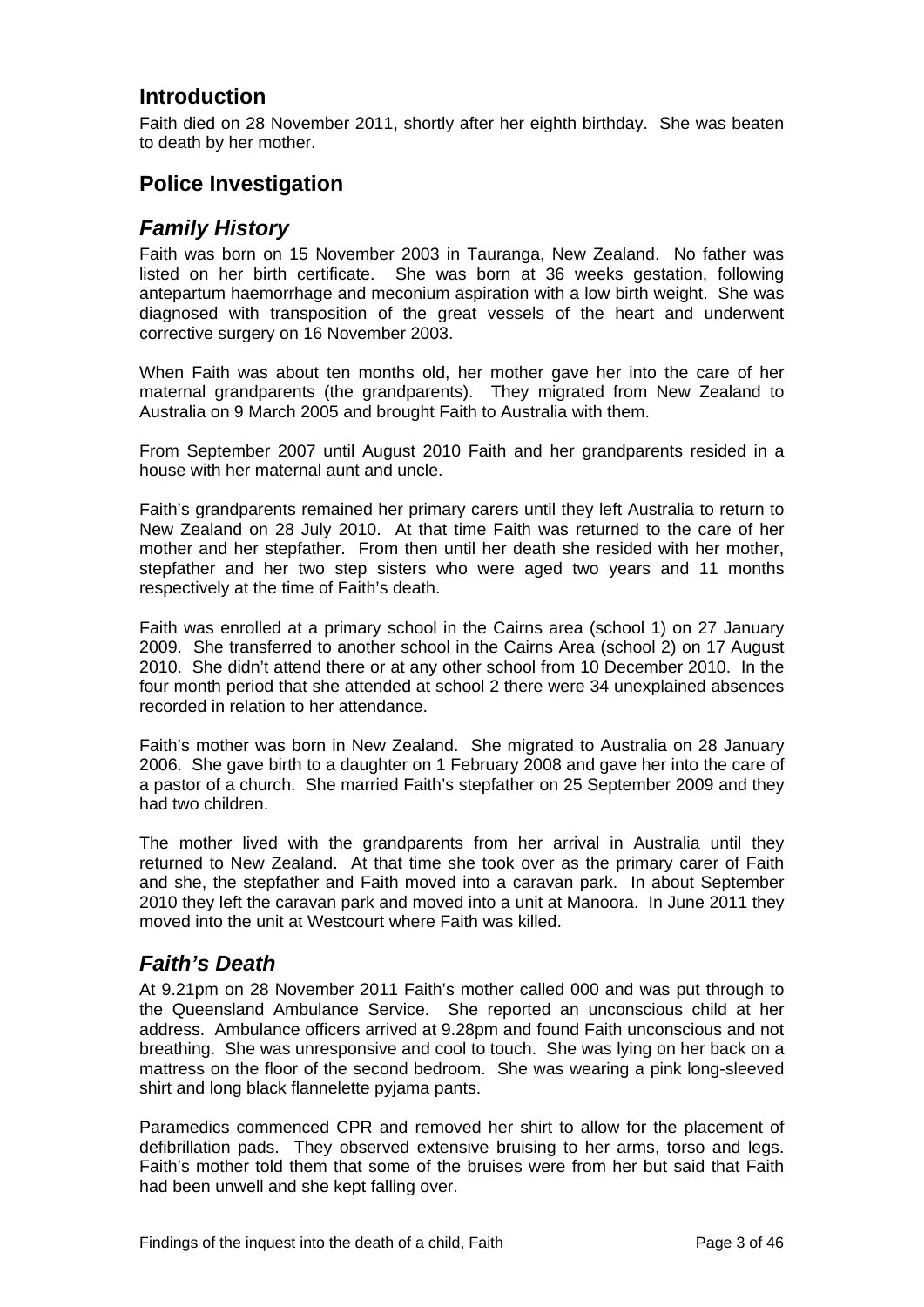## Introduction

Faith died on 28 November 2011, shortly after her eighth birthday. She was beaten to death by her mother.

## Police Investigation

### *Family History*

Faith was born on 15 November 2003 in Tauranga, New Zealand. No father was listed on her birth certificate. She was born at 36 weeks gestation, following antepartum haemorrhage and meconium aspiration with a low birth weight. She was diagnosed with transposition of the great vessels of the heart and underwent corrective surgery on 16 November 2003.

When Faith was about ten months old, her mother gave her into the care of her maternal grandparents (the grandparents). They migrated from New Zealand to Australia on 9 March 2005 and brought Faith to Australia with them.

From September 2007 until August 2010 Faith and her grandparents resided in a house with her maternal aunt and uncle.

Faith's grandparents remained her primary carers until they left Australia to return to New Zealand on 28 July 2010. At that time Faith was returned to the care of her mother and her stepfather. From then until her death she resided with her mother, stepfather and her two step sisters who were aged two years and 11 months respectively at the time of Faith's death.

Faith was enrolled at a primary school in the Cairns area (school 1) on 27 January 2009. She transferred to another school in the Cairns Area (school 2) on 17 August 2010. She didn't attend there or at any other school from 10 December 2010. In the four month period that she attended at school 2 there were 34 unexplained absences recorded in relation to her attendance.

Faith's mother was born in New Zealand. She migrated to Australia on 28 January 2006. She gave birth to a daughter on 1 February 2008 and gave her into the care of a pastor of a church. She married Faith's stepfather on 25 September 2009 and they had two children.

The mother lived with the grandparents from her arrival in Australia until they returned to New Zealand. At that time she took over as the primary carer of Faith and she, the stepfather and Faith moved into a caravan park. In about September 2010 they left the caravan park and moved into a unit at Manoora. In June 2011 they moved into the unit at Westcourt where Faith was killed.

### *Faith's Death*

At 9.21pm on 28 November 2011 Faith's mother called 000 and was put through to the Queensland Ambulance Service. She reported an unconscious child at her address. Ambulance officers arrived at 9.28pm and found Faith unconscious and not breathing. She was unresponsive and cool to touch. She was lying on her back on a mattress on the floor of the second bedroom. She was wearing a pink long-sleeved shirt and long black flannelette pyjama pants.

Paramedics commenced CPR and removed her shirt to allow for the placement of defibrillation pads. They observed extensive bruising to her arms, torso and legs. Faith's mother told them that some of the bruises were from her but said that Faith had been unwell and she kept falling over.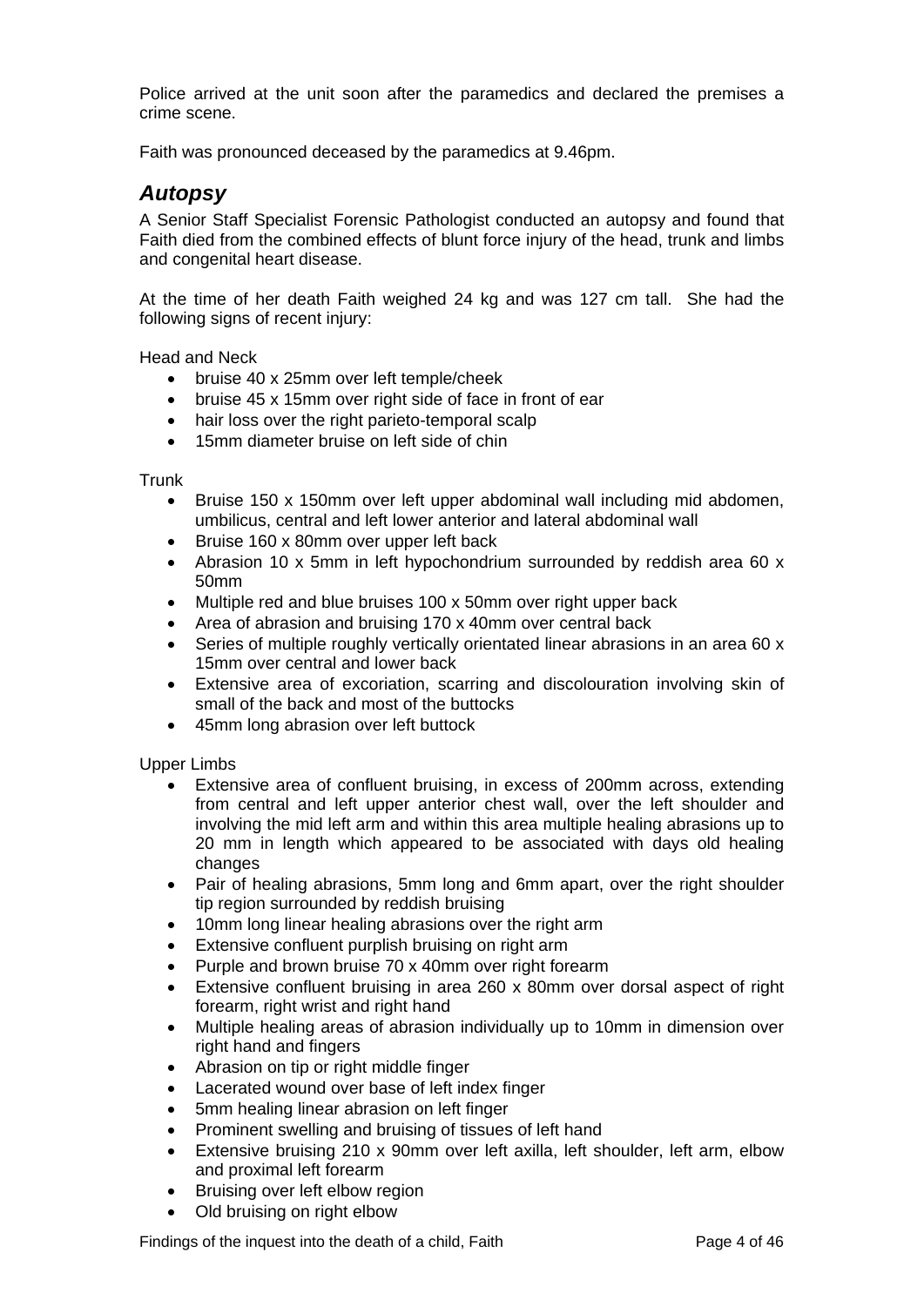Police arrived at the unit soon after the paramedics and declared the premises a crime scene.

Faith was pronounced deceased by the paramedics at 9.46pm.

## *Autopsy*

A Senior Staff Specialist Forensic Pathologist conducted an autopsy and found that Faith died from the combined effects of blunt force injury of the head, trunk and limbs and congenital heart disease.

At the time of her death Faith weighed 24 kg and was 127 cm tall. She had the following signs of recent injury:

Head and Neck

- bruise 40 x 25mm over left temple/cheek
- bruise 45 x 15mm over right side of face in front of ear
- hair loss over the right parieto-temporal scalp
- 15mm diameter bruise on left side of chin

Trunk

- Bruise 150 x 150mm over left upper abdominal wall including mid abdomen, umbilicus, central and left lower anterior and lateral abdominal wall
- Bruise 160 x 80mm over upper left back
- Abrasion 10 x 5mm in left hypochondrium surrounded by reddish area 60 x 50mm
- Multiple red and blue bruises 100 x 50mm over right upper back
- Area of abrasion and bruising 170 x 40mm over central back
- Series of multiple roughly vertically orientated linear abrasions in an area 60 x 15mm over central and lower back
- Extensive area of excoriation, scarring and discolouration involving skin of small of the back and most of the buttocks
- 45mm long abrasion over left buttock

Upper Limbs

- Extensive area of confluent bruising, in excess of 200mm across, extending from central and left upper anterior chest wall, over the left shoulder and involving the mid left arm and within this area multiple healing abrasions up to 20 mm in length which appeared to be associated with days old healing changes
- Pair of healing abrasions, 5mm long and 6mm apart, over the right shoulder tip region surrounded by reddish bruising
- 10mm long linear healing abrasions over the right arm
- Extensive confluent purplish bruising on right arm
- Purple and brown bruise 70 x 40mm over right forearm
- Extensive confluent bruising in area 260 x 80mm over dorsal aspect of right forearm, right wrist and right hand
- Multiple healing areas of abrasion individually up to 10mm in dimension over right hand and fingers
- Abrasion on tip or right middle finger
- Lacerated wound over base of left index finger
- 5mm healing linear abrasion on left finger
- Prominent swelling and bruising of tissues of left hand
- Extensive bruising 210 x 90mm over left axilla, left shoulder, left arm, elbow and proximal left forearm
- Bruising over left elbow region
- Old bruising on right elbow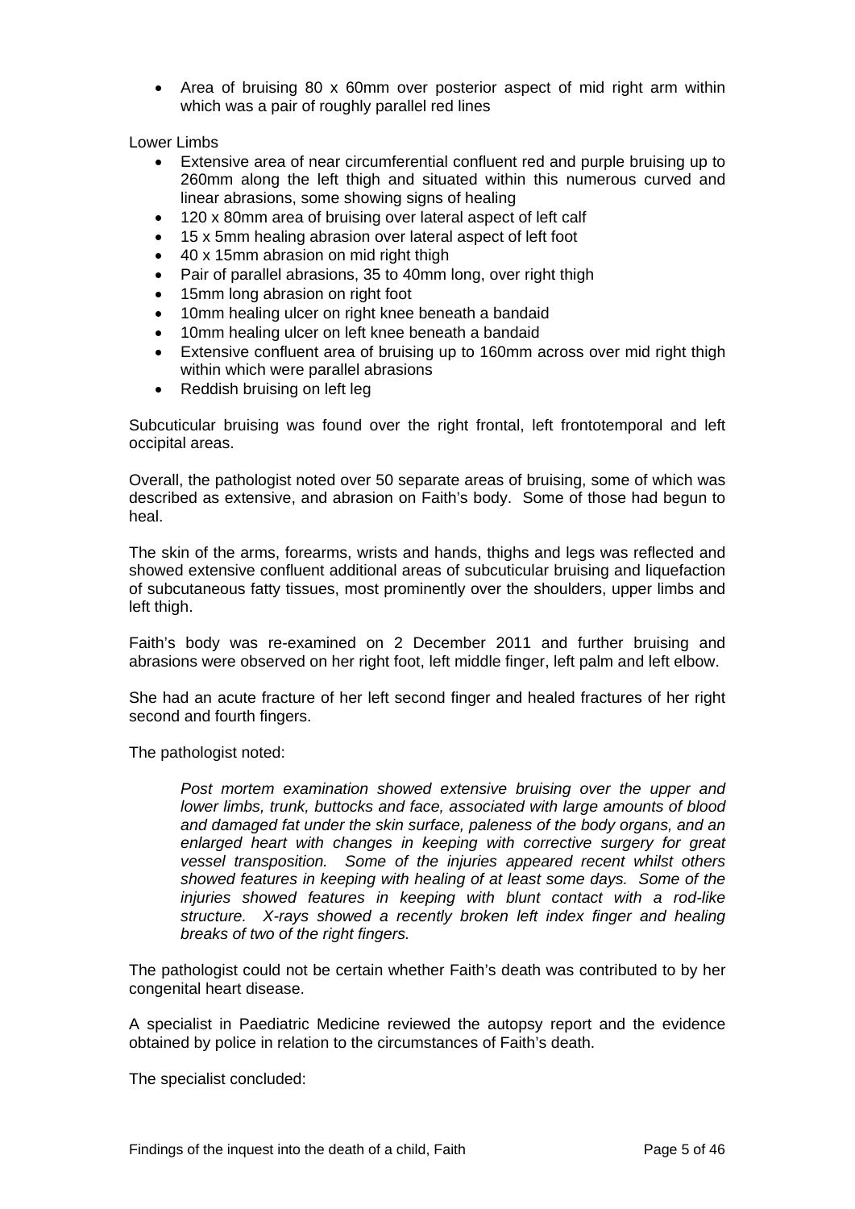- Area of bruising 80 x 60mm over posterior aspect of mid right arm within which was a pair of roughly parallel red lines

Lower Limbs

- Extensive area of near circumferential confluent red and purple bruising up to 260mm along the left thigh and situated within this numerous curved and linear abrasions, some showing signs of healing
- 120 x 80mm area of bruising over lateral aspect of left calf
- 15 x 5mm healing abrasion over lateral aspect of left foot
- 40 x 15mm abrasion on mid right thigh
- Pair of parallel abrasions, 35 to 40mm long, over right thigh
- 15mm long abrasion on right foot
- 10mm healing ulcer on right knee beneath a bandaid
- 10mm healing ulcer on left knee beneath a bandaid
- Extensive confluent area of bruising up to 160mm across over mid right thigh within which were parallel abrasions
- Reddish bruising on left leg

Subcuticular bruising was found over the right frontal, left frontotemporal and left occipital areas.

Overall, the pathologist noted over 50 separate areas of bruising, some of which was described as extensive, and abrasion on Faith's body. Some of those had begun to heal.

The skin of the arms, forearms, wrists and hands, thighs and legs was reflected and showed extensive confluent additional areas of subcuticular bruising and liquefaction of subcutaneous fatty tissues, most prominently over the shoulders, upper limbs and left thigh.

Faith's body was re-examined on 2 December 2011 and further bruising and abrasions were observed on her right foot, left middle finger, left palm and left elbow.

She had an acute fracture of her left second finger and healed fractures of her right second and fourth fingers.

The pathologist noted:

> *Post mortem examination showed extensive bruising over the upper and lower limbs, trunk, buttocks and face, associated with large amounts of blood and damaged fat under the skin surface, paleness of the body organs, and an enlarged heart with changes in keeping with corrective surgery for great vessel transposition. Some of the injuries appeared recent whilst others showed features in keeping with healing of at least some days. Some of the injuries showed features in keeping with blunt contact with a rod-like structure. X-rays showed a recently broken left index finger and healing breaks of two of the right fingers.*

The pathologist could not be certain whether Faith's death was contributed to by her congenital heart disease.

A specialist in Paediatric Medicine reviewed the autopsy report and the evidence obtained by police in relation to the circumstances of Faith's death.

The specialist concluded: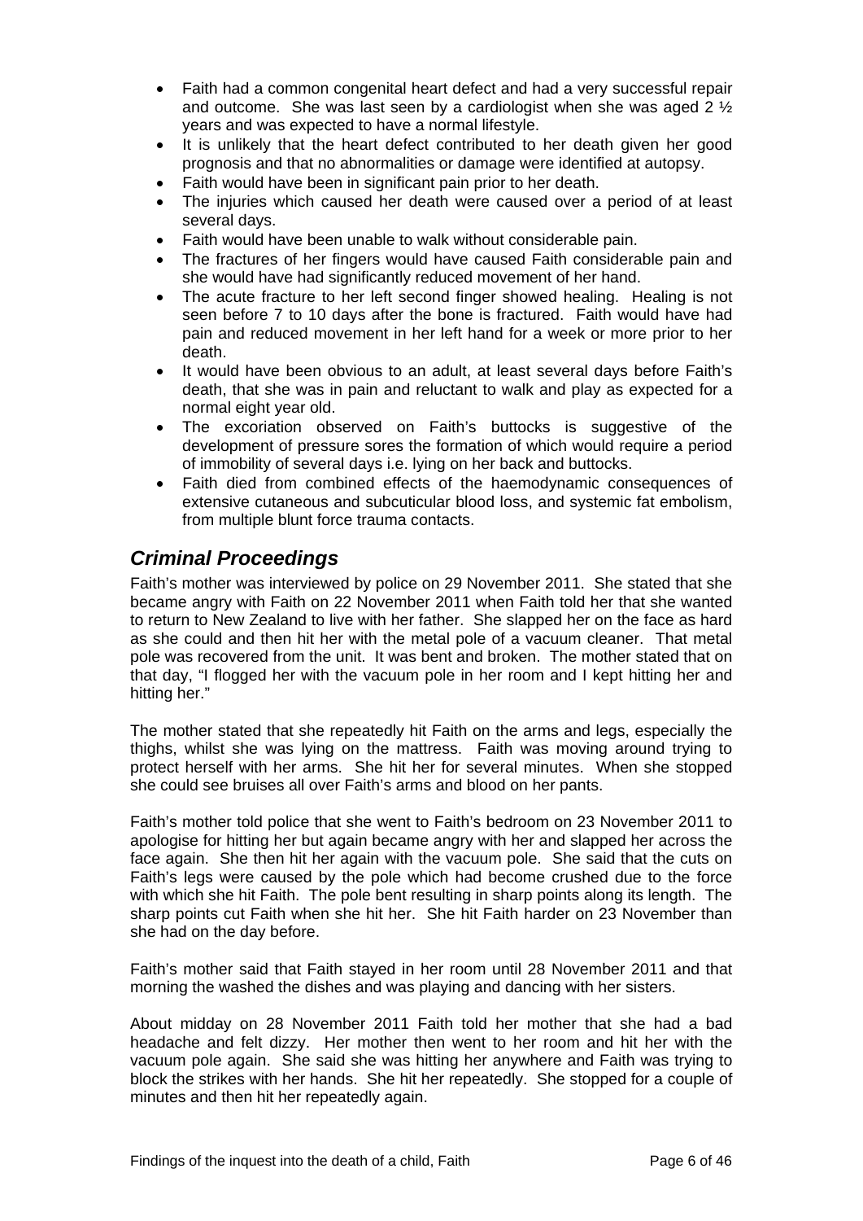- Faith had a common congenital heart defect and had a very successful repair and outcome. She was last seen by a cardiologist when she was aged 2 ½ years and was expected to have a normal lifestyle.
- It is unlikely that the heart defect contributed to her death given her good prognosis and that no abnormalities or damage were identified at autopsy.
- Faith would have been in significant pain prior to her death.
- The injuries which caused her death were caused over a period of at least several days.
- Faith would have been unable to walk without considerable pain.
- The fractures of her fingers would have caused Faith considerable pain and she would have had significantly reduced movement of her hand.
- The acute fracture to her left second finger showed healing. Healing is not seen before 7 to 10 days after the bone is fractured. Faith would have had pain and reduced movement in her left hand for a week or more prior to her death.
- It would have been obvious to an adult, at least several days before Faith's death, that she was in pain and reluctant to walk and play as expected for a normal eight year old.
- The excoriation observed on Faith's buttocks is suggestive of the development of pressure sores the formation of which would require a period of immobility of several days i.e. lying on her back and buttocks.
- Faith died from combined effects of the haemodynamic consequences of extensive cutaneous and subcuticular blood loss, and systemic fat embolism, from multiple blunt force trauma contacts.

## *Criminal Proceedings*

Faith's mother was interviewed by police on 29 November 2011. She stated that she became angry with Faith on 22 November 2011 when Faith told her that she wanted to return to New Zealand to live with her father. She slapped her on the face as hard as she could and then hit her with the metal pole of a vacuum cleaner. That metal pole was recovered from the unit. It was bent and broken. The mother stated that on that day, "I flogged her with the vacuum pole in her room and I kept hitting her and hitting her."

The mother stated that she repeatedly hit Faith on the arms and legs, especially the thighs, whilst she was lying on the mattress. Faith was moving around trying to protect herself with her arms. She hit her for several minutes. When she stopped she could see bruises all over Faith's arms and blood on her pants.

Faith's mother told police that she went to Faith's bedroom on 23 November 2011 to apologise for hitting her but again became angry with her and slapped her across the face again. She then hit her again with the vacuum pole. She said that the cuts on Faith's legs were caused by the pole which had become crushed due to the force with which she hit Faith. The pole bent resulting in sharp points along its length. The sharp points cut Faith when she hit her. She hit Faith harder on 23 November than she had on the day before.

Faith's mother said that Faith stayed in her room until 28 November 2011 and that morning the washed the dishes and was playing and dancing with her sisters.

About midday on 28 November 2011 Faith told her mother that she had a bad headache and felt dizzy. Her mother then went to her room and hit her with the vacuum pole again. She said she was hitting her anywhere and Faith was trying to block the strikes with her hands. She hit her repeatedly. She stopped for a couple of minutes and then hit her repeatedly again.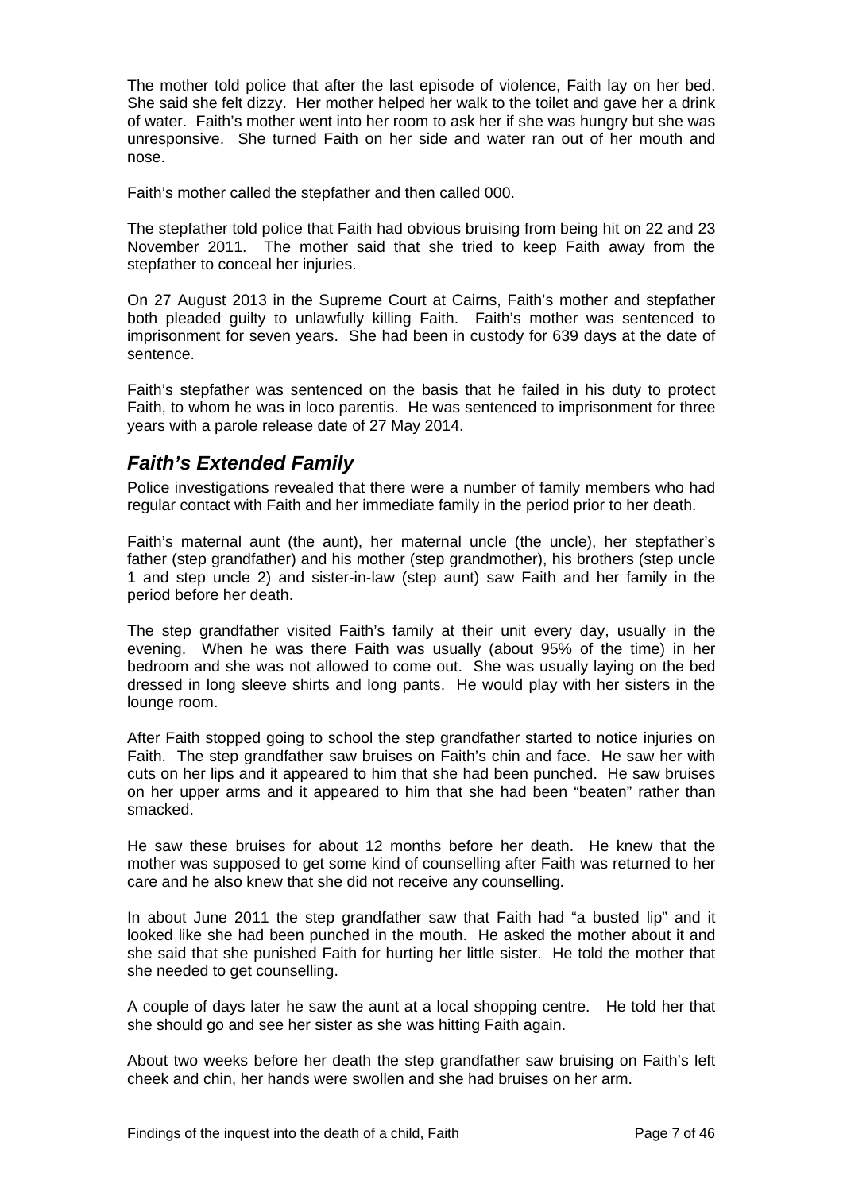The mother told police that after the last episode of violence, Faith lay on her bed. She said she felt dizzy. Her mother helped her walk to the toilet and gave her a drink of water. Faith's mother went into her room to ask her if she was hungry but she was unresponsive. She turned Faith on her side and water ran out of her mouth and nose.

Faith's mother called the stepfather and then called 000.

The stepfather told police that Faith had obvious bruising from being hit on 22 and 23 November 2011. The mother said that she tried to keep Faith away from the stepfather to conceal her injuries.

On 27 August 2013 in the Supreme Court at Cairns, Faith's mother and stepfather both pleaded guilty to unlawfully killing Faith. Faith's mother was sentenced to imprisonment for seven years. She had been in custody for 639 days at the date of sentence.

Faith's stepfather was sentenced on the basis that he failed in his duty to protect Faith, to whom he was in loco parentis. He was sentenced to imprisonment for three years with a parole release date of 27 May 2014.

## *Faith's Extended Family*

Police investigations revealed that there were a number of family members who had regular contact with Faith and her immediate family in the period prior to her death.

Faith's maternal aunt (the aunt), her maternal uncle (the uncle), her stepfather's father (step grandfather) and his mother (step grandmother), his brothers (step uncle 1 and step uncle 2) and sister-in-law (step aunt) saw Faith and her family in the period before her death.

The step grandfather visited Faith's family at their unit every day, usually in the evening. When he was there Faith was usually (about 95% of the time) in her bedroom and she was not allowed to come out. She was usually laying on the bed dressed in long sleeve shirts and long pants. He would play with her sisters in the lounge room.

After Faith stopped going to school the step grandfather started to notice injuries on Faith. The step grandfather saw bruises on Faith's chin and face. He saw her with cuts on her lips and it appeared to him that she had been punched. He saw bruises on her upper arms and it appeared to him that she had been "beaten" rather than smacked.

He saw these bruises for about 12 months before her death. He knew that the mother was supposed to get some kind of counselling after Faith was returned to her care and he also knew that she did not receive any counselling.

In about June 2011 the step grandfather saw that Faith had "a busted lip" and it looked like she had been punched in the mouth. He asked the mother about it and she said that she punished Faith for hurting her little sister. He told the mother that she needed to get counselling.

A couple of days later he saw the aunt at a local shopping centre. He told her that she should go and see her sister as she was hitting Faith again.

About two weeks before her death the step grandfather saw bruising on Faith's left cheek and chin, her hands were swollen and she had bruises on her arm.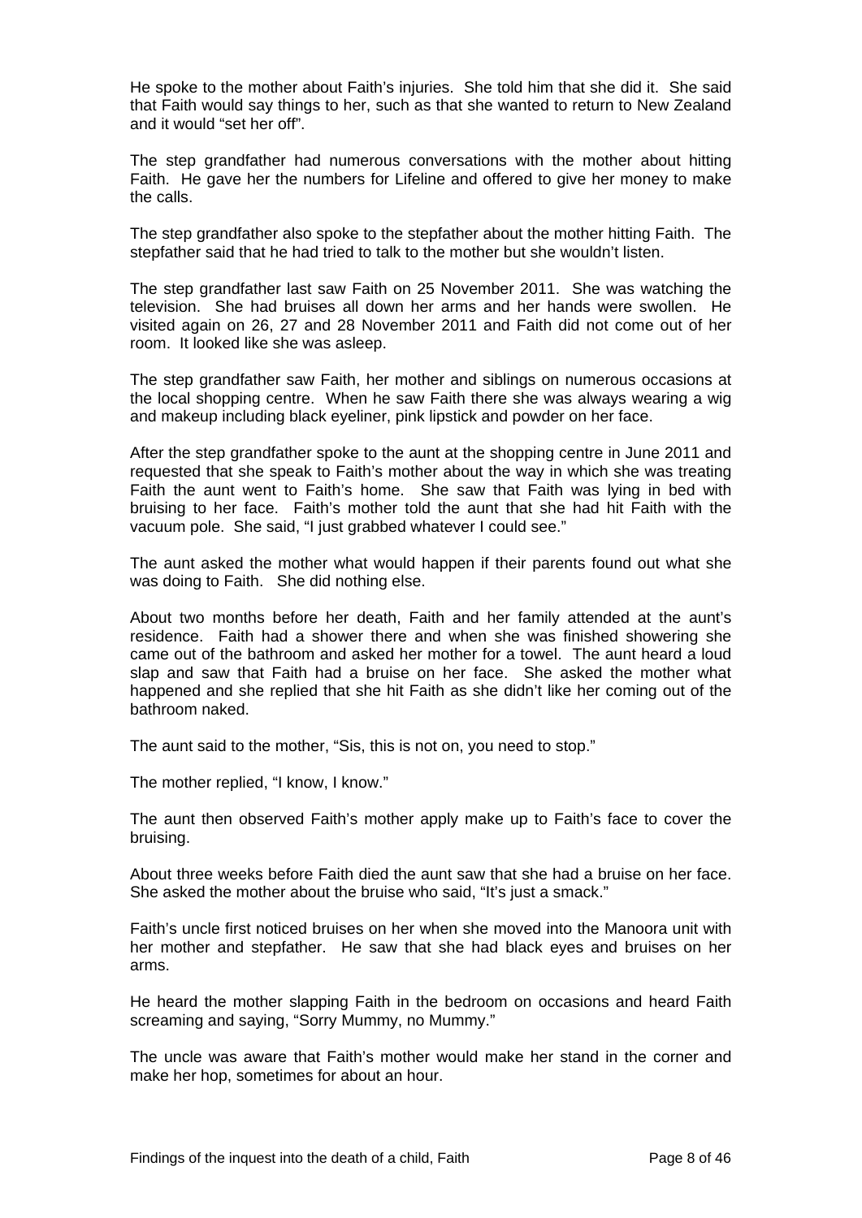He spoke to the mother about Faith's injuries. She told him that she did it. She said that Faith would say things to her, such as that she wanted to return to New Zealand and it would "set her off".

The step grandfather had numerous conversations with the mother about hitting Faith. He gave her the numbers for Lifeline and offered to give her money to make the calls.

The step grandfather also spoke to the stepfather about the mother hitting Faith. The stepfather said that he had tried to talk to the mother but she wouldn't listen.

The step grandfather last saw Faith on 25 November 2011. She was watching the television. She had bruises all down her arms and her hands were swollen. He visited again on 26, 27 and 28 November 2011 and Faith did not come out of her room. It looked like she was asleep.

The step grandfather saw Faith, her mother and siblings on numerous occasions at the local shopping centre. When he saw Faith there she was always wearing a wig and makeup including black eyeliner, pink lipstick and powder on her face.

After the step grandfather spoke to the aunt at the shopping centre in June 2011 and requested that she speak to Faith's mother about the way in which she was treating Faith the aunt went to Faith's home. She saw that Faith was lying in bed with bruising to her face. Faith's mother told the aunt that she had hit Faith with the vacuum pole. She said, "I just grabbed whatever I could see."

The aunt asked the mother what would happen if their parents found out what she was doing to Faith. She did nothing else.

About two months before her death, Faith and her family attended at the aunt's residence. Faith had a shower there and when she was finished showering she came out of the bathroom and asked her mother for a towel. The aunt heard a loud slap and saw that Faith had a bruise on her face. She asked the mother what happened and she replied that she hit Faith as she didn't like her coming out of the bathroom naked.

The aunt said to the mother, "Sis, this is not on, you need to stop."

The mother replied, "I know, I know."

The aunt then observed Faith's mother apply make up to Faith's face to cover the bruising.

About three weeks before Faith died the aunt saw that she had a bruise on her face. She asked the mother about the bruise who said, "It's just a smack."

Faith's uncle first noticed bruises on her when she moved into the Manoora unit with her mother and stepfather. He saw that she had black eyes and bruises on her arms.

He heard the mother slapping Faith in the bedroom on occasions and heard Faith screaming and saying, "Sorry Mummy, no Mummy."

The uncle was aware that Faith's mother would make her stand in the corner and make her hop, sometimes for about an hour.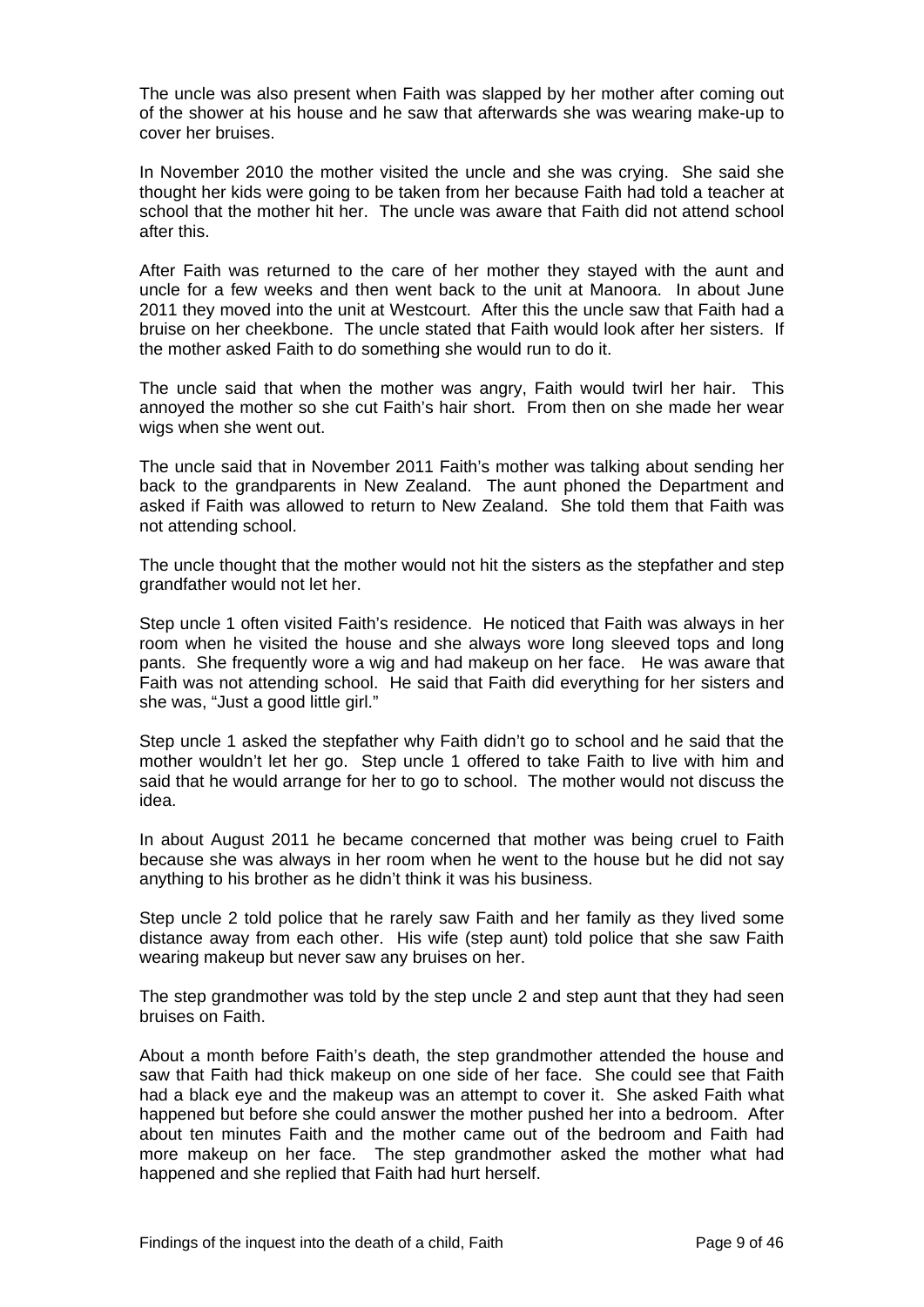The uncle was also present when Faith was slapped by her mother after coming out of the shower at his house and he saw that afterwards she was wearing make-up to cover her bruises.

In November 2010 the mother visited the uncle and she was crying. She said she thought her kids were going to be taken from her because Faith had told a teacher at school that the mother hit her. The uncle was aware that Faith did not attend school after this.

After Faith was returned to the care of her mother they stayed with the aunt and uncle for a few weeks and then went back to the unit at Manoora. In about June 2011 they moved into the unit at Westcourt. After this the uncle saw that Faith had a bruise on her cheekbone. The uncle stated that Faith would look after her sisters. If the mother asked Faith to do something she would run to do it.

The uncle said that when the mother was angry, Faith would twirl her hair. This annoyed the mother so she cut Faith's hair short. From then on she made her wear wigs when she went out.

The uncle said that in November 2011 Faith's mother was talking about sending her back to the grandparents in New Zealand. The aunt phoned the Department and asked if Faith was allowed to return to New Zealand. She told them that Faith was not attending school.

The uncle thought that the mother would not hit the sisters as the stepfather and step grandfather would not let her.

Step uncle 1 often visited Faith's residence. He noticed that Faith was always in her room when he visited the house and she always wore long sleeved tops and long pants. She frequently wore a wig and had makeup on her face. He was aware that Faith was not attending school. He said that Faith did everything for her sisters and she was, "Just a good little girl."

Step uncle 1 asked the stepfather why Faith didn't go to school and he said that the mother wouldn't let her go. Step uncle 1 offered to take Faith to live with him and said that he would arrange for her to go to school. The mother would not discuss the idea.

In about August 2011 he became concerned that mother was being cruel to Faith because she was always in her room when he went to the house but he did not say anything to his brother as he didn't think it was his business.

Step uncle 2 told police that he rarely saw Faith and her family as they lived some distance away from each other. His wife (step aunt) told police that she saw Faith wearing makeup but never saw any bruises on her.

The step grandmother was told by the step uncle 2 and step aunt that they had seen bruises on Faith.

About a month before Faith's death, the step grandmother attended the house and saw that Faith had thick makeup on one side of her face. She could see that Faith had a black eye and the makeup was an attempt to cover it. She asked Faith what happened but before she could answer the mother pushed her into a bedroom. After about ten minutes Faith and the mother came out of the bedroom and Faith had more makeup on her face. The step grandmother asked the mother what had happened and she replied that Faith had hurt herself.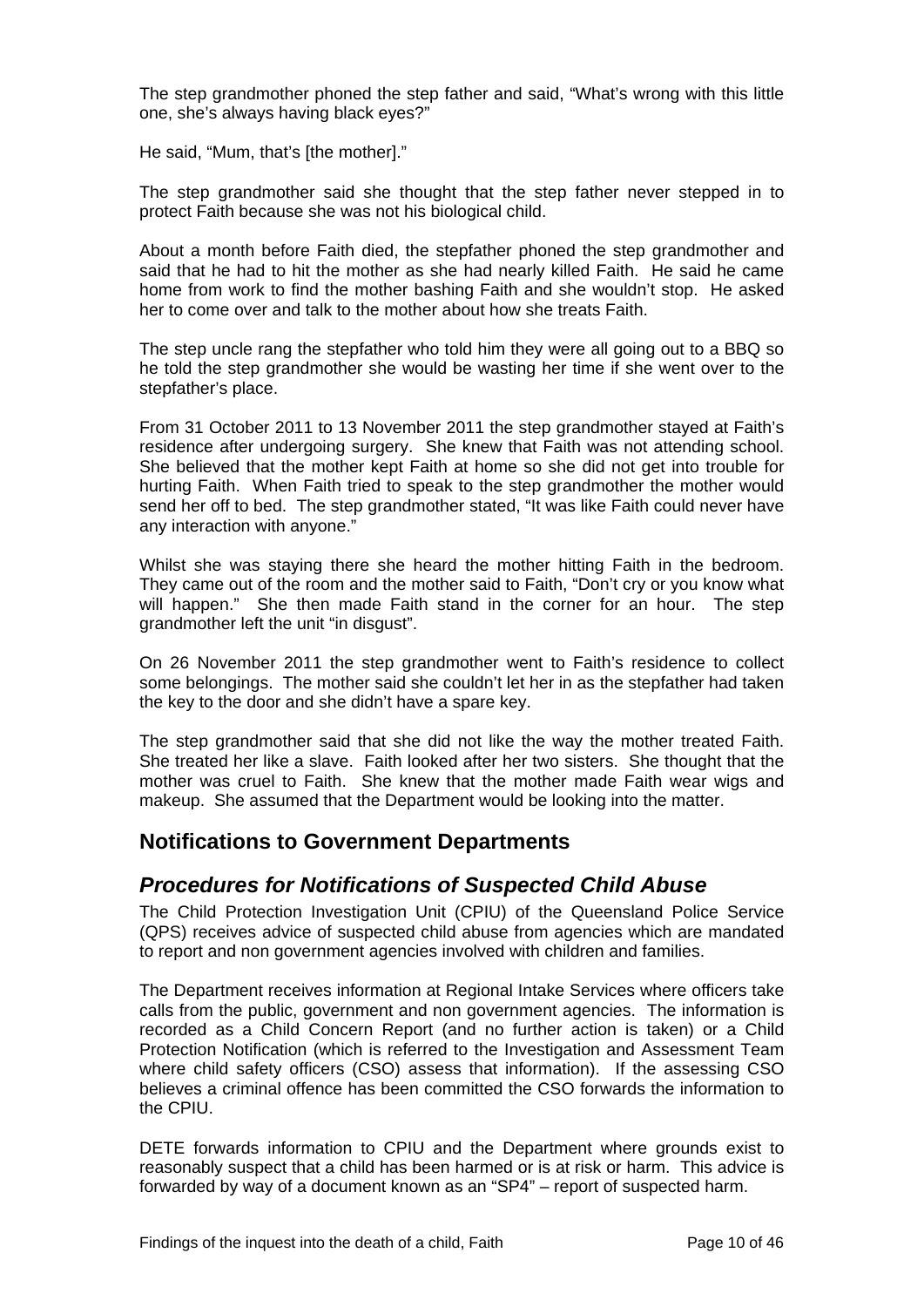The step grandmother phoned the step father and said, "What's wrong with this little one, she's always having black eyes?"

He said, "Mum, that's [the mother]."

The step grandmother said she thought that the step father never stepped in to protect Faith because she was not his biological child.

About a month before Faith died, the stepfather phoned the step grandmother and said that he had to hit the mother as she had nearly killed Faith. He said he came home from work to find the mother bashing Faith and she wouldn't stop. He asked her to come over and talk to the mother about how she treats Faith.

The step uncle rang the stepfather who told him they were all going out to a BBQ so he told the step grandmother she would be wasting her time if she went over to the stepfather's place.

From 31 October 2011 to 13 November 2011 the step grandmother stayed at Faith's residence after undergoing surgery. She knew that Faith was not attending school. She believed that the mother kept Faith at home so she did not get into trouble for hurting Faith. When Faith tried to speak to the step grandmother the mother would send her off to bed. The step grandmother stated, "It was like Faith could never have any interaction with anyone."

Whilst she was staying there she heard the mother hitting Faith in the bedroom. They came out of the room and the mother said to Faith, "Don't cry or you know what will happen." She then made Faith stand in the corner for an hour. The step grandmother left the unit "in disgust".

On 26 November 2011 the step grandmother went to Faith's residence to collect some belongings. The mother said she couldn't let her in as the stepfather had taken the key to the door and she didn't have a spare key.

The step grandmother said that she did not like the way the mother treated Faith. She treated her like a slave. Faith looked after her two sisters. She thought that the mother was cruel to Faith. She knew that the mother made Faith wear wigs and makeup. She assumed that the Department would be looking into the matter.

## Notifications to Government Departments

### *Procedures for Notifications of Suspected Child Abuse*

The Child Protection Investigation Unit (CPIU) of the Queensland Police Service (QPS) receives advice of suspected child abuse from agencies which are mandated to report and non government agencies involved with children and families.

The Department receives information at Regional Intake Services where officers take calls from the public, government and non government agencies. The information is recorded as a Child Concern Report (and no further action is taken) or a Child Protection Notification (which is referred to the Investigation and Assessment Team where child safety officers (CSO) assess that information). If the assessing CSO believes a criminal offence has been committed the CSO forwards the information to the CPIU.

DETE forwards information to CPIU and the Department where grounds exist to reasonably suspect that a child has been harmed or is at risk or harm. This advice is forwarded by way of a document known as an "SP4" – report of suspected harm.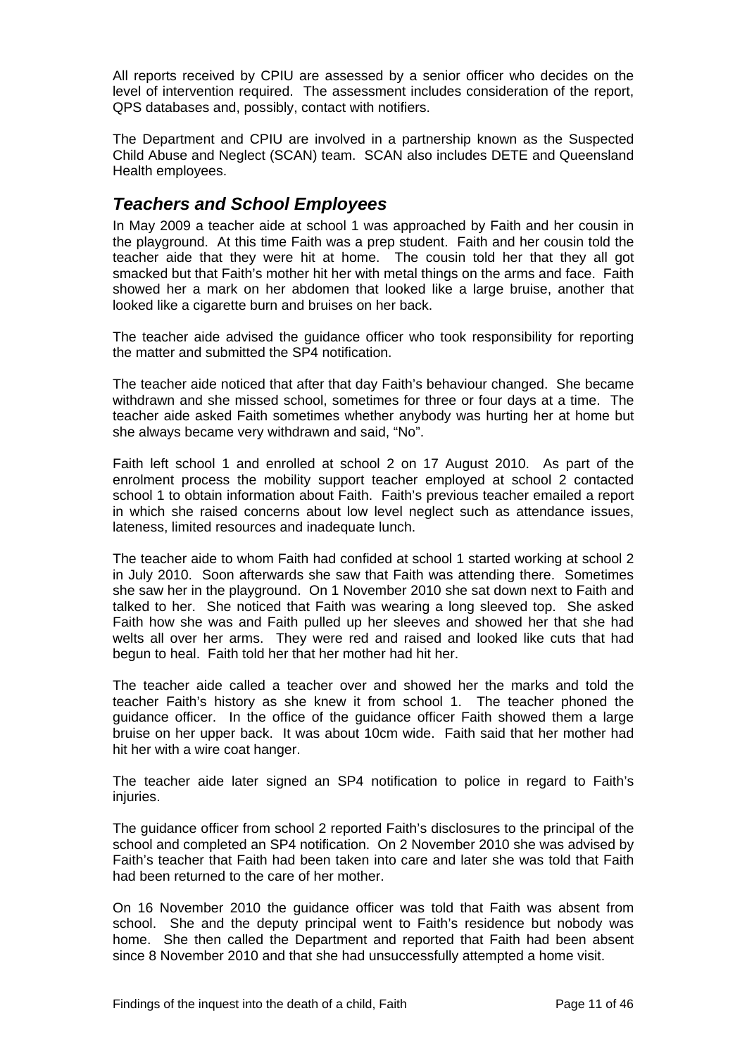All reports received by CPIU are assessed by a senior officer who decides on the level of intervention required. The assessment includes consideration of the report, QPS databases and, possibly, contact with notifiers.

The Department and CPIU are involved in a partnership known as the Suspected Child Abuse and Neglect (SCAN) team. SCAN also includes DETE and Queensland Health employees.

## *Teachers and School Employees*

In May 2009 a teacher aide at school 1 was approached by Faith and her cousin in the playground. At this time Faith was a prep student. Faith and her cousin told the teacher aide that they were hit at home. The cousin told her that they all got smacked but that Faith's mother hit her with metal things on the arms and face. Faith showed her a mark on her abdomen that looked like a large bruise, another that looked like a cigarette burn and bruises on her back.

The teacher aide advised the guidance officer who took responsibility for reporting the matter and submitted the SP4 notification.

The teacher aide noticed that after that day Faith's behaviour changed. She became withdrawn and she missed school, sometimes for three or four days at a time. The teacher aide asked Faith sometimes whether anybody was hurting her at home but she always became very withdrawn and said, "No".

Faith left school 1 and enrolled at school 2 on 17 August 2010. As part of the enrolment process the mobility support teacher employed at school 2 contacted school 1 to obtain information about Faith. Faith's previous teacher emailed a report in which she raised concerns about low level neglect such as attendance issues, lateness, limited resources and inadequate lunch.

The teacher aide to whom Faith had confided at school 1 started working at school 2 in July 2010. Soon afterwards she saw that Faith was attending there. Sometimes she saw her in the playground. On 1 November 2010 she sat down next to Faith and talked to her. She noticed that Faith was wearing a long sleeved top. She asked Faith how she was and Faith pulled up her sleeves and showed her that she had welts all over her arms. They were red and raised and looked like cuts that had begun to heal. Faith told her that her mother had hit her.

The teacher aide called a teacher over and showed her the marks and told the teacher Faith's history as she knew it from school 1. The teacher phoned the guidance officer. In the office of the guidance officer Faith showed them a large bruise on her upper back. It was about 10cm wide. Faith said that her mother had hit her with a wire coat hanger.

The teacher aide later signed an SP4 notification to police in regard to Faith's injuries.

The guidance officer from school 2 reported Faith's disclosures to the principal of the school and completed an SP4 notification. On 2 November 2010 she was advised by Faith's teacher that Faith had been taken into care and later she was told that Faith had been returned to the care of her mother.

On 16 November 2010 the guidance officer was told that Faith was absent from school. She and the deputy principal went to Faith's residence but nobody was home. She then called the Department and reported that Faith had been absent since 8 November 2010 and that she had unsuccessfully attempted a home visit.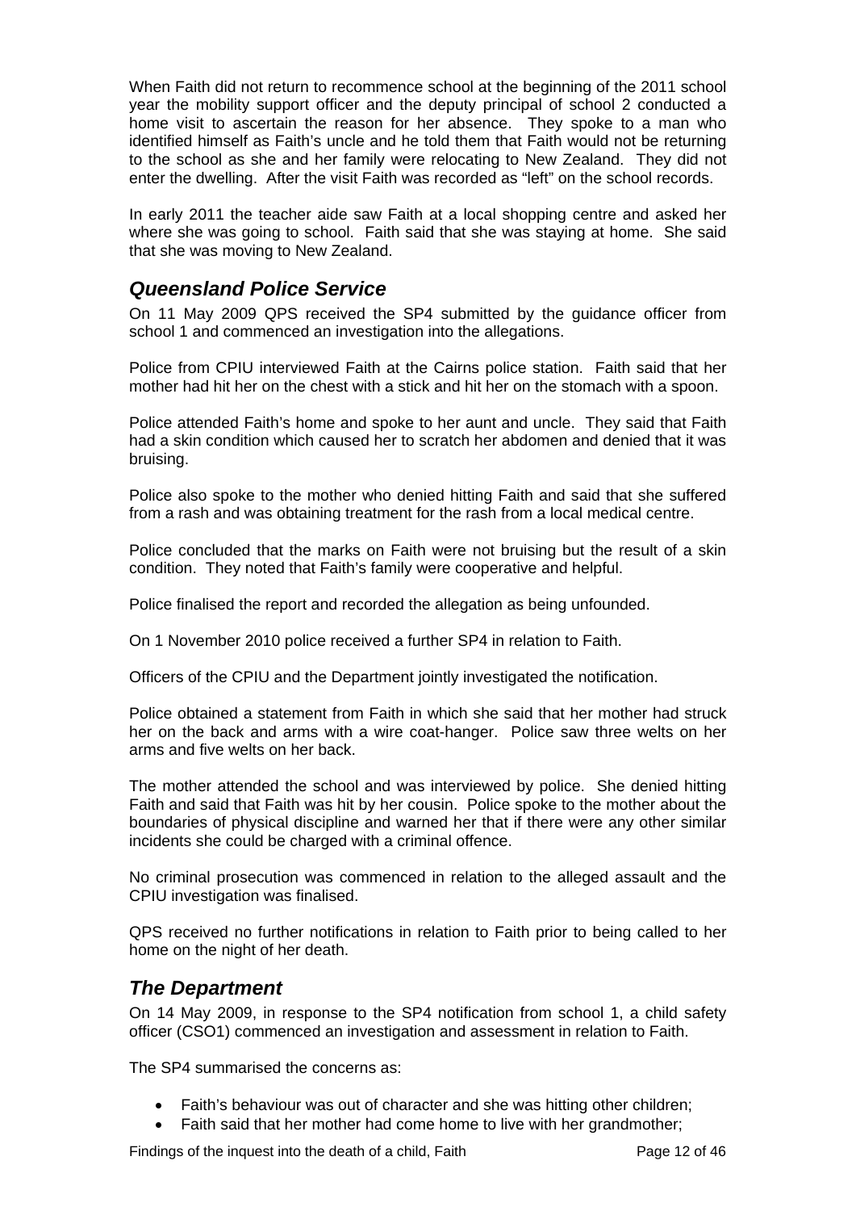When Faith did not return to recommence school at the beginning of the 2011 school year the mobility support officer and the deputy principal of school 2 conducted a home visit to ascertain the reason for her absence. They spoke to a man who identified himself as Faith's uncle and he told them that Faith would not be returning to the school as she and her family were relocating to New Zealand. They did not enter the dwelling. After the visit Faith was recorded as "left" on the school records.

In early 2011 the teacher aide saw Faith at a local shopping centre and asked her where she was going to school. Faith said that she was staying at home. She said that she was moving to New Zealand.

## *Queensland Police Service*

On 11 May 2009 QPS received the SP4 submitted by the guidance officer from school 1 and commenced an investigation into the allegations.

Police from CPIU interviewed Faith at the Cairns police station. Faith said that her mother had hit her on the chest with a stick and hit her on the stomach with a spoon.

Police attended Faith's home and spoke to her aunt and uncle. They said that Faith had a skin condition which caused her to scratch her abdomen and denied that it was bruising.

Police also spoke to the mother who denied hitting Faith and said that she suffered from a rash and was obtaining treatment for the rash from a local medical centre.

Police concluded that the marks on Faith were not bruising but the result of a skin condition. They noted that Faith's family were cooperative and helpful.

Police finalised the report and recorded the allegation as being unfounded.

On 1 November 2010 police received a further SP4 in relation to Faith.

Officers of the CPIU and the Department jointly investigated the notification.

Police obtained a statement from Faith in which she said that her mother had struck her on the back and arms with a wire coat-hanger. Police saw three welts on her arms and five welts on her back.

The mother attended the school and was interviewed by police. She denied hitting Faith and said that Faith was hit by her cousin. Police spoke to the mother about the boundaries of physical discipline and warned her that if there were any other similar incidents she could be charged with a criminal offence.

No criminal prosecution was commenced in relation to the alleged assault and the CPIU investigation was finalised.

QPS received no further notifications in relation to Faith prior to being called to her home on the night of her death.

## *The Department*

On 14 May 2009, in response to the SP4 notification from school 1, a child safety officer (CSO1) commenced an investigation and assessment in relation to Faith.

The SP4 summarised the concerns as:

- Faith's behaviour was out of character and she was hitting other children;
- Faith said that her mother had come home to live with her grandmother;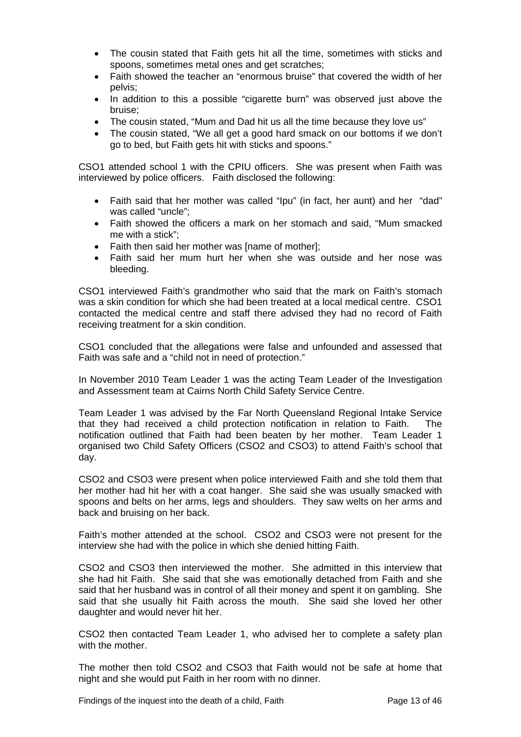- The cousin stated that Faith gets hit all the time, sometimes with sticks and spoons, sometimes metal ones and get scratches;
- Faith showed the teacher an "enormous bruise" that covered the width of her pelvis;
- In addition to this a possible "cigarette burn" was observed just above the bruise;
- The cousin stated, "Mum and Dad hit us all the time because they love us"
- The cousin stated, "We all get a good hard smack on our bottoms if we don't go to bed, but Faith gets hit with sticks and spoons."

CSO1 attended school 1 with the CPIU officers. She was present when Faith was interviewed by police officers. Faith disclosed the following:

- Faith said that her mother was called "Ipu" (in fact, her aunt) and her "dad" was called "uncle";
- Faith showed the officers a mark on her stomach and said, "Mum smacked me with a stick";
- Faith then said her mother was [name of mother];
- Faith said her mum hurt her when she was outside and her nose was bleeding.

CSO1 interviewed Faith's grandmother who said that the mark on Faith's stomach was a skin condition for which she had been treated at a local medical centre. CSO1 contacted the medical centre and staff there advised they had no record of Faith receiving treatment for a skin condition.

CSO1 concluded that the allegations were false and unfounded and assessed that Faith was safe and a "child not in need of protection."

In November 2010 Team Leader 1 was the acting Team Leader of the Investigation and Assessment team at Cairns North Child Safety Service Centre.

Team Leader 1 was advised by the Far North Queensland Regional Intake Service that they had received a child protection notification in relation to Faith. The notification outlined that Faith had been beaten by her mother. Team Leader 1 organised two Child Safety Officers (CSO2 and CSO3) to attend Faith's school that day.

CSO2 and CSO3 were present when police interviewed Faith and she told them that her mother had hit her with a coat hanger. She said she was usually smacked with spoons and belts on her arms, legs and shoulders. They saw welts on her arms and back and bruising on her back.

Faith's mother attended at the school. CSO2 and CSO3 were not present for the interview she had with the police in which she denied hitting Faith.

CSO2 and CSO3 then interviewed the mother. She admitted in this interview that she had hit Faith. She said that she was emotionally detached from Faith and she said that her husband was in control of all their money and spent it on gambling. She said that she usually hit Faith across the mouth. She said she loved her other daughter and would never hit her.

CSO2 then contacted Team Leader 1, who advised her to complete a safety plan with the mother.

The mother then told CSO2 and CSO3 that Faith would not be safe at home that night and she would put Faith in her room with no dinner.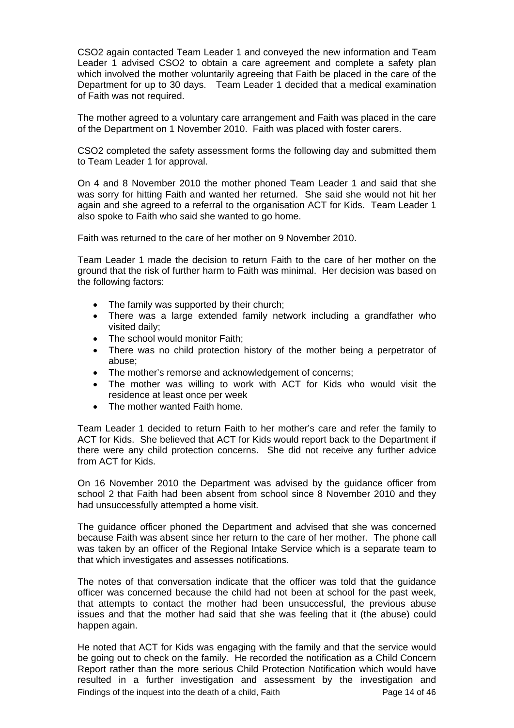CSO2 again contacted Team Leader 1 and conveyed the new information and Team Leader 1 advised CSO2 to obtain a care agreement and complete a safety plan which involved the mother voluntarily agreeing that Faith be placed in the care of the Department for up to 30 days. Team Leader 1 decided that a medical examination of Faith was not required.

The mother agreed to a voluntary care arrangement and Faith was placed in the care of the Department on 1 November 2010. Faith was placed with foster carers.

CSO2 completed the safety assessment forms the following day and submitted them to Team Leader 1 for approval.

On 4 and 8 November 2010 the mother phoned Team Leader 1 and said that she was sorry for hitting Faith and wanted her returned. She said she would not hit her again and she agreed to a referral to the organisation ACT for Kids. Team Leader 1 also spoke to Faith who said she wanted to go home.

Faith was returned to the care of her mother on 9 November 2010.

Team Leader 1 made the decision to return Faith to the care of her mother on the ground that the risk of further harm to Faith was minimal. Her decision was based on the following factors:

- The family was supported by their church;
- There was a large extended family network including a grandfather who visited daily;
- The school would monitor Faith;
- There was no child protection history of the mother being a perpetrator of abuse;
- The mother's remorse and acknowledgement of concerns;
- The mother was willing to work with ACT for Kids who would visit the residence at least once per week
- The mother wanted Faith home.

Team Leader 1 decided to return Faith to her mother's care and refer the family to ACT for Kids. She believed that ACT for Kids would report back to the Department if there were any child protection concerns. She did not receive any further advice from ACT for Kids.

On 16 November 2010 the Department was advised by the guidance officer from school 2 that Faith had been absent from school since 8 November 2010 and they had unsuccessfully attempted a home visit.

The guidance officer phoned the Department and advised that she was concerned because Faith was absent since her return to the care of her mother. The phone call was taken by an officer of the Regional Intake Service which is a separate team to that which investigates and assesses notifications.

The notes of that conversation indicate that the officer was told that the guidance officer was concerned because the child had not been at school for the past week, that attempts to contact the mother had been unsuccessful, the previous abuse issues and that the mother had said that she was feeling that it (the abuse) could happen again.

He noted that ACT for Kids was engaging with the family and that the service would be going out to check on the family. He recorded the notification as a Child Concern Report rather than the more serious Child Protection Notification which would have resulted in a further investigation and assessment by the investigation and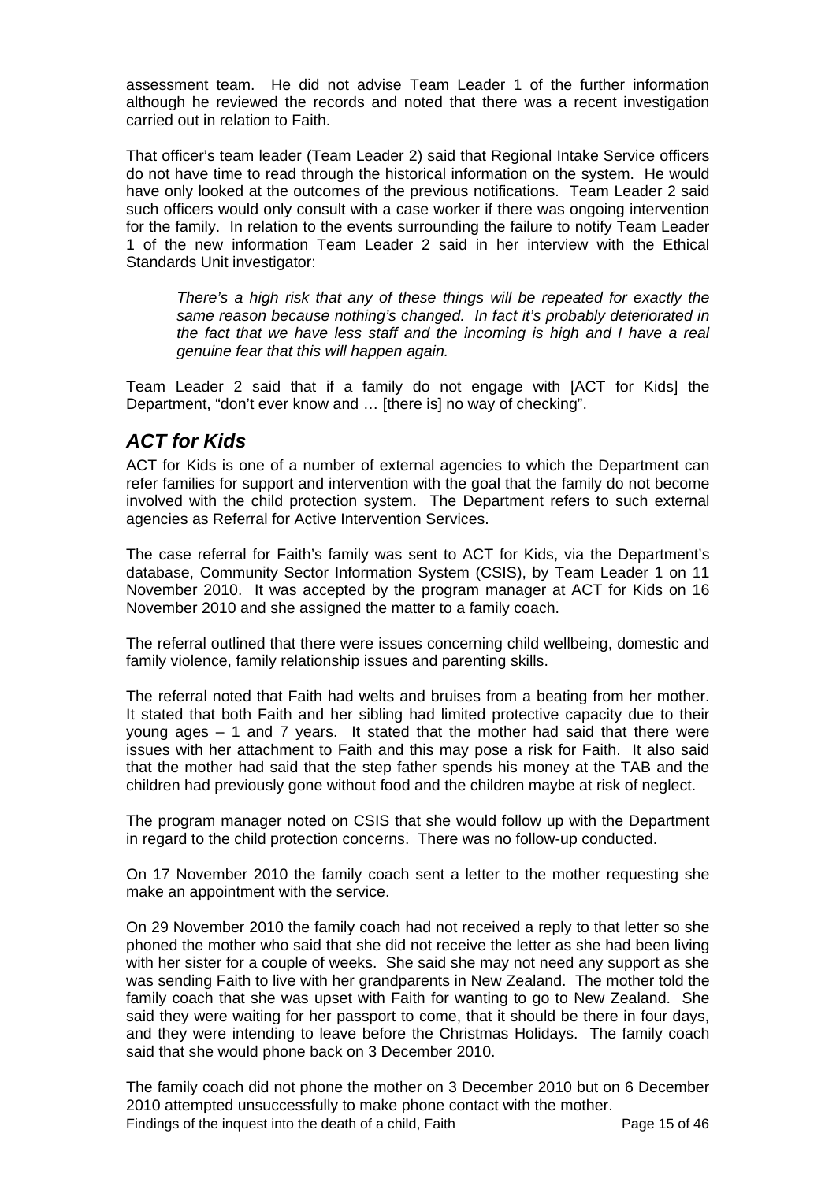assessment team. He did not advise Team Leader 1 of the further information although he reviewed the records and noted that there was a recent investigation carried out in relation to Faith.

That officer's team leader (Team Leader 2) said that Regional Intake Service officers do not have time to read through the historical information on the system. He would have only looked at the outcomes of the previous notifications. Team Leader 2 said such officers would only consult with a case worker if there was ongoing intervention for the family. In relation to the events surrounding the failure to notify Team Leader 1 of the new information Team Leader 2 said in her interview with the Ethical Standards Unit investigator:

> *There's a high risk that any of these things will be repeated for exactly the same reason because nothing's changed. In fact it's probably deteriorated in the fact that we have less staff and the incoming is high and I have a real genuine fear that this will happen again.*

Team Leader 2 said that if a family do not engage with [ACT for Kids] the Department, "don't ever know and … [there is] no way of checking".

## *ACT for Kids*

ACT for Kids is one of a number of external agencies to which the Department can refer families for support and intervention with the goal that the family do not become involved with the child protection system. The Department refers to such external agencies as Referral for Active Intervention Services.

The case referral for Faith's family was sent to ACT for Kids, via the Department's database, Community Sector Information System (CSIS), by Team Leader 1 on 11 November 2010. It was accepted by the program manager at ACT for Kids on 16 November 2010 and she assigned the matter to a family coach.

The referral outlined that there were issues concerning child wellbeing, domestic and family violence, family relationship issues and parenting skills.

The referral noted that Faith had welts and bruises from a beating from her mother. It stated that both Faith and her sibling had limited protective capacity due to their young ages – 1 and 7 years. It stated that the mother had said that there were issues with her attachment to Faith and this may pose a risk for Faith. It also said that the mother had said that the step father spends his money at the TAB and the children had previously gone without food and the children maybe at risk of neglect.

The program manager noted on CSIS that she would follow up with the Department in regard to the child protection concerns. There was no follow-up conducted.

On 17 November 2010 the family coach sent a letter to the mother requesting she make an appointment with the service.

On 29 November 2010 the family coach had not received a reply to that letter so she phoned the mother who said that she did not receive the letter as she had been living with her sister for a couple of weeks. She said she may not need any support as she was sending Faith to live with her grandparents in New Zealand. The mother told the family coach that she was upset with Faith for wanting to go to New Zealand. She said they were waiting for her passport to come, that it should be there in four days, and they were intending to leave before the Christmas Holidays. The family coach said that she would phone back on 3 December 2010.

The family coach did not phone the mother on 3 December 2010 but on 6 December 2010 attempted unsuccessfully to make phone contact with the mother.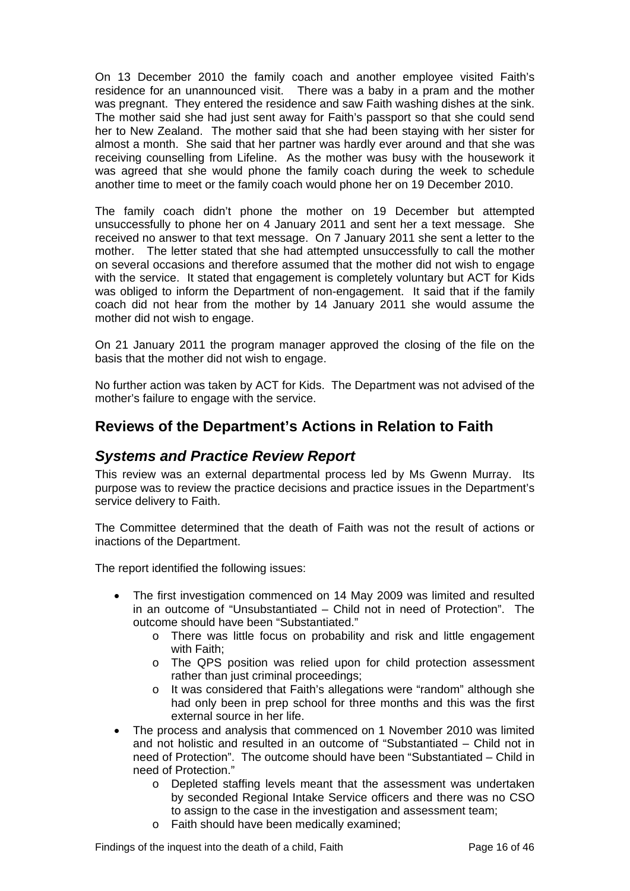On 13 December 2010 the family coach and another employee visited Faith's residence for an unannounced visit. There was a baby in a pram and the mother was pregnant. They entered the residence and saw Faith washing dishes at the sink. The mother said she had just sent away for Faith's passport so that she could send her to New Zealand. The mother said that she had been staying with her sister for almost a month. She said that her partner was hardly ever around and that she was receiving counselling from Lifeline. As the mother was busy with the housework it was agreed that she would phone the family coach during the week to schedule another time to meet or the family coach would phone her on 19 December 2010.

The family coach didn't phone the mother on 19 December but attempted unsuccessfully to phone her on 4 January 2011 and sent her a text message. She received no answer to that text message. On 7 January 2011 she sent a letter to the mother. The letter stated that she had attempted unsuccessfully to call the mother on several occasions and therefore assumed that the mother did not wish to engage with the service. It stated that engagement is completely voluntary but ACT for Kids was obliged to inform the Department of non-engagement. It said that if the family coach did not hear from the mother by 14 January 2011 she would assume the mother did not wish to engage.

On 21 January 2011 the program manager approved the closing of the file on the basis that the mother did not wish to engage.

No further action was taken by ACT for Kids. The Department was not advised of the mother's failure to engage with the service.

## Reviews of the Department's Actions in Relation to Faith

### *Systems and Practice Review Report*

This review was an external departmental process led by Ms Gwenn Murray. Its purpose was to review the practice decisions and practice issues in the Department's service delivery to Faith.

The Committee determined that the death of Faith was not the result of actions or inactions of the Department.

The report identified the following issues:

- The first investigation commenced on 14 May 2009 was limited and resulted in an outcome of "Unsubstantiated – Child not in need of Protection". The outcome should have been "Substantiated."
  - There was little focus on probability and risk and little engagement with Faith;
  - The QPS position was relied upon for child protection assessment rather than just criminal proceedings;
  - It was considered that Faith's allegations were "random" although she had only been in prep school for three months and this was the first external source in her life.
- The process and analysis that commenced on 1 November 2010 was limited and not holistic and resulted in an outcome of "Substantiated – Child not in need of Protection". The outcome should have been "Substantiated – Child in need of Protection."
  - Depleted staffing levels meant that the assessment was undertaken by seconded Regional Intake Service officers and there was no CSO to assign to the case in the investigation and assessment team;
  - Faith should have been medically examined;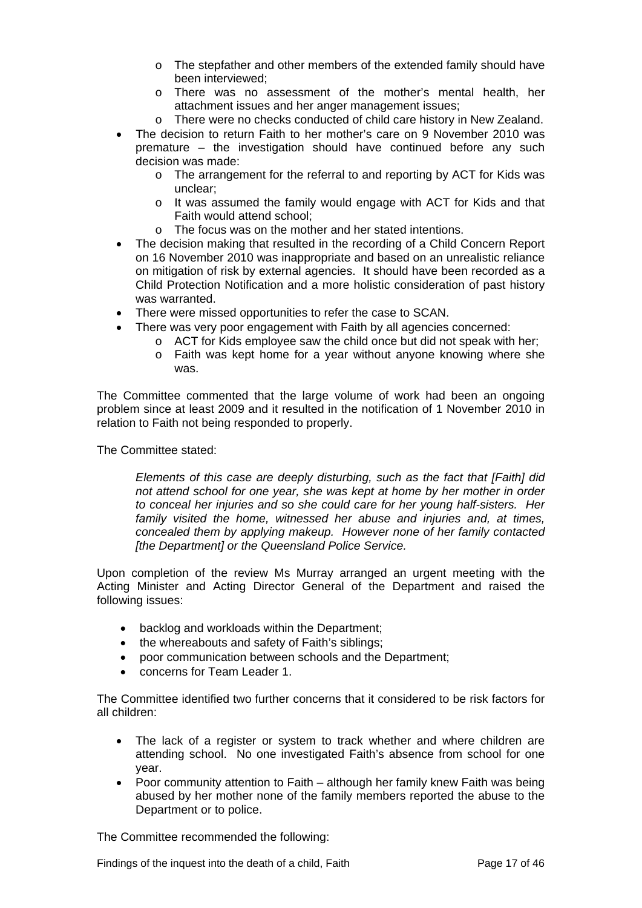- The stepfather and other members of the extended family should have been interviewed;
  - There was no assessment of the mother's mental health, her attachment issues and her anger management issues;
  - There were no checks conducted of child care history in New Zealand.
- The decision to return Faith to her mother's care on 9 November 2010 was premature – the investigation should have continued before any such decision was made:
  - The arrangement for the referral to and reporting by ACT for Kids was unclear;
  - It was assumed the family would engage with ACT for Kids and that Faith would attend school;
  - The focus was on the mother and her stated intentions.
- The decision making that resulted in the recording of a Child Concern Report on 16 November 2010 was inappropriate and based on an unrealistic reliance on mitigation of risk by external agencies. It should have been recorded as a Child Protection Notification and a more holistic consideration of past history was warranted.
- There were missed opportunities to refer the case to SCAN.
- There was very poor engagement with Faith by all agencies concerned:
  - ACT for Kids employee saw the child once but did not speak with her;
  - Faith was kept home for a year without anyone knowing where she was.

The Committee commented that the large volume of work had been an ongoing problem since at least 2009 and it resulted in the notification of 1 November 2010 in relation to Faith not being responded to properly.

The Committee stated:

> *Elements of this case are deeply disturbing, such as the fact that [Faith] did not attend school for one year, she was kept at home by her mother in order to conceal her injuries and so she could care for her young half-sisters. Her family visited the home, witnessed her abuse and injuries and, at times, concealed them by applying makeup. However none of her family contacted [the Department] or the Queensland Police Service.*

Upon completion of the review Ms Murray arranged an urgent meeting with the Acting Minister and Acting Director General of the Department and raised the following issues:

- backlog and workloads within the Department;
- the whereabouts and safety of Faith's siblings;
- poor communication between schools and the Department;
- concerns for Team Leader 1.

The Committee identified two further concerns that it considered to be risk factors for all children:

- The lack of a register or system to track whether and where children are attending school. No one investigated Faith's absence from school for one year.
- Poor community attention to Faith – although her family knew Faith was being abused by her mother none of the family members reported the abuse to the Department or to police.

The Committee recommended the following: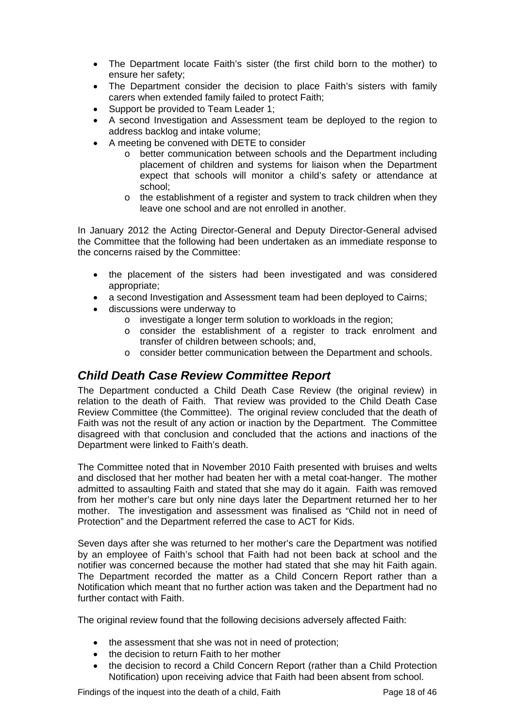- The Department locate Faith's sister (the first child born to the mother) to ensure her safety;
- The Department consider the decision to place Faith's sisters with family carers when extended family failed to protect Faith;
- Support be provided to Team Leader 1;
- A second Investigation and Assessment team be deployed to the region to address backlog and intake volume;
- A meeting be convened with DETE to consider
  - better communication between schools and the Department including placement of children and systems for liaison when the Department expect that schools will monitor a child's safety or attendance at school;
  - the establishment of a register and system to track children when they leave one school and are not enrolled in another.

In January 2012 the Acting Director-General and Deputy Director-General advised the Committee that the following had been undertaken as an immediate response to the concerns raised by the Committee:

- the placement of the sisters had been investigated and was considered appropriate;
- a second Investigation and Assessment team had been deployed to Cairns;
- discussions were underway to
  - investigate a longer term solution to workloads in the region;
  - consider the establishment of a register to track enrolment and transfer of children between schools; and,
  - consider better communication between the Department and schools.

## *Child Death Case Review Committee Report*

The Department conducted a Child Death Case Review (the original review) in relation to the death of Faith. That review was provided to the Child Death Case Review Committee (the Committee). The original review concluded that the death of Faith was not the result of any action or inaction by the Department. The Committee disagreed with that conclusion and concluded that the actions and inactions of the Department were linked to Faith's death.

The Committee noted that in November 2010 Faith presented with bruises and welts and disclosed that her mother had beaten her with a metal coat-hanger. The mother admitted to assaulting Faith and stated that she may do it again. Faith was removed from her mother's care but only nine days later the Department returned her to her mother. The investigation and assessment was finalised as "Child not in need of Protection" and the Department referred the case to ACT for Kids.

Seven days after she was returned to her mother's care the Department was notified by an employee of Faith's school that Faith had not been back at school and the notifier was concerned because the mother had stated that she may hit Faith again. The Department recorded the matter as a Child Concern Report rather than a Notification which meant that no further action was taken and the Department had no further contact with Faith.

The original review found that the following decisions adversely affected Faith:

- the assessment that she was not in need of protection;
- the decision to return Faith to her mother
- the decision to record a Child Concern Report (rather than a Child Protection Notification) upon receiving advice that Faith had been absent from school.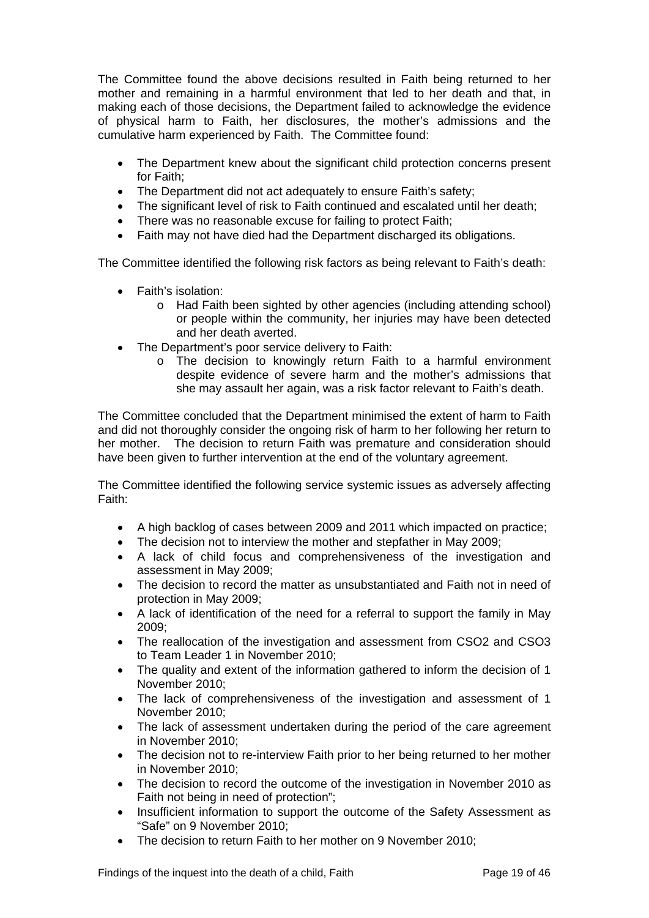The Committee found the above decisions resulted in Faith being returned to her mother and remaining in a harmful environment that led to her death and that, in making each of those decisions, the Department failed to acknowledge the evidence of physical harm to Faith, her disclosures, the mother's admissions and the cumulative harm experienced by Faith. The Committee found:

- The Department knew about the significant child protection concerns present for Faith;
- The Department did not act adequately to ensure Faith's safety;
- The significant level of risk to Faith continued and escalated until her death;
- There was no reasonable excuse for failing to protect Faith;
- Faith may not have died had the Department discharged its obligations.

The Committee identified the following risk factors as being relevant to Faith's death:

- Faith's isolation:
  - Had Faith been sighted by other agencies (including attending school) or people within the community, her injuries may have been detected and her death averted.
- The Department's poor service delivery to Faith:
  - The decision to knowingly return Faith to a harmful environment despite evidence of severe harm and the mother's admissions that she may assault her again, was a risk factor relevant to Faith's death.

The Committee concluded that the Department minimised the extent of harm to Faith and did not thoroughly consider the ongoing risk of harm to her following her return to her mother. The decision to return Faith was premature and consideration should have been given to further intervention at the end of the voluntary agreement.

The Committee identified the following service systemic issues as adversely affecting Faith:

- A high backlog of cases between 2009 and 2011 which impacted on practice;
- The decision not to interview the mother and stepfather in May 2009;
- A lack of child focus and comprehensiveness of the investigation and assessment in May 2009;
- The decision to record the matter as unsubstantiated and Faith not in need of protection in May 2009;
- A lack of identification of the need for a referral to support the family in May 2009;
- The reallocation of the investigation and assessment from CSO2 and CSO3 to Team Leader 1 in November 2010;
- The quality and extent of the information gathered to inform the decision of 1 November 2010;
- The lack of comprehensiveness of the investigation and assessment of 1 November 2010;
- The lack of assessment undertaken during the period of the care agreement in November 2010;
- The decision not to re-interview Faith prior to her being returned to her mother in November 2010;
- The decision to record the outcome of the investigation in November 2010 as Faith not being in need of protection";
- Insufficient information to support the outcome of the Safety Assessment as "Safe" on 9 November 2010;
- The decision to return Faith to her mother on 9 November 2010;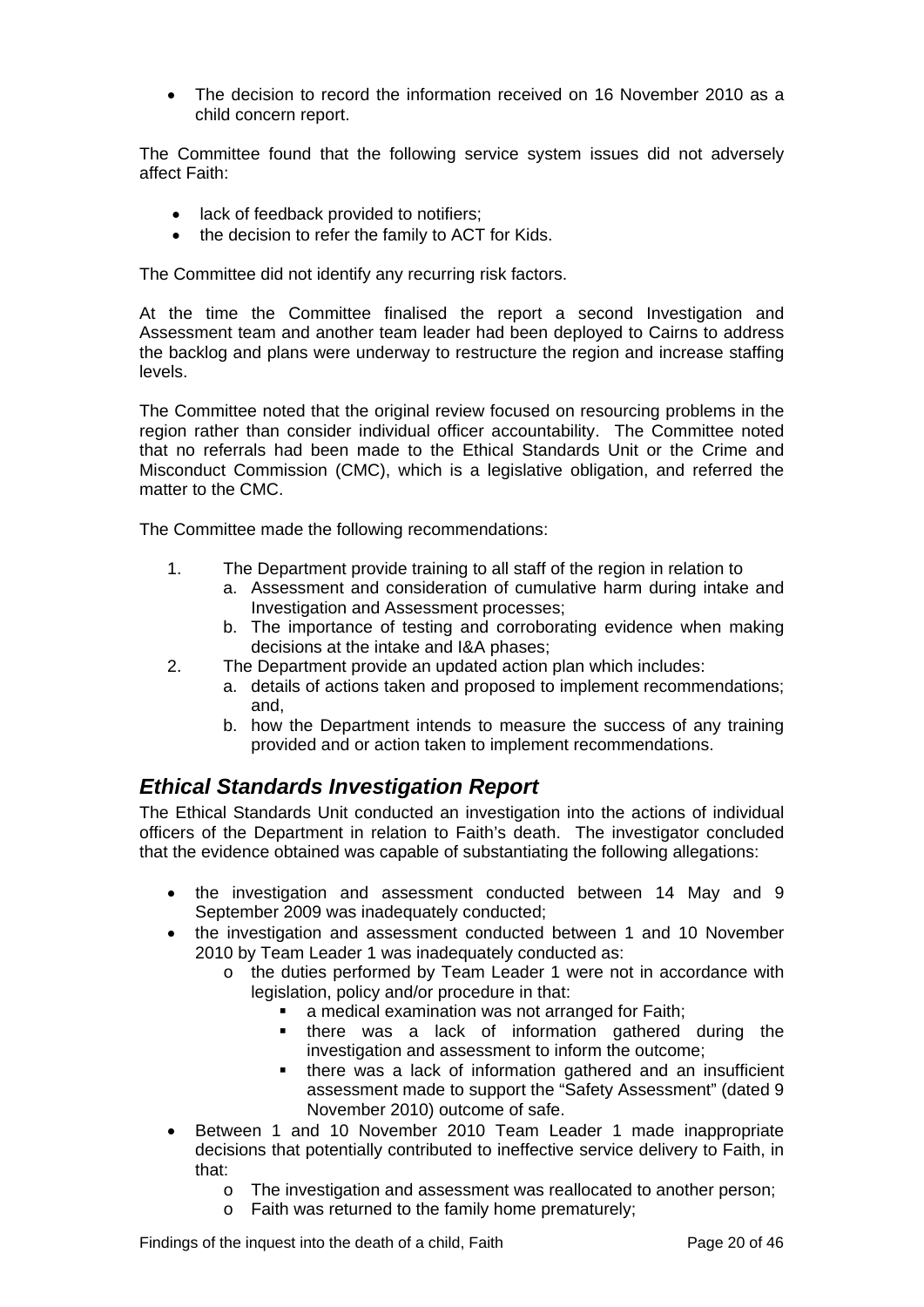- The decision to record the information received on 16 November 2010 as a child concern report.

The Committee found that the following service system issues did not adversely affect Faith:

- lack of feedback provided to notifiers;
- the decision to refer the family to ACT for Kids.

The Committee did not identify any recurring risk factors.

At the time the Committee finalised the report a second Investigation and Assessment team and another team leader had been deployed to Cairns to address the backlog and plans were underway to restructure the region and increase staffing levels.

The Committee noted that the original review focused on resourcing problems in the region rather than consider individual officer accountability. The Committee noted that no referrals had been made to the Ethical Standards Unit or the Crime and Misconduct Commission (CMC), which is a legislative obligation, and referred the matter to the CMC.

The Committee made the following recommendations:

1. The Department provide training to all staff of the region in relation to
   a. Assessment and consideration of cumulative harm during intake and Investigation and Assessment processes;
   b. The importance of testing and corroborating evidence when making decisions at the intake and I&A phases;
2. The Department provide an updated action plan which includes:
   a. details of actions taken and proposed to implement recommendations; and,
   b. how the Department intends to measure the success of any training provided and or action taken to implement recommendations.

## *Ethical Standards Investigation Report*

The Ethical Standards Unit conducted an investigation into the actions of individual officers of the Department in relation to Faith's death. The investigator concluded that the evidence obtained was capable of substantiating the following allegations:

- the investigation and assessment conducted between 14 May and 9 September 2009 was inadequately conducted;
- the investigation and assessment conducted between 1 and 10 November 2010 by Team Leader 1 was inadequately conducted as:
  - the duties performed by Team Leader 1 were not in accordance with legislation, policy and/or procedure in that:
    - a medical examination was not arranged for Faith;
    - there was a lack of information gathered during the investigation and assessment to inform the outcome;
    - there was a lack of information gathered and an insufficient assessment made to support the "Safety Assessment" (dated 9 November 2010) outcome of safe.
- Between 1 and 10 November 2010 Team Leader 1 made inappropriate decisions that potentially contributed to ineffective service delivery to Faith, in that:
  - The investigation and assessment was reallocated to another person;
  - Faith was returned to the family home prematurely;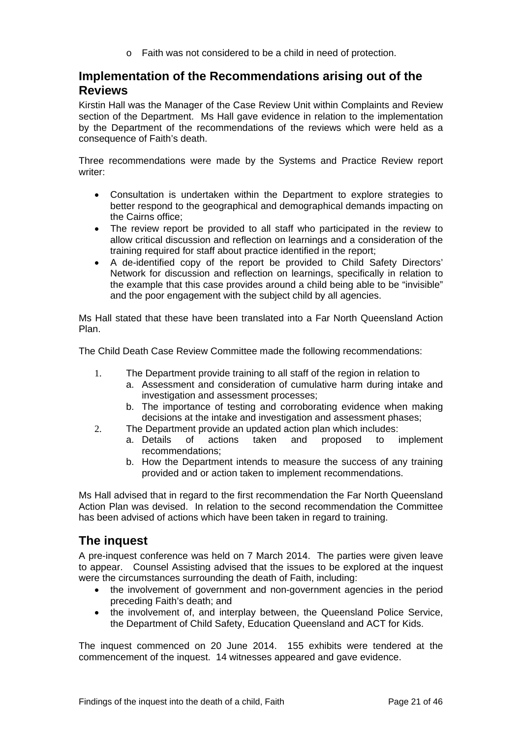- Faith was not considered to be a child in need of protection.

## Implementation of the Recommendations arising out of the Reviews

Kirstin Hall was the Manager of the Case Review Unit within Complaints and Review section of the Department. Ms Hall gave evidence in relation to the implementation by the Department of the recommendations of the reviews which were held as a consequence of Faith's death.

Three recommendations were made by the Systems and Practice Review report writer:

- Consultation is undertaken within the Department to explore strategies to better respond to the geographical and demographical demands impacting on the Cairns office;
- The review report be provided to all staff who participated in the review to allow critical discussion and reflection on learnings and a consideration of the training required for staff about practice identified in the report;
- A de-identified copy of the report be provided to Child Safety Directors' Network for discussion and reflection on learnings, specifically in relation to the example that this case provides around a child being able to be "invisible" and the poor engagement with the subject child by all agencies.

Ms Hall stated that these have been translated into a Far North Queensland Action Plan.

The Child Death Case Review Committee made the following recommendations:

1. The Department provide training to all staff of the region in relation to
   a. Assessment and consideration of cumulative harm during intake and investigation and assessment processes;
   b. The importance of testing and corroborating evidence when making decisions at the intake and investigation and assessment phases;
2. The Department provide an updated action plan which includes:
   a. Details of actions taken and proposed to implement recommendations;
   b. How the Department intends to measure the success of any training provided and or action taken to implement recommendations.

Ms Hall advised that in regard to the first recommendation the Far North Queensland Action Plan was devised. In relation to the second recommendation the Committee has been advised of actions which have been taken in regard to training.

## The inquest

A pre-inquest conference was held on 7 March 2014. The parties were given leave to appear. Counsel Assisting advised that the issues to be explored at the inquest were the circumstances surrounding the death of Faith, including:

- the involvement of government and non-government agencies in the period preceding Faith's death; and
- the involvement of, and interplay between, the Queensland Police Service, the Department of Child Safety, Education Queensland and ACT for Kids.

The inquest commenced on 20 June 2014. 155 exhibits were tendered at the commencement of the inquest. 14 witnesses appeared and gave evidence.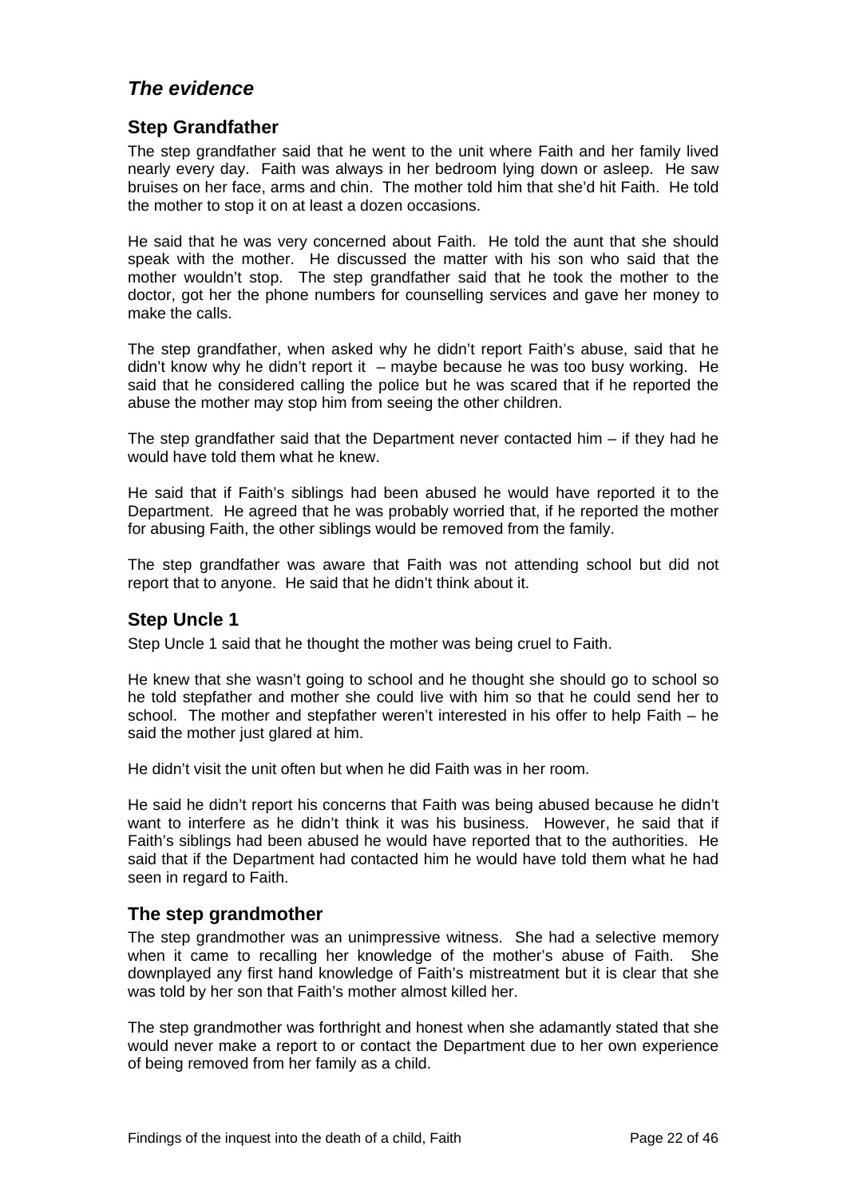## *The evidence*

### Step Grandfather

The step grandfather said that he went to the unit where Faith and her family lived nearly every day. Faith was always in her bedroom lying down or asleep. He saw bruises on her face, arms and chin. The mother told him that she'd hit Faith. He told the mother to stop it on at least a dozen occasions.

He said that he was very concerned about Faith. He told the aunt that she should speak with the mother. He discussed the matter with his son who said that the mother wouldn't stop. The step grandfather said that he took the mother to the doctor, got her the phone numbers for counselling services and gave her money to make the calls.

The step grandfather, when asked why he didn't report Faith's abuse, said that he didn't know why he didn't report it – maybe because he was too busy working. He said that he considered calling the police but he was scared that if he reported the abuse the mother may stop him from seeing the other children.

The step grandfather said that the Department never contacted him – if they had he would have told them what he knew.

He said that if Faith's siblings had been abused he would have reported it to the Department. He agreed that he was probably worried that, if he reported the mother for abusing Faith, the other siblings would be removed from the family.

The step grandfather was aware that Faith was not attending school but did not report that to anyone. He said that he didn't think about it.

### Step Uncle 1

Step Uncle 1 said that he thought the mother was being cruel to Faith.

He knew that she wasn't going to school and he thought she should go to school so he told stepfather and mother she could live with him so that he could send her to school. The mother and stepfather weren't interested in his offer to help Faith – he said the mother just glared at him.

He didn't visit the unit often but when he did Faith was in her room.

He said he didn't report his concerns that Faith was being abused because he didn't want to interfere as he didn't think it was his business. However, he said that if Faith's siblings had been abused he would have reported that to the authorities. He said that if the Department had contacted him he would have told them what he had seen in regard to Faith.

### The step grandmother

The step grandmother was an unimpressive witness. She had a selective memory when it came to recalling her knowledge of the mother's abuse of Faith. She downplayed any first hand knowledge of Faith's mistreatment but it is clear that she was told by her son that Faith's mother almost killed her.

The step grandmother was forthright and honest when she adamantly stated that she would never make a report to or contact the Department due to her own experience of being removed from her family as a child.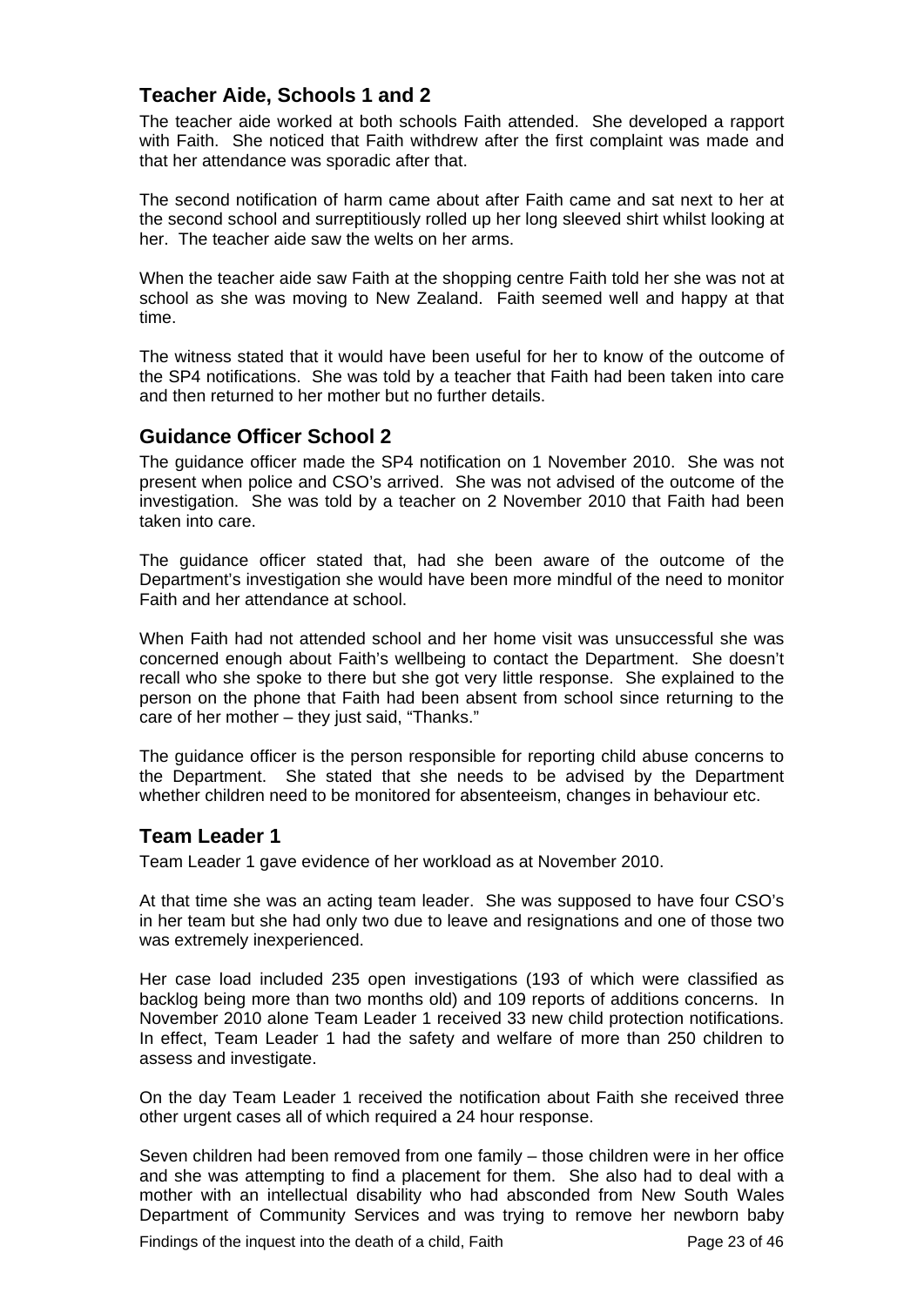## Teacher Aide, Schools 1 and 2

The teacher aide worked at both schools Faith attended. She developed a rapport with Faith. She noticed that Faith withdrew after the first complaint was made and that her attendance was sporadic after that.

The second notification of harm came about after Faith came and sat next to her at the second school and surreptitiously rolled up her long sleeved shirt whilst looking at her. The teacher aide saw the welts on her arms.

When the teacher aide saw Faith at the shopping centre Faith told her she was not at school as she was moving to New Zealand. Faith seemed well and happy at that time.

The witness stated that it would have been useful for her to know of the outcome of the SP4 notifications. She was told by a teacher that Faith had been taken into care and then returned to her mother but no further details.

## Guidance Officer School 2

The guidance officer made the SP4 notification on 1 November 2010. She was not present when police and CSO's arrived. She was not advised of the outcome of the investigation. She was told by a teacher on 2 November 2010 that Faith had been taken into care.

The guidance officer stated that, had she been aware of the outcome of the Department's investigation she would have been more mindful of the need to monitor Faith and her attendance at school.

When Faith had not attended school and her home visit was unsuccessful she was concerned enough about Faith's wellbeing to contact the Department. She doesn't recall who she spoke to there but she got very little response. She explained to the person on the phone that Faith had been absent from school since returning to the care of her mother – they just said, "Thanks."

The guidance officer is the person responsible for reporting child abuse concerns to the Department. She stated that she needs to be advised by the Department whether children need to be monitored for absenteeism, changes in behaviour etc.

## Team Leader 1

Team Leader 1 gave evidence of her workload as at November 2010.

At that time she was an acting team leader. She was supposed to have four CSO's in her team but she had only two due to leave and resignations and one of those two was extremely inexperienced.

Her case load included 235 open investigations (193 of which were classified as backlog being more than two months old) and 109 reports of additions concerns. In November 2010 alone Team Leader 1 received 33 new child protection notifications. In effect, Team Leader 1 had the safety and welfare of more than 250 children to assess and investigate.

On the day Team Leader 1 received the notification about Faith she received three other urgent cases all of which required a 24 hour response.

Seven children had been removed from one family – those children were in her office and she was attempting to find a placement for them. She also had to deal with a mother with an intellectual disability who had absconded from New South Wales Department of Community Services and was trying to remove her newborn baby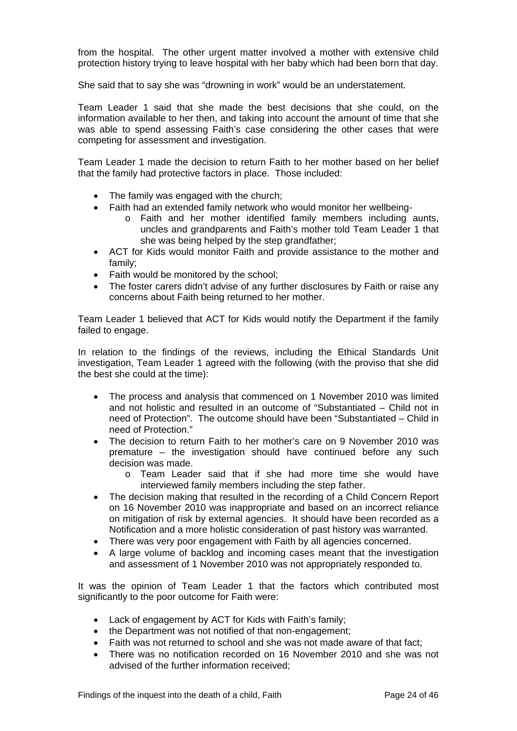from the hospital. The other urgent matter involved a mother with extensive child protection history trying to leave hospital with her baby which had been born that day.

She said that to say she was "drowning in work" would be an understatement.

Team Leader 1 said that she made the best decisions that she could, on the information available to her then, and taking into account the amount of time that she was able to spend assessing Faith's case considering the other cases that were competing for assessment and investigation.

Team Leader 1 made the decision to return Faith to her mother based on her belief that the family had protective factors in place. Those included:

- The family was engaged with the church;
- Faith had an extended family network who would monitor her wellbeing-
  - Faith and her mother identified family members including aunts, uncles and grandparents and Faith's mother told Team Leader 1 that she was being helped by the step grandfather;
- ACT for Kids would monitor Faith and provide assistance to the mother and family;
- Faith would be monitored by the school;
- The foster carers didn't advise of any further disclosures by Faith or raise any concerns about Faith being returned to her mother.

Team Leader 1 believed that ACT for Kids would notify the Department if the family failed to engage.

In relation to the findings of the reviews, including the Ethical Standards Unit investigation, Team Leader 1 agreed with the following (with the proviso that she did the best she could at the time):

- The process and analysis that commenced on 1 November 2010 was limited and not holistic and resulted in an outcome of "Substantiated – Child not in need of Protection". The outcome should have been "Substantiated – Child in need of Protection."
- The decision to return Faith to her mother's care on 9 November 2010 was premature – the investigation should have continued before any such decision was made.
  - Team Leader said that if she had more time she would have interviewed family members including the step father.
- The decision making that resulted in the recording of a Child Concern Report on 16 November 2010 was inappropriate and based on an incorrect reliance on mitigation of risk by external agencies. It should have been recorded as a Notification and a more holistic consideration of past history was warranted.
- There was very poor engagement with Faith by all agencies concerned.
- A large volume of backlog and incoming cases meant that the investigation and assessment of 1 November 2010 was not appropriately responded to.

It was the opinion of Team Leader 1 that the factors which contributed most significantly to the poor outcome for Faith were:

- Lack of engagement by ACT for Kids with Faith's family;
- the Department was not notified of that non-engagement;
- Faith was not returned to school and she was not made aware of that fact;
- There was no notification recorded on 16 November 2010 and she was not advised of the further information received;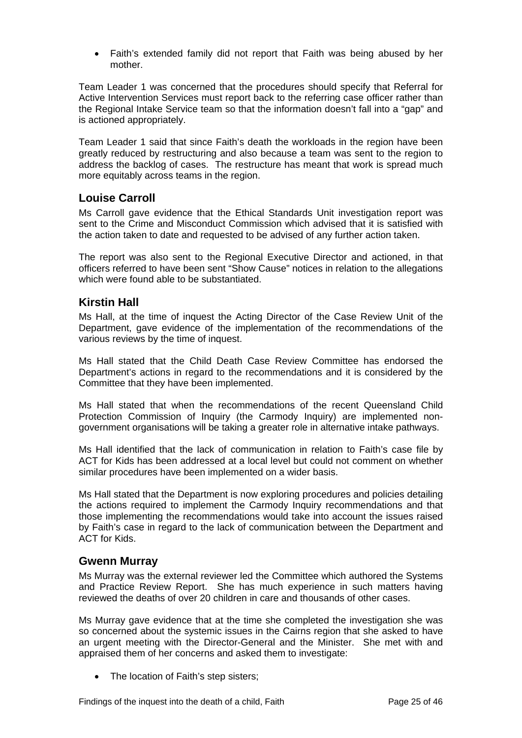- Faith's extended family did not report that Faith was being abused by her mother.

Team Leader 1 was concerned that the procedures should specify that Referral for Active Intervention Services must report back to the referring case officer rather than the Regional Intake Service team so that the information doesn't fall into a "gap" and is actioned appropriately.

Team Leader 1 said that since Faith's death the workloads in the region have been greatly reduced by restructuring and also because a team was sent to the region to address the backlog of cases. The restructure has meant that work is spread much more equitably across teams in the region.

## Louise Carroll

Ms Carroll gave evidence that the Ethical Standards Unit investigation report was sent to the Crime and Misconduct Commission which advised that it is satisfied with the action taken to date and requested to be advised of any further action taken.

The report was also sent to the Regional Executive Director and actioned, in that officers referred to have been sent "Show Cause" notices in relation to the allegations which were found able to be substantiated.

## Kirstin Hall

Ms Hall, at the time of inquest the Acting Director of the Case Review Unit of the Department, gave evidence of the implementation of the recommendations of the various reviews by the time of inquest.

Ms Hall stated that the Child Death Case Review Committee has endorsed the Department's actions in regard to the recommendations and it is considered by the Committee that they have been implemented.

Ms Hall stated that when the recommendations of the recent Queensland Child Protection Commission of Inquiry (the Carmody Inquiry) are implemented non-government organisations will be taking a greater role in alternative intake pathways.

Ms Hall identified that the lack of communication in relation to Faith's case file by ACT for Kids has been addressed at a local level but could not comment on whether similar procedures have been implemented on a wider basis.

Ms Hall stated that the Department is now exploring procedures and policies detailing the actions required to implement the Carmody Inquiry recommendations and that those implementing the recommendations would take into account the issues raised by Faith's case in regard to the lack of communication between the Department and ACT for Kids.

## Gwenn Murray

Ms Murray was the external reviewer led the Committee which authored the Systems and Practice Review Report. She has much experience in such matters having reviewed the deaths of over 20 children in care and thousands of other cases.

Ms Murray gave evidence that at the time she completed the investigation she was so concerned about the systemic issues in the Cairns region that she asked to have an urgent meeting with the Director-General and the Minister. She met with and appraised them of her concerns and asked them to investigate:

- The location of Faith's step sisters;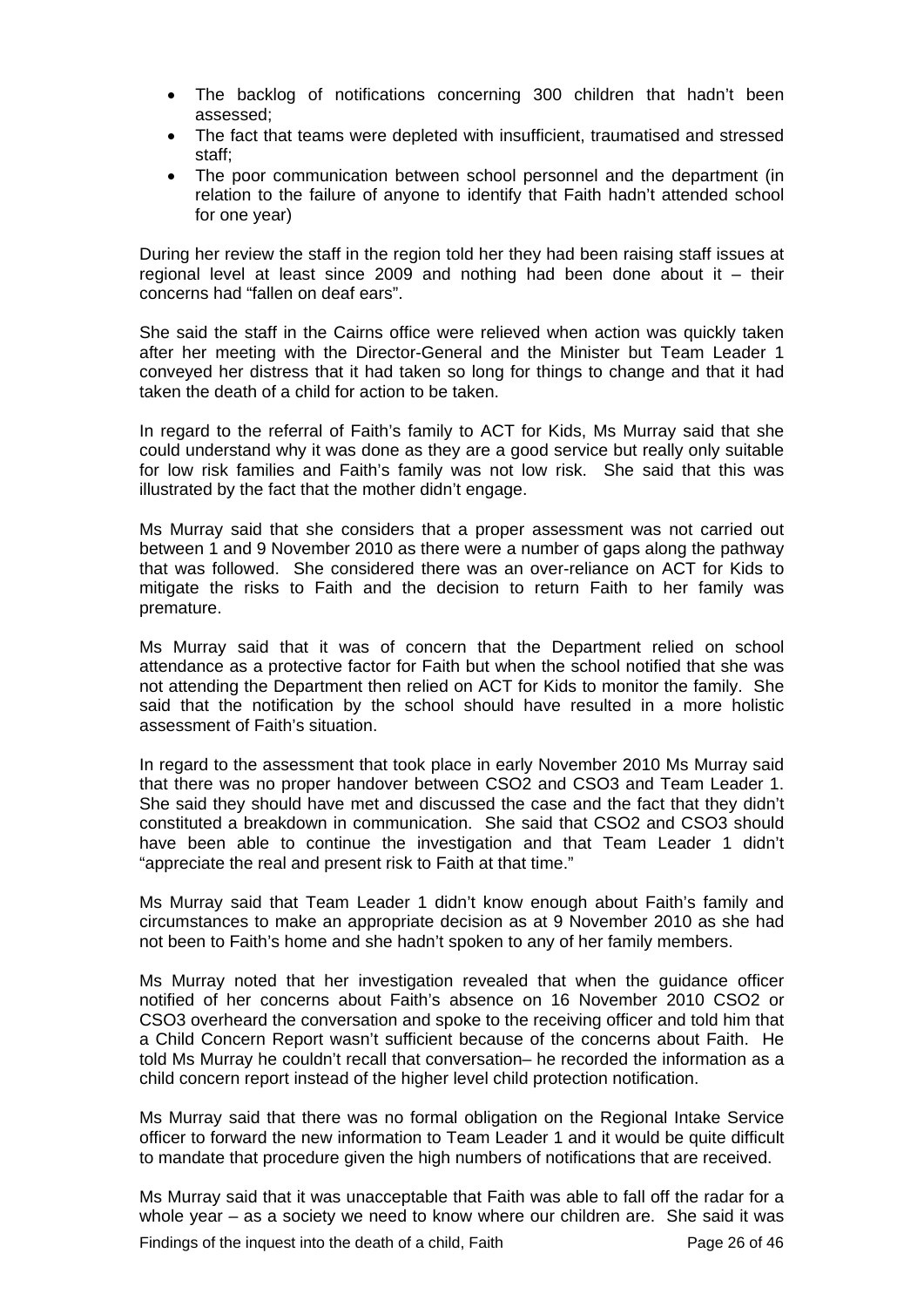- The backlog of notifications concerning 300 children that hadn't been assessed;
- The fact that teams were depleted with insufficient, traumatised and stressed staff;
- The poor communication between school personnel and the department (in relation to the failure of anyone to identify that Faith hadn't attended school for one year)

During her review the staff in the region told her they had been raising staff issues at regional level at least since 2009 and nothing had been done about it – their concerns had "fallen on deaf ears".

She said the staff in the Cairns office were relieved when action was quickly taken after her meeting with the Director-General and the Minister but Team Leader 1 conveyed her distress that it had taken so long for things to change and that it had taken the death of a child for action to be taken.

In regard to the referral of Faith's family to ACT for Kids, Ms Murray said that she could understand why it was done as they are a good service but really only suitable for low risk families and Faith's family was not low risk. She said that this was illustrated by the fact that the mother didn't engage.

Ms Murray said that she considers that a proper assessment was not carried out between 1 and 9 November 2010 as there were a number of gaps along the pathway that was followed. She considered there was an over-reliance on ACT for Kids to mitigate the risks to Faith and the decision to return Faith to her family was premature.

Ms Murray said that it was of concern that the Department relied on school attendance as a protective factor for Faith but when the school notified that she was not attending the Department then relied on ACT for Kids to monitor the family. She said that the notification by the school should have resulted in a more holistic assessment of Faith's situation.

In regard to the assessment that took place in early November 2010 Ms Murray said that there was no proper handover between CSO2 and CSO3 and Team Leader 1. She said they should have met and discussed the case and the fact that they didn't constituted a breakdown in communication. She said that CSO2 and CSO3 should have been able to continue the investigation and that Team Leader 1 didn't "appreciate the real and present risk to Faith at that time."

Ms Murray said that Team Leader 1 didn't know enough about Faith's family and circumstances to make an appropriate decision as at 9 November 2010 as she had not been to Faith's home and she hadn't spoken to any of her family members.

Ms Murray noted that her investigation revealed that when the guidance officer notified of her concerns about Faith's absence on 16 November 2010 CSO2 or CSO3 overheard the conversation and spoke to the receiving officer and told him that a Child Concern Report wasn't sufficient because of the concerns about Faith. He told Ms Murray he couldn't recall that conversation– he recorded the information as a child concern report instead of the higher level child protection notification.

Ms Murray said that there was no formal obligation on the Regional Intake Service officer to forward the new information to Team Leader 1 and it would be quite difficult to mandate that procedure given the high numbers of notifications that are received.

Ms Murray said that it was unacceptable that Faith was able to fall off the radar for a whole year – as a society we need to know where our children are. She said it was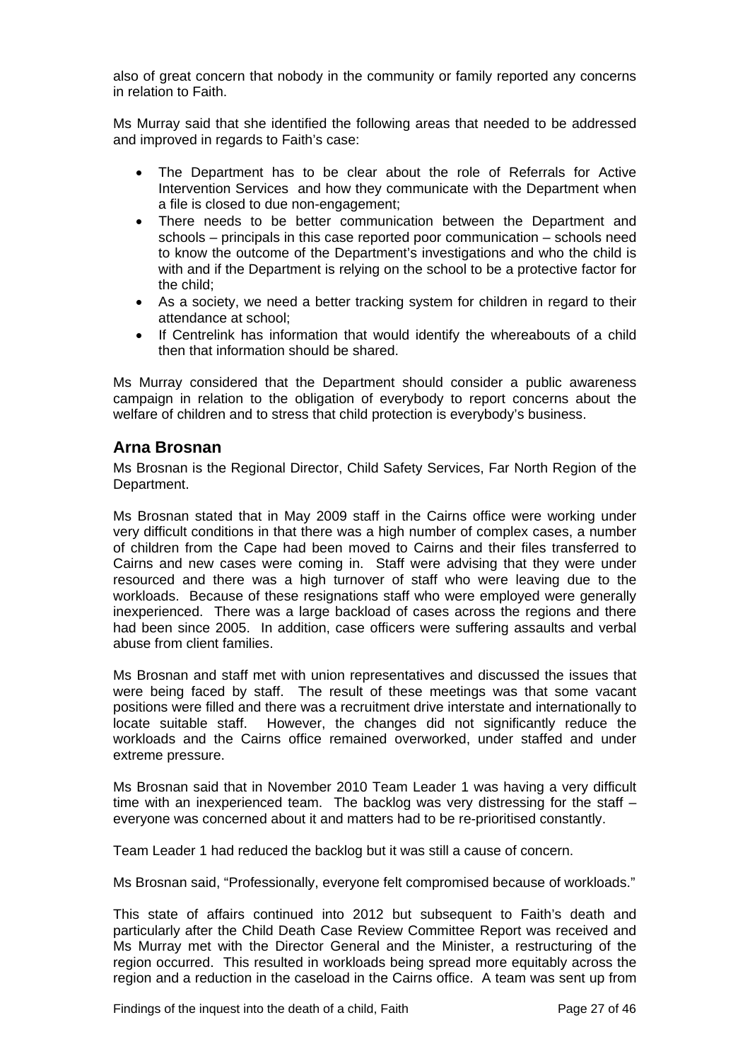also of great concern that nobody in the community or family reported any concerns in relation to Faith.

Ms Murray said that she identified the following areas that needed to be addressed and improved in regards to Faith's case:

- The Department has to be clear about the role of Referrals for Active Intervention Services and how they communicate with the Department when a file is closed to due non-engagement;
- There needs to be better communication between the Department and schools – principals in this case reported poor communication – schools need to know the outcome of the Department's investigations and who the child is with and if the Department is relying on the school to be a protective factor for the child;
- As a society, we need a better tracking system for children in regard to their attendance at school;
- If Centrelink has information that would identify the whereabouts of a child then that information should be shared.

Ms Murray considered that the Department should consider a public awareness campaign in relation to the obligation of everybody to report concerns about the welfare of children and to stress that child protection is everybody's business.

## Arna Brosnan

Ms Brosnan is the Regional Director, Child Safety Services, Far North Region of the Department.

Ms Brosnan stated that in May 2009 staff in the Cairns office were working under very difficult conditions in that there was a high number of complex cases, a number of children from the Cape had been moved to Cairns and their files transferred to Cairns and new cases were coming in. Staff were advising that they were under resourced and there was a high turnover of staff who were leaving due to the workloads. Because of these resignations staff who were employed were generally inexperienced. There was a large backload of cases across the regions and there had been since 2005. In addition, case officers were suffering assaults and verbal abuse from client families.

Ms Brosnan and staff met with union representatives and discussed the issues that were being faced by staff. The result of these meetings was that some vacant positions were filled and there was a recruitment drive interstate and internationally to locate suitable staff. However, the changes did not significantly reduce the workloads and the Cairns office remained overworked, under staffed and under extreme pressure.

Ms Brosnan said that in November 2010 Team Leader 1 was having a very difficult time with an inexperienced team. The backlog was very distressing for the staff – everyone was concerned about it and matters had to be re-prioritised constantly.

Team Leader 1 had reduced the backlog but it was still a cause of concern.

Ms Brosnan said, "Professionally, everyone felt compromised because of workloads."

This state of affairs continued into 2012 but subsequent to Faith's death and particularly after the Child Death Case Review Committee Report was received and Ms Murray met with the Director General and the Minister, a restructuring of the region occurred. This resulted in workloads being spread more equitably across the region and a reduction in the caseload in the Cairns office. A team was sent up from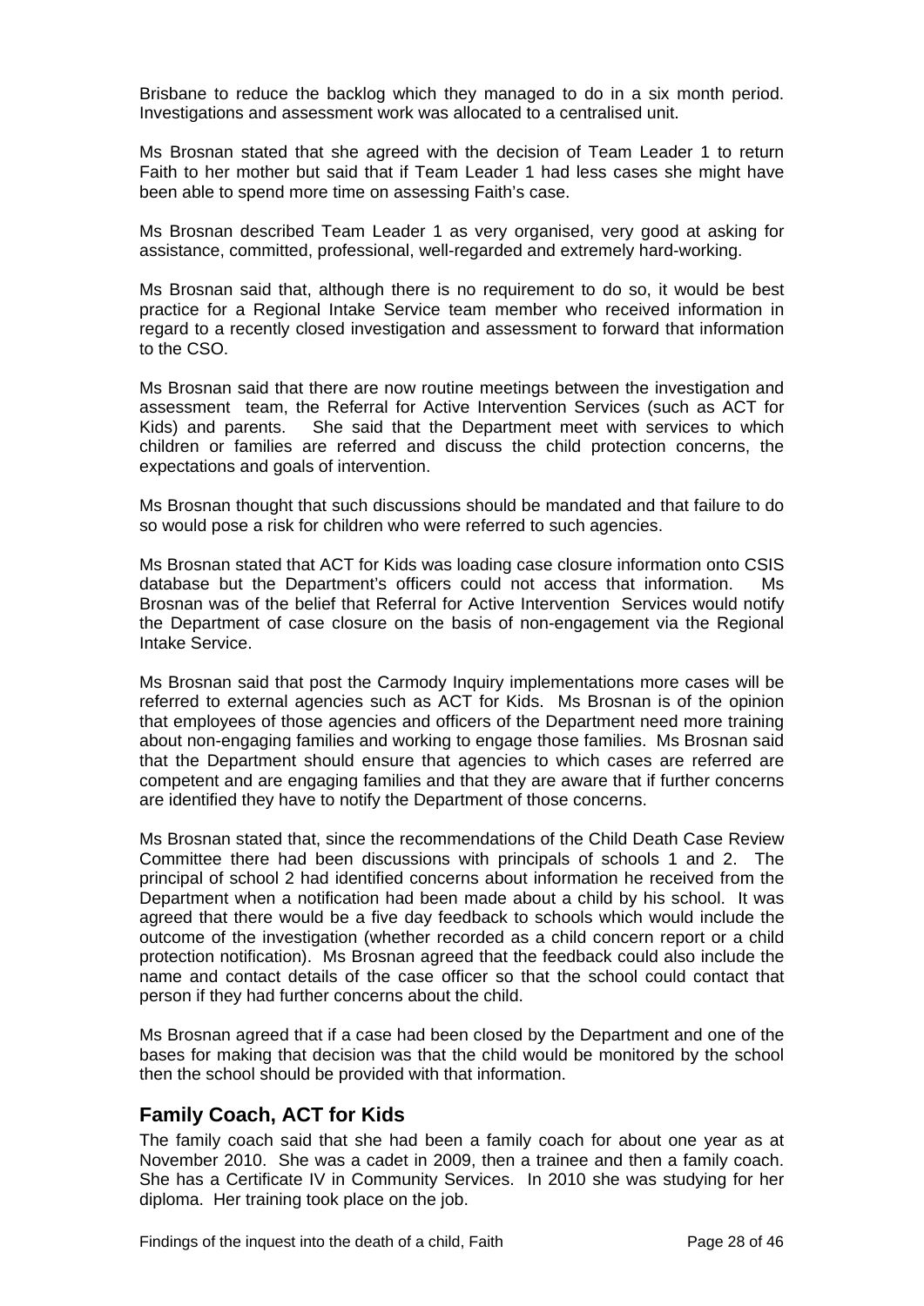Brisbane to reduce the backlog which they managed to do in a six month period. Investigations and assessment work was allocated to a centralised unit.

Ms Brosnan stated that she agreed with the decision of Team Leader 1 to return Faith to her mother but said that if Team Leader 1 had less cases she might have been able to spend more time on assessing Faith's case.

Ms Brosnan described Team Leader 1 as very organised, very good at asking for assistance, committed, professional, well-regarded and extremely hard-working.

Ms Brosnan said that, although there is no requirement to do so, it would be best practice for a Regional Intake Service team member who received information in regard to a recently closed investigation and assessment to forward that information to the CSO.

Ms Brosnan said that there are now routine meetings between the investigation and assessment team, the Referral for Active Intervention Services (such as ACT for Kids) and parents. She said that the Department meet with services to which children or families are referred and discuss the child protection concerns, the expectations and goals of intervention.

Ms Brosnan thought that such discussions should be mandated and that failure to do so would pose a risk for children who were referred to such agencies.

Ms Brosnan stated that ACT for Kids was loading case closure information onto CSIS database but the Department's officers could not access that information. Ms Brosnan was of the belief that Referral for Active Intervention Services would notify the Department of case closure on the basis of non-engagement via the Regional Intake Service.

Ms Brosnan said that post the Carmody Inquiry implementations more cases will be referred to external agencies such as ACT for Kids. Ms Brosnan is of the opinion that employees of those agencies and officers of the Department need more training about non-engaging families and working to engage those families. Ms Brosnan said that the Department should ensure that agencies to which cases are referred are competent and are engaging families and that they are aware that if further concerns are identified they have to notify the Department of those concerns.

Ms Brosnan stated that, since the recommendations of the Child Death Case Review Committee there had been discussions with principals of schools 1 and 2. The principal of school 2 had identified concerns about information he received from the Department when a notification had been made about a child by his school. It was agreed that there would be a five day feedback to schools which would include the outcome of the investigation (whether recorded as a child concern report or a child protection notification). Ms Brosnan agreed that the feedback could also include the name and contact details of the case officer so that the school could contact that person if they had further concerns about the child.

Ms Brosnan agreed that if a case had been closed by the Department and one of the bases for making that decision was that the child would be monitored by the school then the school should be provided with that information.

## Family Coach, ACT for Kids

The family coach said that she had been a family coach for about one year as at November 2010. She was a cadet in 2009, then a trainee and then a family coach. She has a Certificate IV in Community Services. In 2010 she was studying for her diploma. Her training took place on the job.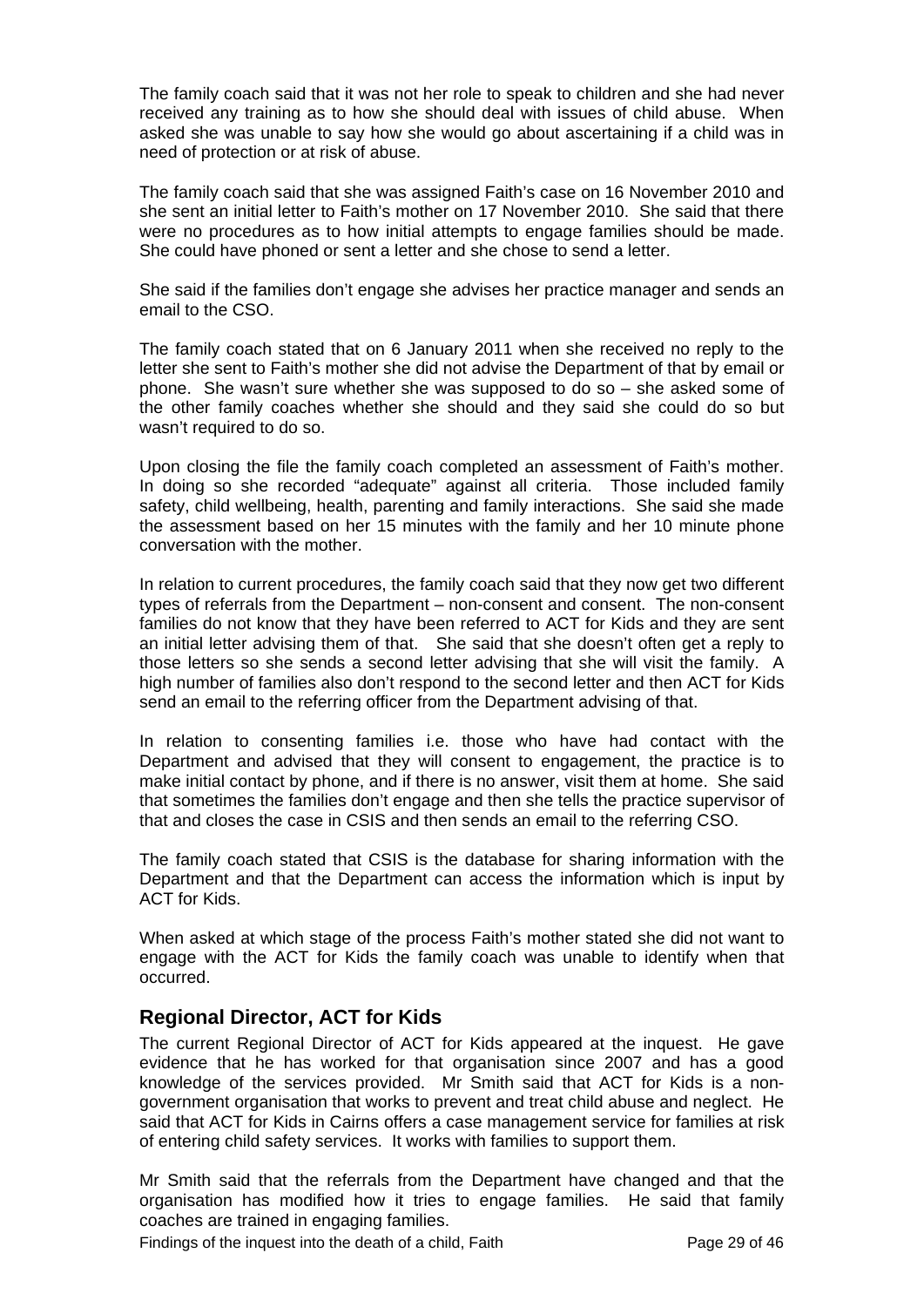The family coach said that it was not her role to speak to children and she had never received any training as to how she should deal with issues of child abuse. When asked she was unable to say how she would go about ascertaining if a child was in need of protection or at risk of abuse.

The family coach said that she was assigned Faith's case on 16 November 2010 and she sent an initial letter to Faith's mother on 17 November 2010. She said that there were no procedures as to how initial attempts to engage families should be made. She could have phoned or sent a letter and she chose to send a letter.

She said if the families don't engage she advises her practice manager and sends an email to the CSO.

The family coach stated that on 6 January 2011 when she received no reply to the letter she sent to Faith's mother she did not advise the Department of that by email or phone. She wasn't sure whether she was supposed to do so – she asked some of the other family coaches whether she should and they said she could do so but wasn't required to do so.

Upon closing the file the family coach completed an assessment of Faith's mother. In doing so she recorded "adequate" against all criteria. Those included family safety, child wellbeing, health, parenting and family interactions. She said she made the assessment based on her 15 minutes with the family and her 10 minute phone conversation with the mother.

In relation to current procedures, the family coach said that they now get two different types of referrals from the Department – non-consent and consent. The non-consent families do not know that they have been referred to ACT for Kids and they are sent an initial letter advising them of that. She said that she doesn't often get a reply to those letters so she sends a second letter advising that she will visit the family. A high number of families also don't respond to the second letter and then ACT for Kids send an email to the referring officer from the Department advising of that.

In relation to consenting families i.e. those who have had contact with the Department and advised that they will consent to engagement, the practice is to make initial contact by phone, and if there is no answer, visit them at home. She said that sometimes the families don't engage and then she tells the practice supervisor of that and closes the case in CSIS and then sends an email to the referring CSO.

The family coach stated that CSIS is the database for sharing information with the Department and that the Department can access the information which is input by ACT for Kids.

When asked at which stage of the process Faith's mother stated she did not want to engage with the ACT for Kids the family coach was unable to identify when that occurred.

## Regional Director, ACT for Kids

The current Regional Director of ACT for Kids appeared at the inquest. He gave evidence that he has worked for that organisation since 2007 and has a good knowledge of the services provided. Mr Smith said that ACT for Kids is a non-government organisation that works to prevent and treat child abuse and neglect. He said that ACT for Kids in Cairns offers a case management service for families at risk of entering child safety services. It works with families to support them.

Mr Smith said that the referrals from the Department have changed and that the organisation has modified how it tries to engage families. He said that family coaches are trained in engaging families.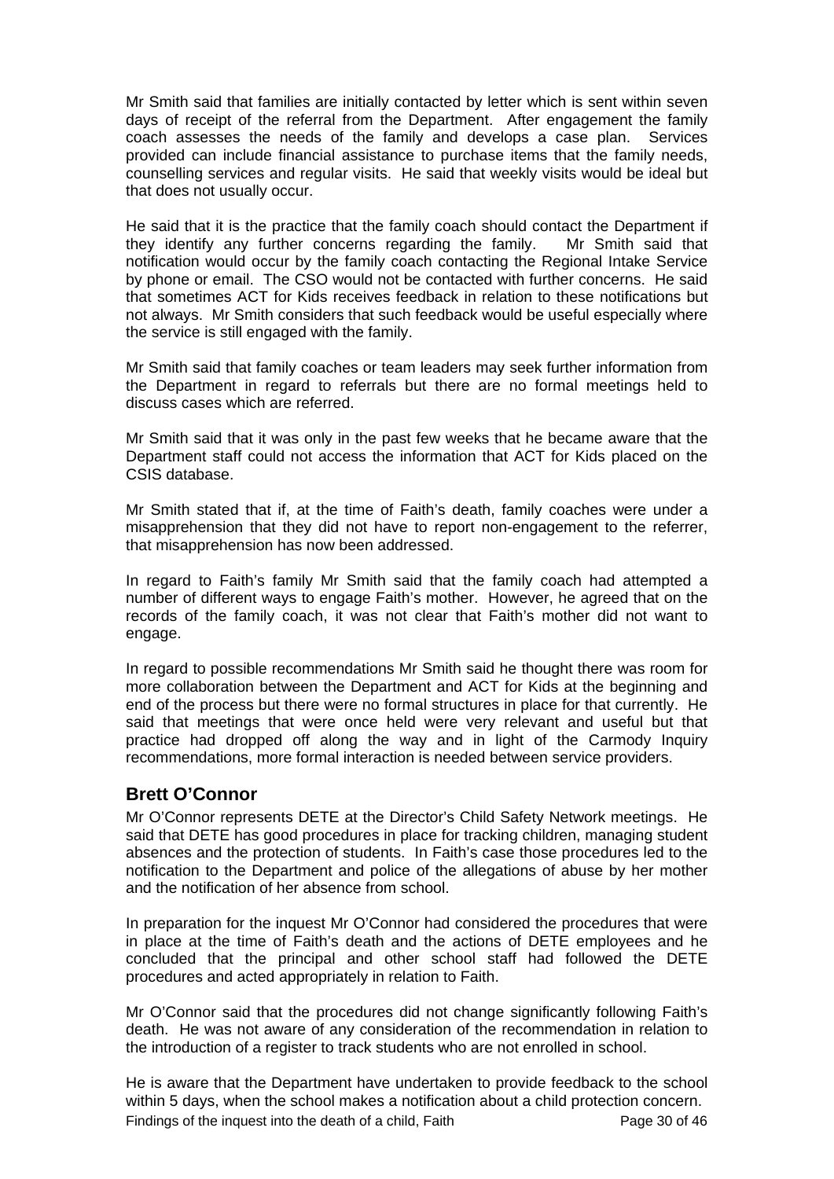Mr Smith said that families are initially contacted by letter which is sent within seven days of receipt of the referral from the Department. After engagement the family coach assesses the needs of the family and develops a case plan. Services provided can include financial assistance to purchase items that the family needs, counselling services and regular visits. He said that weekly visits would be ideal but that does not usually occur.

He said that it is the practice that the family coach should contact the Department if they identify any further concerns regarding the family. Mr Smith said that notification would occur by the family coach contacting the Regional Intake Service by phone or email. The CSO would not be contacted with further concerns. He said that sometimes ACT for Kids receives feedback in relation to these notifications but not always. Mr Smith considers that such feedback would be useful especially where the service is still engaged with the family.

Mr Smith said that family coaches or team leaders may seek further information from the Department in regard to referrals but there are no formal meetings held to discuss cases which are referred.

Mr Smith said that it was only in the past few weeks that he became aware that the Department staff could not access the information that ACT for Kids placed on the CSIS database.

Mr Smith stated that if, at the time of Faith's death, family coaches were under a misapprehension that they did not have to report non-engagement to the referrer, that misapprehension has now been addressed.

In regard to Faith's family Mr Smith said that the family coach had attempted a number of different ways to engage Faith's mother. However, he agreed that on the records of the family coach, it was not clear that Faith's mother did not want to engage.

In regard to possible recommendations Mr Smith said he thought there was room for more collaboration between the Department and ACT for Kids at the beginning and end of the process but there were no formal structures in place for that currently. He said that meetings that were once held were very relevant and useful but that practice had dropped off along the way and in light of the Carmody Inquiry recommendations, more formal interaction is needed between service providers.

## Brett O'Connor

Mr O'Connor represents DETE at the Director's Child Safety Network meetings. He said that DETE has good procedures in place for tracking children, managing student absences and the protection of students. In Faith's case those procedures led to the notification to the Department and police of the allegations of abuse by her mother and the notification of her absence from school.

In preparation for the inquest Mr O'Connor had considered the procedures that were in place at the time of Faith's death and the actions of DETE employees and he concluded that the principal and other school staff had followed the DETE procedures and acted appropriately in relation to Faith.

Mr O'Connor said that the procedures did not change significantly following Faith's death. He was not aware of any consideration of the recommendation in relation to the introduction of a register to track students who are not enrolled in school.

He is aware that the Department have undertaken to provide feedback to the school within 5 days, when the school makes a notification about a child protection concern.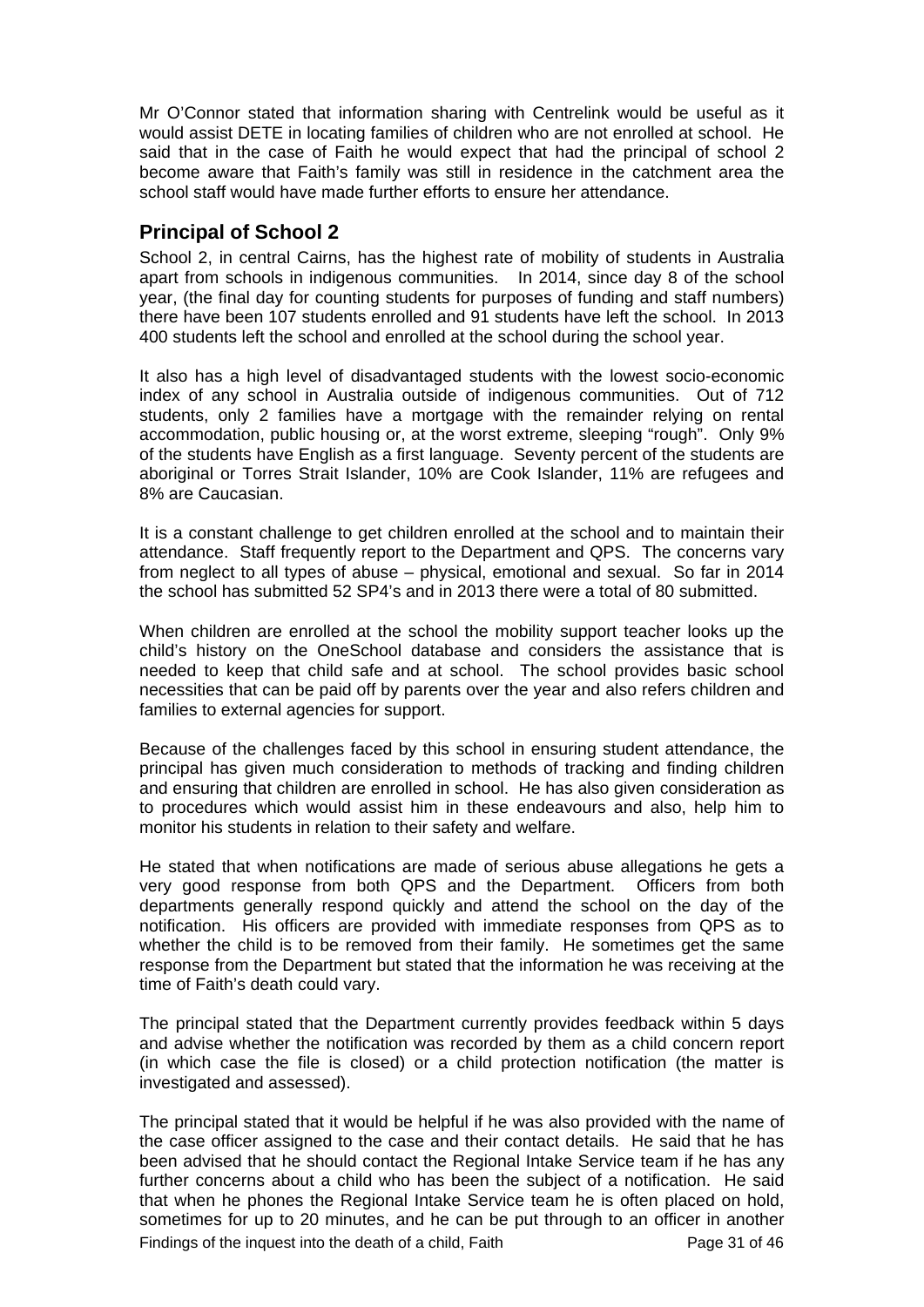Mr O'Connor stated that information sharing with Centrelink would be useful as it would assist DETE in locating families of children who are not enrolled at school. He said that in the case of Faith he would expect that had the principal of school 2 become aware that Faith's family was still in residence in the catchment area the school staff would have made further efforts to ensure her attendance.

## Principal of School 2

School 2, in central Cairns, has the highest rate of mobility of students in Australia apart from schools in indigenous communities. In 2014, since day 8 of the school year, (the final day for counting students for purposes of funding and staff numbers) there have been 107 students enrolled and 91 students have left the school. In 2013 400 students left the school and enrolled at the school during the school year.

It also has a high level of disadvantaged students with the lowest socio-economic index of any school in Australia outside of indigenous communities. Out of 712 students, only 2 families have a mortgage with the remainder relying on rental accommodation, public housing or, at the worst extreme, sleeping "rough". Only 9% of the students have English as a first language. Seventy percent of the students are aboriginal or Torres Strait Islander, 10% are Cook Islander, 11% are refugees and 8% are Caucasian.

It is a constant challenge to get children enrolled at the school and to maintain their attendance. Staff frequently report to the Department and QPS. The concerns vary from neglect to all types of abuse – physical, emotional and sexual. So far in 2014 the school has submitted 52 SP4's and in 2013 there were a total of 80 submitted.

When children are enrolled at the school the mobility support teacher looks up the child's history on the OneSchool database and considers the assistance that is needed to keep that child safe and at school. The school provides basic school necessities that can be paid off by parents over the year and also refers children and families to external agencies for support.

Because of the challenges faced by this school in ensuring student attendance, the principal has given much consideration to methods of tracking and finding children and ensuring that children are enrolled in school. He has also given consideration as to procedures which would assist him in these endeavours and also, help him to monitor his students in relation to their safety and welfare.

He stated that when notifications are made of serious abuse allegations he gets a very good response from both QPS and the Department. Officers from both departments generally respond quickly and attend the school on the day of the notification. His officers are provided with immediate responses from QPS as to whether the child is to be removed from their family. He sometimes get the same response from the Department but stated that the information he was receiving at the time of Faith's death could vary.

The principal stated that the Department currently provides feedback within 5 days and advise whether the notification was recorded by them as a child concern report (in which case the file is closed) or a child protection notification (the matter is investigated and assessed).

The principal stated that it would be helpful if he was also provided with the name of the case officer assigned to the case and their contact details. He said that he has been advised that he should contact the Regional Intake Service team if he has any further concerns about a child who has been the subject of a notification. He said that when he phones the Regional Intake Service team he is often placed on hold, sometimes for up to 20 minutes, and he can be put through to an officer in another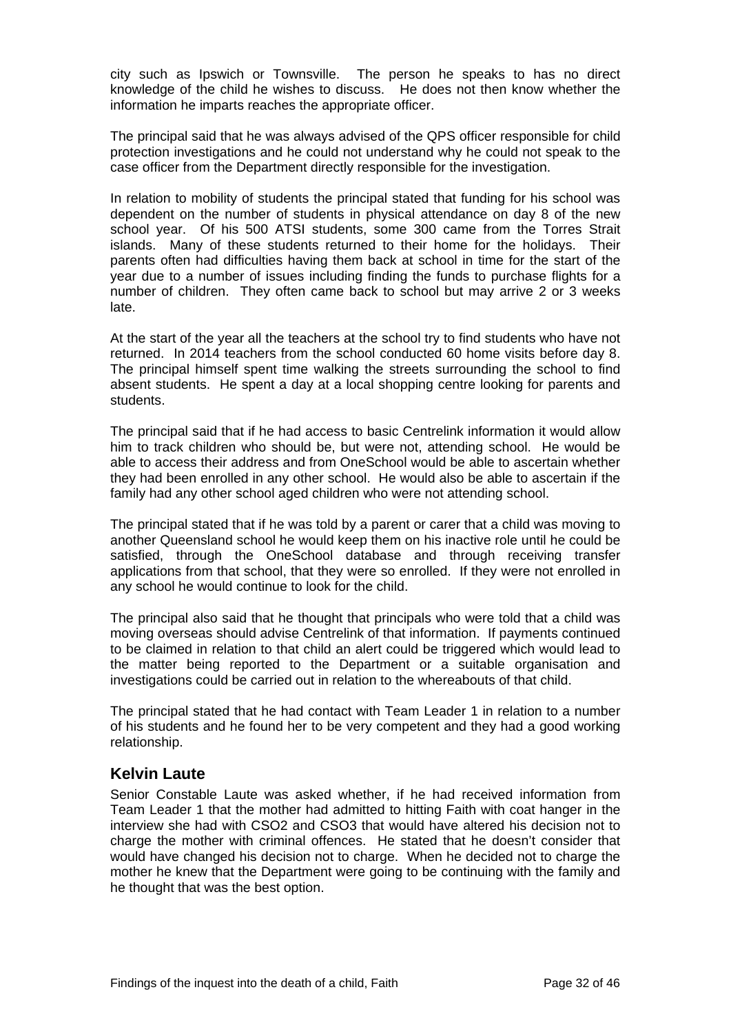city such as Ipswich or Townsville. The person he speaks to has no direct knowledge of the child he wishes to discuss. He does not then know whether the information he imparts reaches the appropriate officer.

The principal said that he was always advised of the QPS officer responsible for child protection investigations and he could not understand why he could not speak to the case officer from the Department directly responsible for the investigation.

In relation to mobility of students the principal stated that funding for his school was dependent on the number of students in physical attendance on day 8 of the new school year. Of his 500 ATSI students, some 300 came from the Torres Strait islands. Many of these students returned to their home for the holidays. Their parents often had difficulties having them back at school in time for the start of the year due to a number of issues including finding the funds to purchase flights for a number of children. They often came back to school but may arrive 2 or 3 weeks late.

At the start of the year all the teachers at the school try to find students who have not returned. In 2014 teachers from the school conducted 60 home visits before day 8. The principal himself spent time walking the streets surrounding the school to find absent students. He spent a day at a local shopping centre looking for parents and students.

The principal said that if he had access to basic Centrelink information it would allow him to track children who should be, but were not, attending school. He would be able to access their address and from OneSchool would be able to ascertain whether they had been enrolled in any other school. He would also be able to ascertain if the family had any other school aged children who were not attending school.

The principal stated that if he was told by a parent or carer that a child was moving to another Queensland school he would keep them on his inactive role until he could be satisfied, through the OneSchool database and through receiving transfer applications from that school, that they were so enrolled. If they were not enrolled in any school he would continue to look for the child.

The principal also said that he thought that principals who were told that a child was moving overseas should advise Centrelink of that information. If payments continued to be claimed in relation to that child an alert could be triggered which would lead to the matter being reported to the Department or a suitable organisation and investigations could be carried out in relation to the whereabouts of that child.

The principal stated that he had contact with Team Leader 1 in relation to a number of his students and he found her to be very competent and they had a good working relationship.

## Kelvin Laute

Senior Constable Laute was asked whether, if he had received information from Team Leader 1 that the mother had admitted to hitting Faith with coat hanger in the interview she had with CSO2 and CSO3 that would have altered his decision not to charge the mother with criminal offences. He stated that he doesn't consider that would have changed his decision not to charge. When he decided not to charge the mother he knew that the Department were going to be continuing with the family and he thought that was the best option.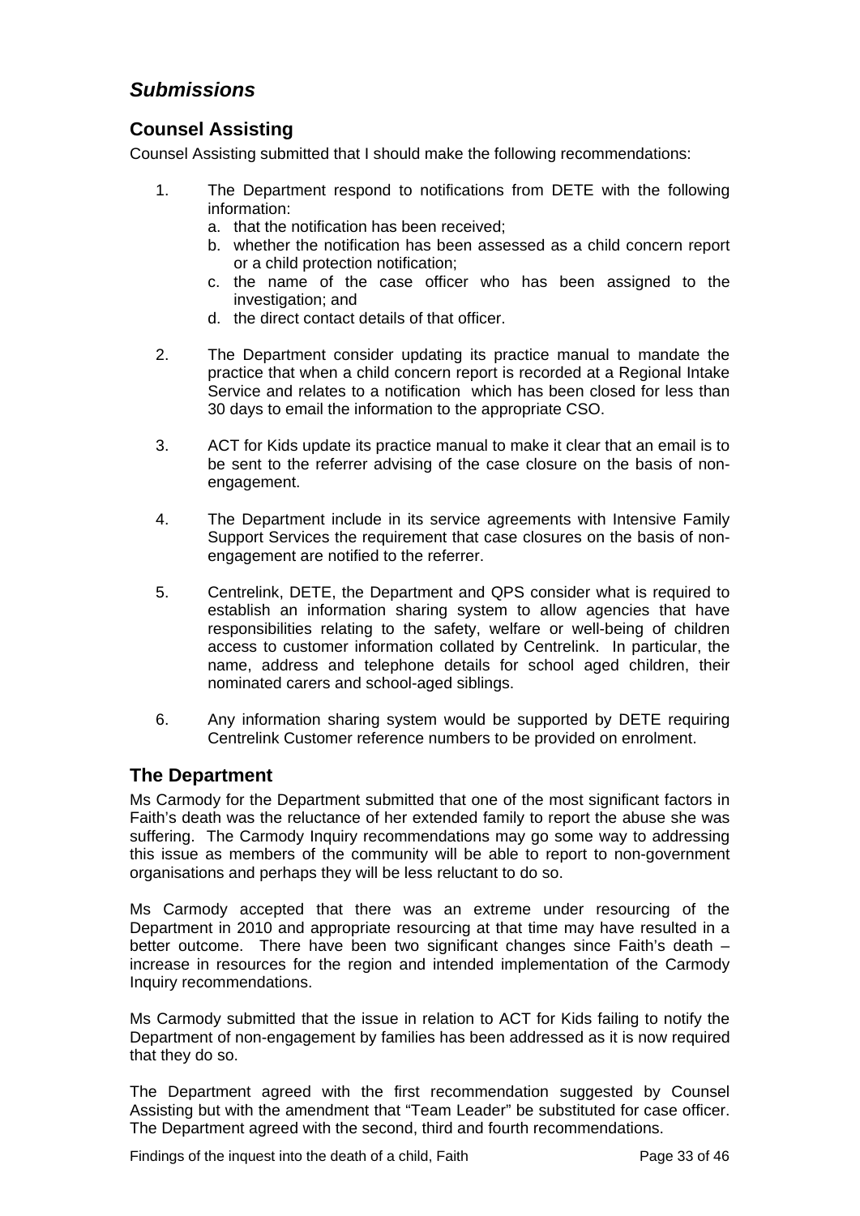## *Submissions*

### Counsel Assisting

Counsel Assisting submitted that I should make the following recommendations:

1. The Department respond to notifications from DETE with the following information:
   a. that the notification has been received;
   b. whether the notification has been assessed as a child concern report or a child protection notification;
   c. the name of the case officer who has been assigned to the investigation; and
   d. the direct contact details of that officer.

2. The Department consider updating its practice manual to mandate the practice that when a child concern report is recorded at a Regional Intake Service and relates to a notification which has been closed for less than 30 days to email the information to the appropriate CSO.

3. ACT for Kids update its practice manual to make it clear that an email is to be sent to the referrer advising of the case closure on the basis of non-engagement.

4. The Department include in its service agreements with Intensive Family Support Services the requirement that case closures on the basis of non-engagement are notified to the referrer.

5. Centrelink, DETE, the Department and QPS consider what is required to establish an information sharing system to allow agencies that have responsibilities relating to the safety, welfare or well-being of children access to customer information collated by Centrelink. In particular, the name, address and telephone details for school aged children, their nominated carers and school-aged siblings.

6. Any information sharing system would be supported by DETE requiring Centrelink Customer reference numbers to be provided on enrolment.

### The Department

Ms Carmody for the Department submitted that one of the most significant factors in Faith's death was the reluctance of her extended family to report the abuse she was suffering. The Carmody Inquiry recommendations may go some way to addressing this issue as members of the community will be able to report to non-government organisations and perhaps they will be less reluctant to do so.

Ms Carmody accepted that there was an extreme under resourcing of the Department in 2010 and appropriate resourcing at that time may have resulted in a better outcome. There have been two significant changes since Faith's death – increase in resources for the region and intended implementation of the Carmody Inquiry recommendations.

Ms Carmody submitted that the issue in relation to ACT for Kids failing to notify the Department of non-engagement by families has been addressed as it is now required that they do so.

The Department agreed with the first recommendation suggested by Counsel Assisting but with the amendment that "Team Leader" be substituted for case officer. The Department agreed with the second, third and fourth recommendations.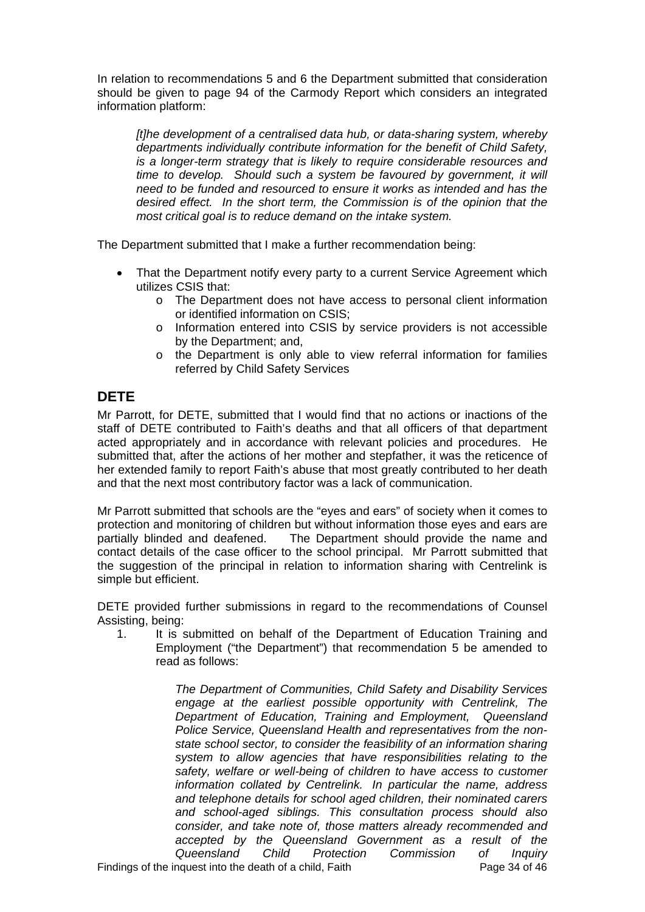In relation to recommendations 5 and 6 the Department submitted that consideration should be given to page 94 of the Carmody Report which considers an integrated information platform:

> *[t]he development of a centralised data hub, or data-sharing system, whereby departments individually contribute information for the benefit of Child Safety, is a longer-term strategy that is likely to require considerable resources and time to develop. Should such a system be favoured by government, it will need to be funded and resourced to ensure it works as intended and has the desired effect. In the short term, the Commission is of the opinion that the most critical goal is to reduce demand on the intake system.*

The Department submitted that I make a further recommendation being:

- That the Department notify every party to a current Service Agreement which utilizes CSIS that:
  - The Department does not have access to personal client information or identified information on CSIS;
  - Information entered into CSIS by service providers is not accessible by the Department; and,
  - the Department is only able to view referral information for families referred by Child Safety Services

## DETE

Mr Parrott, for DETE, submitted that I would find that no actions or inactions of the staff of DETE contributed to Faith's deaths and that all officers of that department acted appropriately and in accordance with relevant policies and procedures. He submitted that, after the actions of her mother and stepfather, it was the reticence of her extended family to report Faith's abuse that most greatly contributed to her death and that the next most contributory factor was a lack of communication.

Mr Parrott submitted that schools are the "eyes and ears" of society when it comes to protection and monitoring of children but without information those eyes and ears are partially blinded and deafened. The Department should provide the name and contact details of the case officer to the school principal. Mr Parrott submitted that the suggestion of the principal in relation to information sharing with Centrelink is simple but efficient.

DETE provided further submissions in regard to the recommendations of Counsel Assisting, being:

1. It is submitted on behalf of the Department of Education Training and Employment ("the Department") that recommendation 5 be amended to read as follows:

   > *The Department of Communities, Child Safety and Disability Services engage at the earliest possible opportunity with Centrelink, The Department of Education, Training and Employment, Queensland Police Service, Queensland Health and representatives from the non-state school sector, to consider the feasibility of an information sharing system to allow agencies that have responsibilities relating to the safety, welfare or well-being of children to have access to customer information collated by Centrelink. In particular the name, address and telephone details for school aged children, their nominated carers and school-aged siblings. This consultation process should also consider, and take note of, those matters already recommended and accepted by the Queensland Government as a result of the Queensland Child Protection Commission of Inquiry*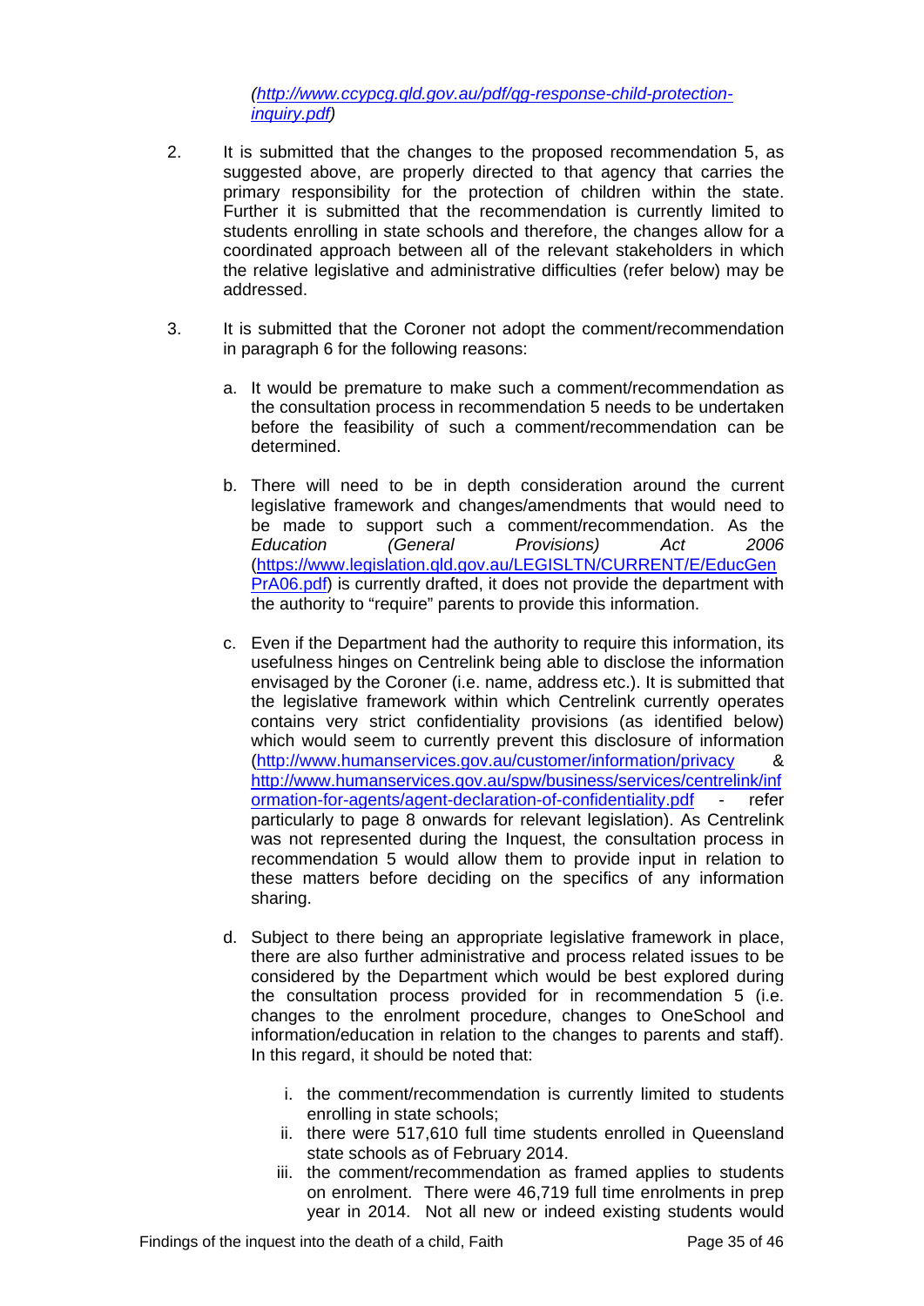*(http://www.ccypcg.qld.gov.au/pdf/qg-response-child-protection-inquiry.pdf)*

2. It is submitted that the changes to the proposed recommendation 5, as suggested above, are properly directed to that agency that carries the primary responsibility for the protection of children within the state. Further it is submitted that the recommendation is currently limited to students enrolling in state schools and therefore, the changes allow for a coordinated approach between all of the relevant stakeholders in which the relative legislative and administrative difficulties (refer below) may be addressed.

3. It is submitted that the Coroner not adopt the comment/recommendation in paragraph 6 for the following reasons:

   a. It would be premature to make such a comment/recommendation as the consultation process in recommendation 5 needs to be undertaken before the feasibility of such a comment/recommendation can be determined.

   b. There will need to be in depth consideration around the current legislative framework and changes/amendments that would need to be made to support such a comment/recommendation. As the *Education (General Provisions) Act 2006* (https://www.legislation.qld.gov.au/LEGISLTN/CURRENT/E/EducGenPrA06.pdf) is currently drafted, it does not provide the department with the authority to "require" parents to provide this information.

   c. Even if the Department had the authority to require this information, its usefulness hinges on Centrelink being able to disclose the information envisaged by the Coroner (i.e. name, address etc.). It is submitted that the legislative framework within which Centrelink currently operates contains very strict confidentiality provisions (as identified below) which would seem to currently prevent this disclosure of information (http://www.humanservices.gov.au/customer/information/privacy & http://www.humanservices.gov.au/spw/business/services/centrelink/information-for-agents/agent-declaration-of-confidentiality.pdf - refer particularly to page 8 onwards for relevant legislation). As Centrelink was not represented during the Inquest, the consultation process in recommendation 5 would allow them to provide input in relation to these matters before deciding on the specifics of any information sharing.

   d. Subject to there being an appropriate legislative framework in place, there are also further administrative and process related issues to be considered by the Department which would be best explored during the consultation process provided for in recommendation 5 (i.e. changes to the enrolment procedure, changes to OneSchool and information/education in relation to the changes to parents and staff). In this regard, it should be noted that:

      i. the comment/recommendation is currently limited to students enrolling in state schools;
      ii. there were 517,610 full time students enrolled in Queensland state schools as of February 2014.
      iii. the comment/recommendation as framed applies to students on enrolment. There were 46,719 full time enrolments in prep year in 2014. Not all new or indeed existing students would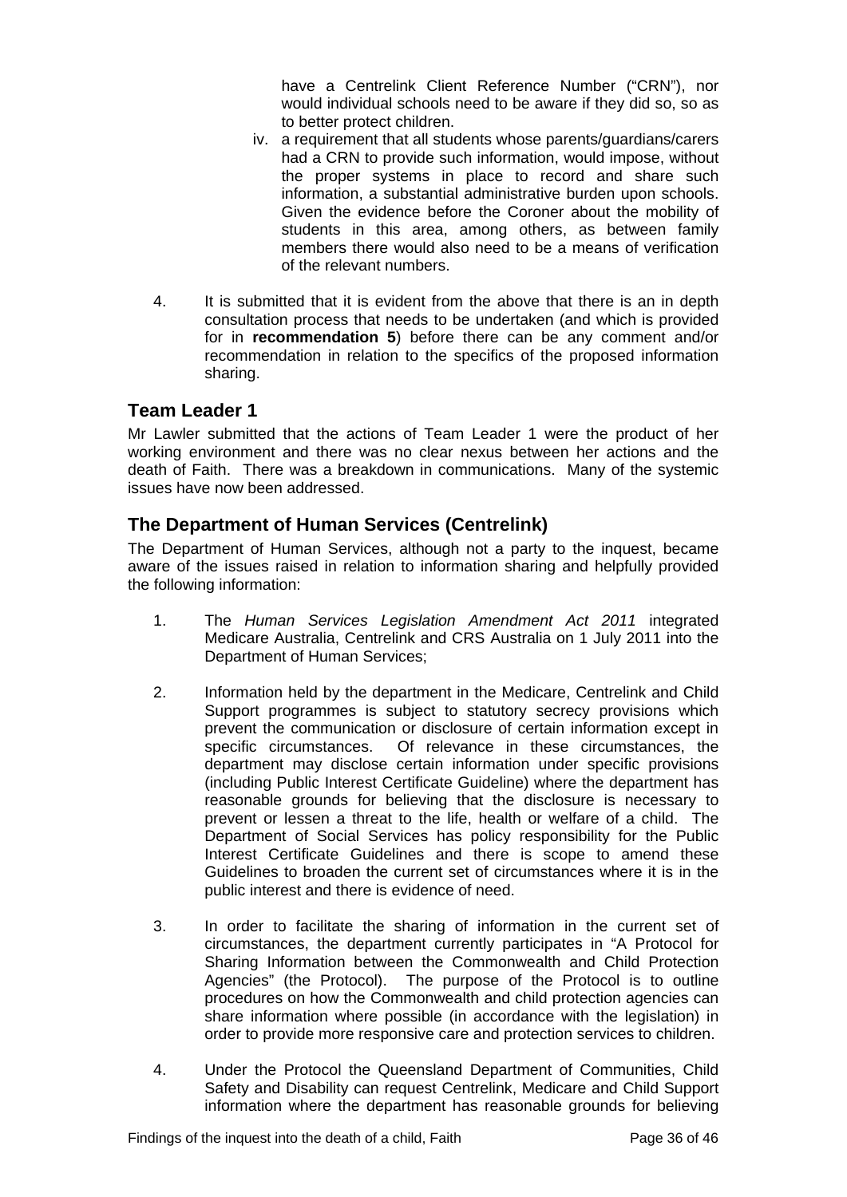have a Centrelink Client Reference Number ("CRN"), nor would individual schools need to be aware if they did so, so as to better protect children.

iv. a requirement that all students whose parents/guardians/carers had a CRN to provide such information, would impose, without the proper systems in place to record and share such information, a substantial administrative burden upon schools. Given the evidence before the Coroner about the mobility of students in this area, among others, as between family members there would also need to be a means of verification of the relevant numbers.

4. It is submitted that it is evident from the above that there is an in depth consultation process that needs to be undertaken (and which is provided for in **recommendation 5**) before there can be any comment and/or recommendation in relation to the specifics of the proposed information sharing.

## Team Leader 1

Mr Lawler submitted that the actions of Team Leader 1 were the product of her working environment and there was no clear nexus between her actions and the death of Faith. There was a breakdown in communications. Many of the systemic issues have now been addressed.

## The Department of Human Services (Centrelink)

The Department of Human Services, although not a party to the inquest, became aware of the issues raised in relation to information sharing and helpfully provided the following information:

1. The *Human Services Legislation Amendment Act 2011* integrated Medicare Australia, Centrelink and CRS Australia on 1 July 2011 into the Department of Human Services;

2. Information held by the department in the Medicare, Centrelink and Child Support programmes is subject to statutory secrecy provisions which prevent the communication or disclosure of certain information except in specific circumstances. Of relevance in these circumstances, the department may disclose certain information under specific provisions (including Public Interest Certificate Guideline) where the department has reasonable grounds for believing that the disclosure is necessary to prevent or lessen a threat to the life, health or welfare of a child. The Department of Social Services has policy responsibility for the Public Interest Certificate Guidelines and there is scope to amend these Guidelines to broaden the current set of circumstances where it is in the public interest and there is evidence of need.

3. In order to facilitate the sharing of information in the current set of circumstances, the department currently participates in "A Protocol for Sharing Information between the Commonwealth and Child Protection Agencies" (the Protocol). The purpose of the Protocol is to outline procedures on how the Commonwealth and child protection agencies can share information where possible (in accordance with the legislation) in order to provide more responsive care and protection services to children.

4. Under the Protocol the Queensland Department of Communities, Child Safety and Disability can request Centrelink, Medicare and Child Support information where the department has reasonable grounds for believing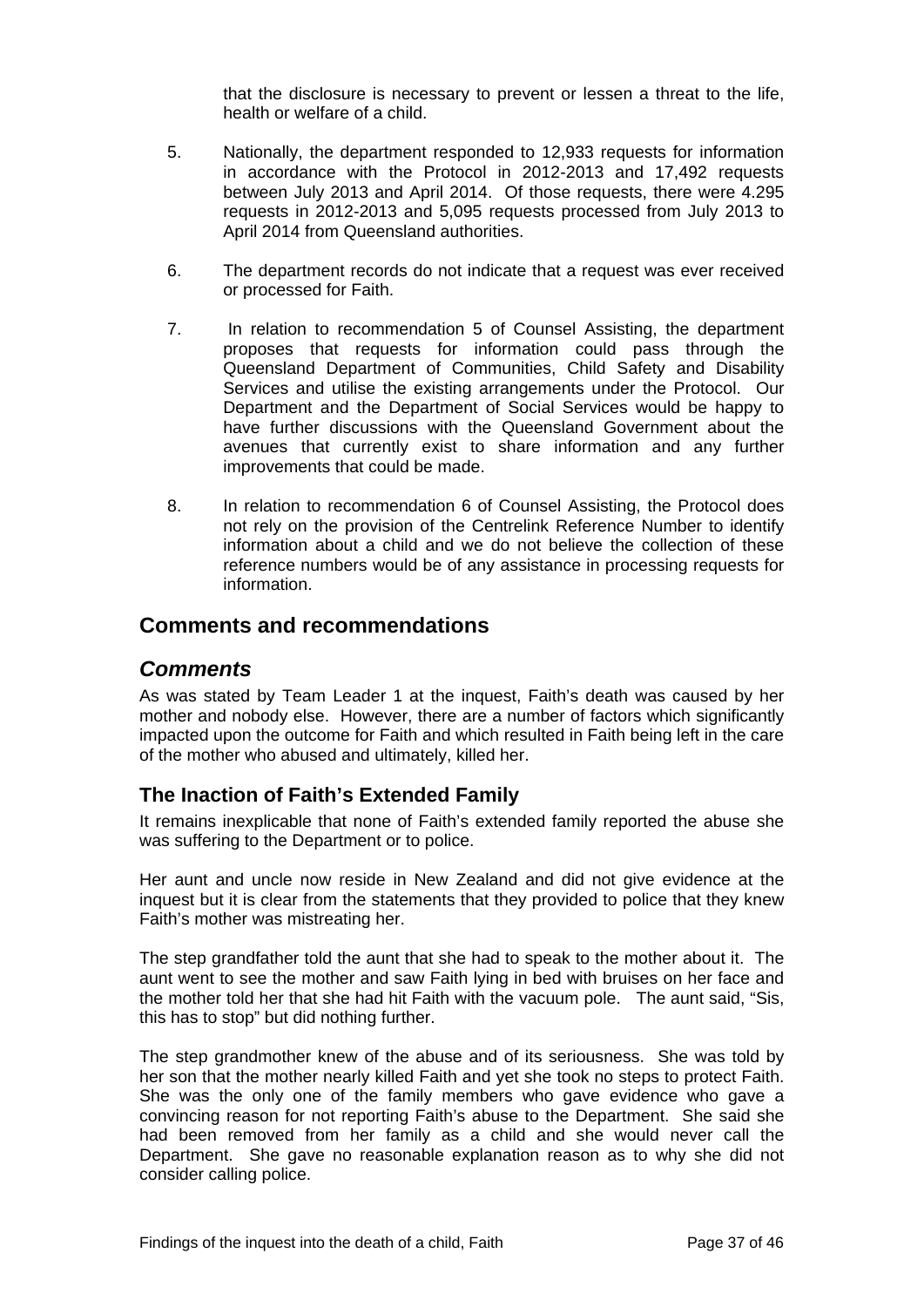that the disclosure is necessary to prevent or lessen a threat to the life, health or welfare of a child.

5. Nationally, the department responded to 12,933 requests for information in accordance with the Protocol in 2012-2013 and 17,492 requests between July 2013 and April 2014. Of those requests, there were 4.295 requests in 2012-2013 and 5,095 requests processed from July 2013 to April 2014 from Queensland authorities.

6. The department records do not indicate that a request was ever received or processed for Faith.

7. In relation to recommendation 5 of Counsel Assisting, the department proposes that requests for information could pass through the Queensland Department of Communities, Child Safety and Disability Services and utilise the existing arrangements under the Protocol. Our Department and the Department of Social Services would be happy to have further discussions with the Queensland Government about the avenues that currently exist to share information and any further improvements that could be made.

8. In relation to recommendation 6 of Counsel Assisting, the Protocol does not rely on the provision of the Centrelink Reference Number to identify information about a child and we do not believe the collection of these reference numbers would be of any assistance in processing requests for information.

## Comments and recommendations

## *Comments*

As was stated by Team Leader 1 at the inquest, Faith's death was caused by her mother and nobody else. However, there are a number of factors which significantly impacted upon the outcome for Faith and which resulted in Faith being left in the care of the mother who abused and ultimately, killed her.

### The Inaction of Faith's Extended Family

It remains inexplicable that none of Faith's extended family reported the abuse she was suffering to the Department or to police.

Her aunt and uncle now reside in New Zealand and did not give evidence at the inquest but it is clear from the statements that they provided to police that they knew Faith's mother was mistreating her.

The step grandfather told the aunt that she had to speak to the mother about it. The aunt went to see the mother and saw Faith lying in bed with bruises on her face and the mother told her that she had hit Faith with the vacuum pole. The aunt said, "Sis, this has to stop" but did nothing further.

The step grandmother knew of the abuse and of its seriousness. She was told by her son that the mother nearly killed Faith and yet she took no steps to protect Faith. She was the only one of the family members who gave evidence who gave a convincing reason for not reporting Faith's abuse to the Department. She said she had been removed from her family as a child and she would never call the Department. She gave no reasonable explanation reason as to why she did not consider calling police.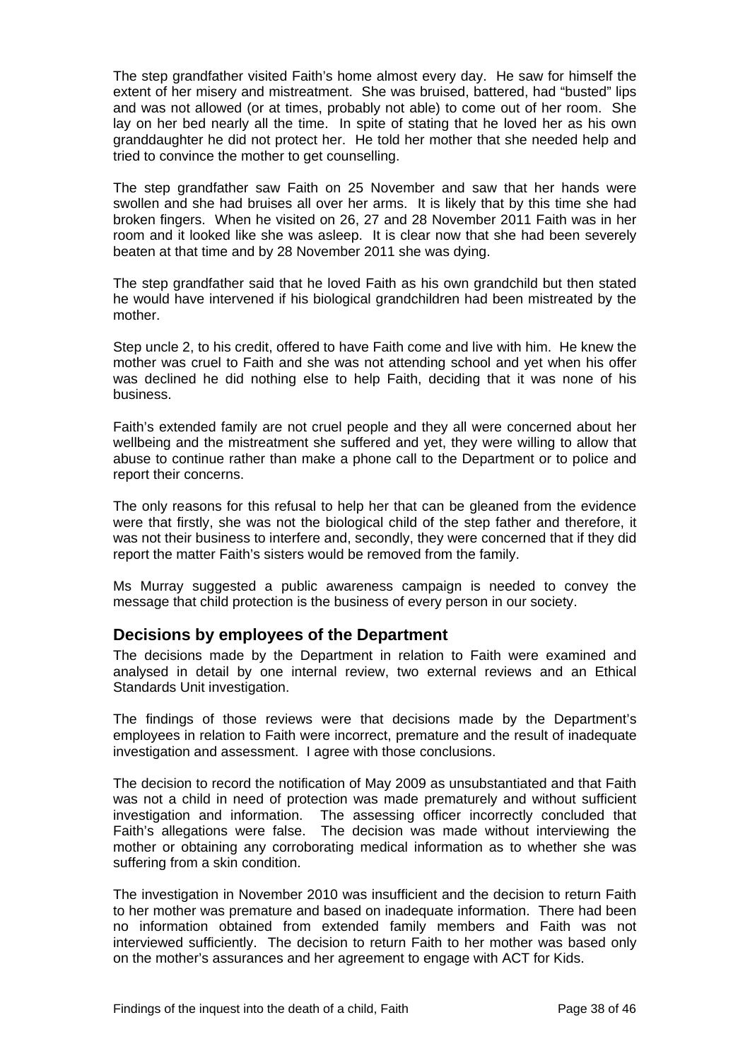The step grandfather visited Faith's home almost every day. He saw for himself the extent of her misery and mistreatment. She was bruised, battered, had "busted" lips and was not allowed (or at times, probably not able) to come out of her room. She lay on her bed nearly all the time. In spite of stating that he loved her as his own granddaughter he did not protect her. He told her mother that she needed help and tried to convince the mother to get counselling.

The step grandfather saw Faith on 25 November and saw that her hands were swollen and she had bruises all over her arms. It is likely that by this time she had broken fingers. When he visited on 26, 27 and 28 November 2011 Faith was in her room and it looked like she was asleep. It is clear now that she had been severely beaten at that time and by 28 November 2011 she was dying.

The step grandfather said that he loved Faith as his own grandchild but then stated he would have intervened if his biological grandchildren had been mistreated by the mother.

Step uncle 2, to his credit, offered to have Faith come and live with him. He knew the mother was cruel to Faith and she was not attending school and yet when his offer was declined he did nothing else to help Faith, deciding that it was none of his business.

Faith's extended family are not cruel people and they all were concerned about her wellbeing and the mistreatment she suffered and yet, they were willing to allow that abuse to continue rather than make a phone call to the Department or to police and report their concerns.

The only reasons for this refusal to help her that can be gleaned from the evidence were that firstly, she was not the biological child of the step father and therefore, it was not their business to interfere and, secondly, they were concerned that if they did report the matter Faith's sisters would be removed from the family.

Ms Murray suggested a public awareness campaign is needed to convey the message that child protection is the business of every person in our society.

## Decisions by employees of the Department

The decisions made by the Department in relation to Faith were examined and analysed in detail by one internal review, two external reviews and an Ethical Standards Unit investigation.

The findings of those reviews were that decisions made by the Department's employees in relation to Faith were incorrect, premature and the result of inadequate investigation and assessment. I agree with those conclusions.

The decision to record the notification of May 2009 as unsubstantiated and that Faith was not a child in need of protection was made prematurely and without sufficient investigation and information. The assessing officer incorrectly concluded that Faith's allegations were false. The decision was made without interviewing the mother or obtaining any corroborating medical information as to whether she was suffering from a skin condition.

The investigation in November 2010 was insufficient and the decision to return Faith to her mother was premature and based on inadequate information. There had been no information obtained from extended family members and Faith was not interviewed sufficiently. The decision to return Faith to her mother was based only on the mother's assurances and her agreement to engage with ACT for Kids.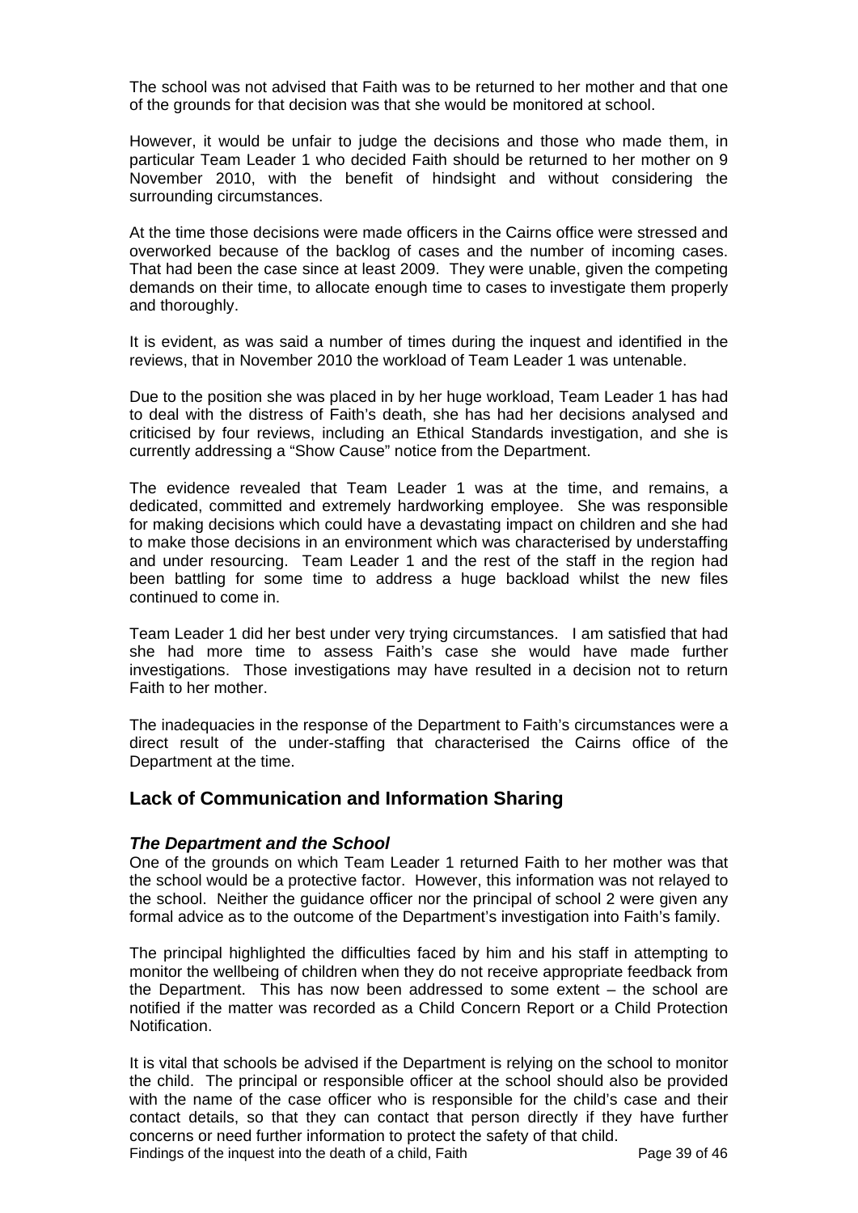The school was not advised that Faith was to be returned to her mother and that one of the grounds for that decision was that she would be monitored at school.

However, it would be unfair to judge the decisions and those who made them, in particular Team Leader 1 who decided Faith should be returned to her mother on 9 November 2010, with the benefit of hindsight and without considering the surrounding circumstances.

At the time those decisions were made officers in the Cairns office were stressed and overworked because of the backlog of cases and the number of incoming cases. That had been the case since at least 2009. They were unable, given the competing demands on their time, to allocate enough time to cases to investigate them properly and thoroughly.

It is evident, as was said a number of times during the inquest and identified in the reviews, that in November 2010 the workload of Team Leader 1 was untenable.

Due to the position she was placed in by her huge workload, Team Leader 1 has had to deal with the distress of Faith's death, she has had her decisions analysed and criticised by four reviews, including an Ethical Standards investigation, and she is currently addressing a "Show Cause" notice from the Department.

The evidence revealed that Team Leader 1 was at the time, and remains, a dedicated, committed and extremely hardworking employee. She was responsible for making decisions which could have a devastating impact on children and she had to make those decisions in an environment which was characterised by understaffing and under resourcing. Team Leader 1 and the rest of the staff in the region had been battling for some time to address a huge backload whilst the new files continued to come in.

Team Leader 1 did her best under very trying circumstances. I am satisfied that had she had more time to assess Faith's case she would have made further investigations. Those investigations may have resulted in a decision not to return Faith to her mother.

The inadequacies in the response of the Department to Faith's circumstances were a direct result of the under-staffing that characterised the Cairns office of the Department at the time.

## Lack of Communication and Information Sharing

### *The Department and the School*

One of the grounds on which Team Leader 1 returned Faith to her mother was that the school would be a protective factor. However, this information was not relayed to the school. Neither the guidance officer nor the principal of school 2 were given any formal advice as to the outcome of the Department's investigation into Faith's family.

The principal highlighted the difficulties faced by him and his staff in attempting to monitor the wellbeing of children when they do not receive appropriate feedback from the Department. This has now been addressed to some extent – the school are notified if the matter was recorded as a Child Concern Report or a Child Protection Notification.

It is vital that schools be advised if the Department is relying on the school to monitor the child. The principal or responsible officer at the school should also be provided with the name of the case officer who is responsible for the child's case and their contact details, so that they can contact that person directly if they have further concerns or need further information to protect the safety of that child.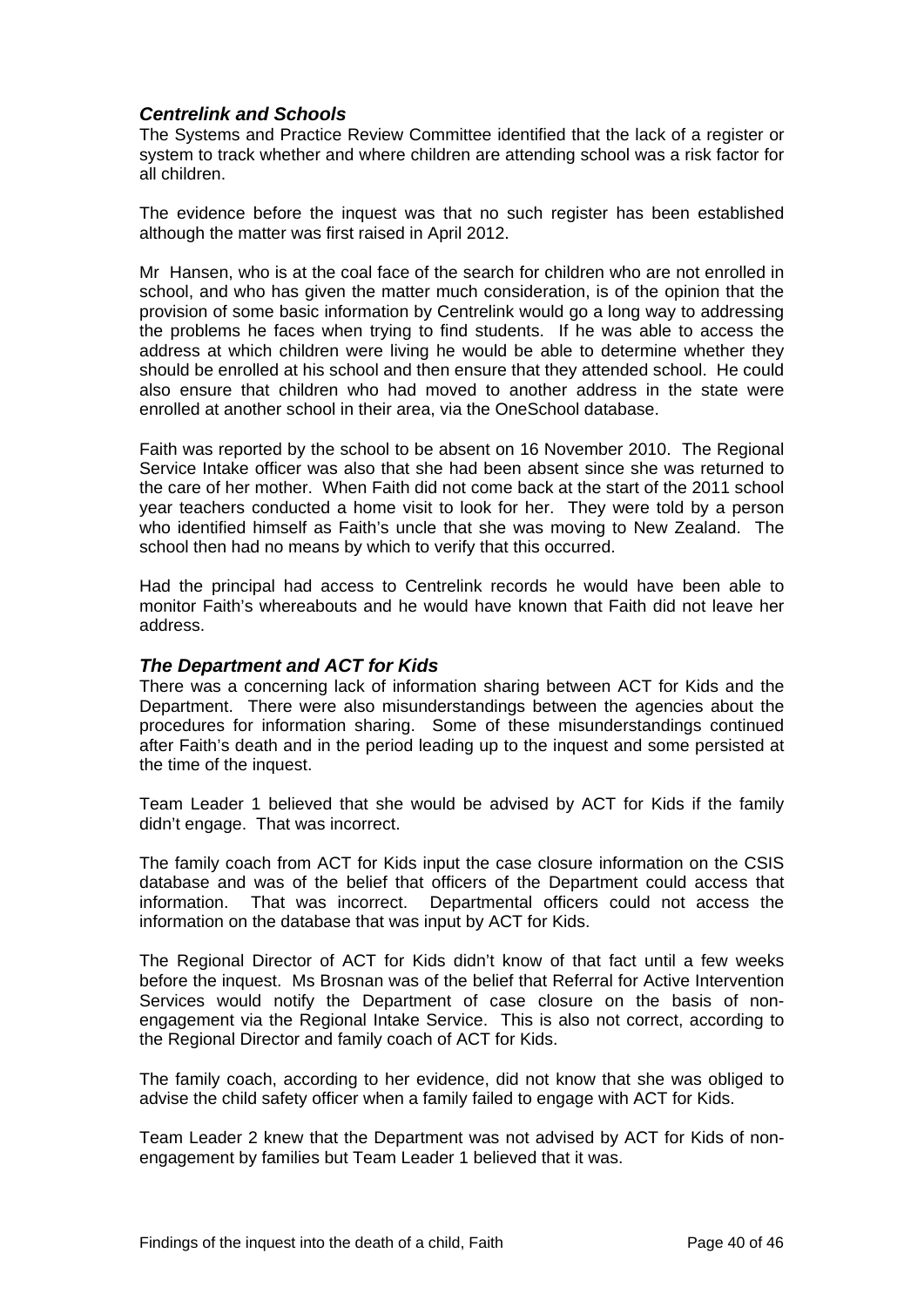### *Centrelink and Schools*

The Systems and Practice Review Committee identified that the lack of a register or system to track whether and where children are attending school was a risk factor for all children.

The evidence before the inquest was that no such register has been established although the matter was first raised in April 2012.

Mr Hansen, who is at the coal face of the search for children who are not enrolled in school, and who has given the matter much consideration, is of the opinion that the provision of some basic information by Centrelink would go a long way to addressing the problems he faces when trying to find students. If he was able to access the address at which children were living he would be able to determine whether they should be enrolled at his school and then ensure that they attended school. He could also ensure that children who had moved to another address in the state were enrolled at another school in their area, via the OneSchool database.

Faith was reported by the school to be absent on 16 November 2010. The Regional Service Intake officer was also that she had been absent since she was returned to the care of her mother. When Faith did not come back at the start of the 2011 school year teachers conducted a home visit to look for her. They were told by a person who identified himself as Faith's uncle that she was moving to New Zealand. The school then had no means by which to verify that this occurred.

Had the principal had access to Centrelink records he would have been able to monitor Faith's whereabouts and he would have known that Faith did not leave her address.

### *The Department and ACT for Kids*

There was a concerning lack of information sharing between ACT for Kids and the Department. There were also misunderstandings between the agencies about the procedures for information sharing. Some of these misunderstandings continued after Faith's death and in the period leading up to the inquest and some persisted at the time of the inquest.

Team Leader 1 believed that she would be advised by ACT for Kids if the family didn't engage. That was incorrect.

The family coach from ACT for Kids input the case closure information on the CSIS database and was of the belief that officers of the Department could access that information. That was incorrect. Departmental officers could not access the information on the database that was input by ACT for Kids.

The Regional Director of ACT for Kids didn't know of that fact until a few weeks before the inquest. Ms Brosnan was of the belief that Referral for Active Intervention Services would notify the Department of case closure on the basis of non-engagement via the Regional Intake Service. This is also not correct, according to the Regional Director and family coach of ACT for Kids.

The family coach, according to her evidence, did not know that she was obliged to advise the child safety officer when a family failed to engage with ACT for Kids.

Team Leader 2 knew that the Department was not advised by ACT for Kids of non-engagement by families but Team Leader 1 believed that it was.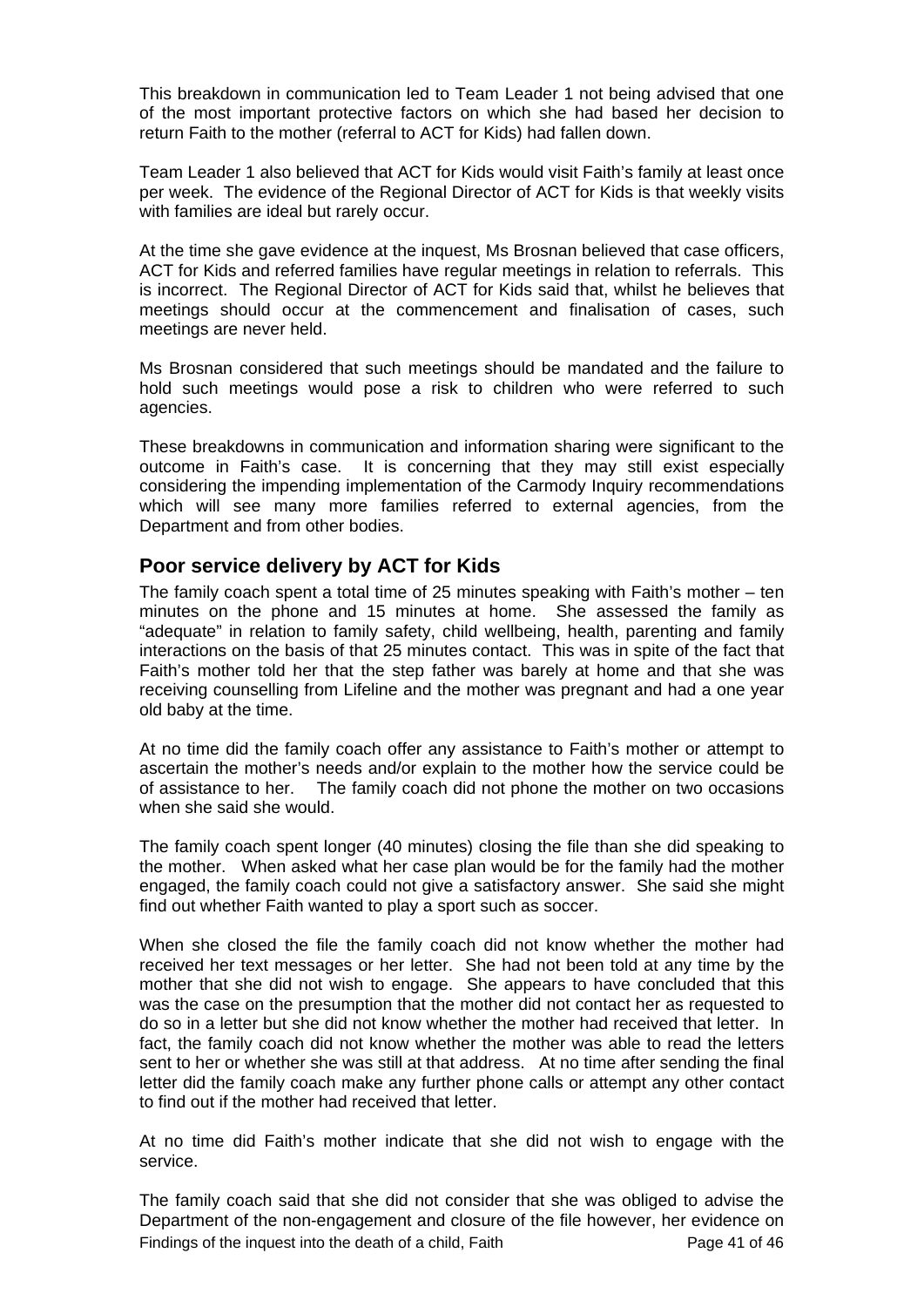This breakdown in communication led to Team Leader 1 not being advised that one of the most important protective factors on which she had based her decision to return Faith to the mother (referral to ACT for Kids) had fallen down.

Team Leader 1 also believed that ACT for Kids would visit Faith's family at least once per week. The evidence of the Regional Director of ACT for Kids is that weekly visits with families are ideal but rarely occur.

At the time she gave evidence at the inquest, Ms Brosnan believed that case officers, ACT for Kids and referred families have regular meetings in relation to referrals. This is incorrect. The Regional Director of ACT for Kids said that, whilst he believes that meetings should occur at the commencement and finalisation of cases, such meetings are never held.

Ms Brosnan considered that such meetings should be mandated and the failure to hold such meetings would pose a risk to children who were referred to such agencies.

These breakdowns in communication and information sharing were significant to the outcome in Faith's case. It is concerning that they may still exist especially considering the impending implementation of the Carmody Inquiry recommendations which will see many more families referred to external agencies, from the Department and from other bodies.

## Poor service delivery by ACT for Kids

The family coach spent a total time of 25 minutes speaking with Faith's mother – ten minutes on the phone and 15 minutes at home. She assessed the family as "adequate" in relation to family safety, child wellbeing, health, parenting and family interactions on the basis of that 25 minutes contact. This was in spite of the fact that Faith's mother told her that the step father was barely at home and that she was receiving counselling from Lifeline and the mother was pregnant and had a one year old baby at the time.

At no time did the family coach offer any assistance to Faith's mother or attempt to ascertain the mother's needs and/or explain to the mother how the service could be of assistance to her. The family coach did not phone the mother on two occasions when she said she would.

The family coach spent longer (40 minutes) closing the file than she did speaking to the mother. When asked what her case plan would be for the family had the mother engaged, the family coach could not give a satisfactory answer. She said she might find out whether Faith wanted to play a sport such as soccer.

When she closed the file the family coach did not know whether the mother had received her text messages or her letter. She had not been told at any time by the mother that she did not wish to engage. She appears to have concluded that this was the case on the presumption that the mother did not contact her as requested to do so in a letter but she did not know whether the mother had received that letter. In fact, the family coach did not know whether the mother was able to read the letters sent to her or whether she was still at that address. At no time after sending the final letter did the family coach make any further phone calls or attempt any other contact to find out if the mother had received that letter.

At no time did Faith's mother indicate that she did not wish to engage with the service.

The family coach said that she did not consider that she was obliged to advise the Department of the non-engagement and closure of the file however, her evidence on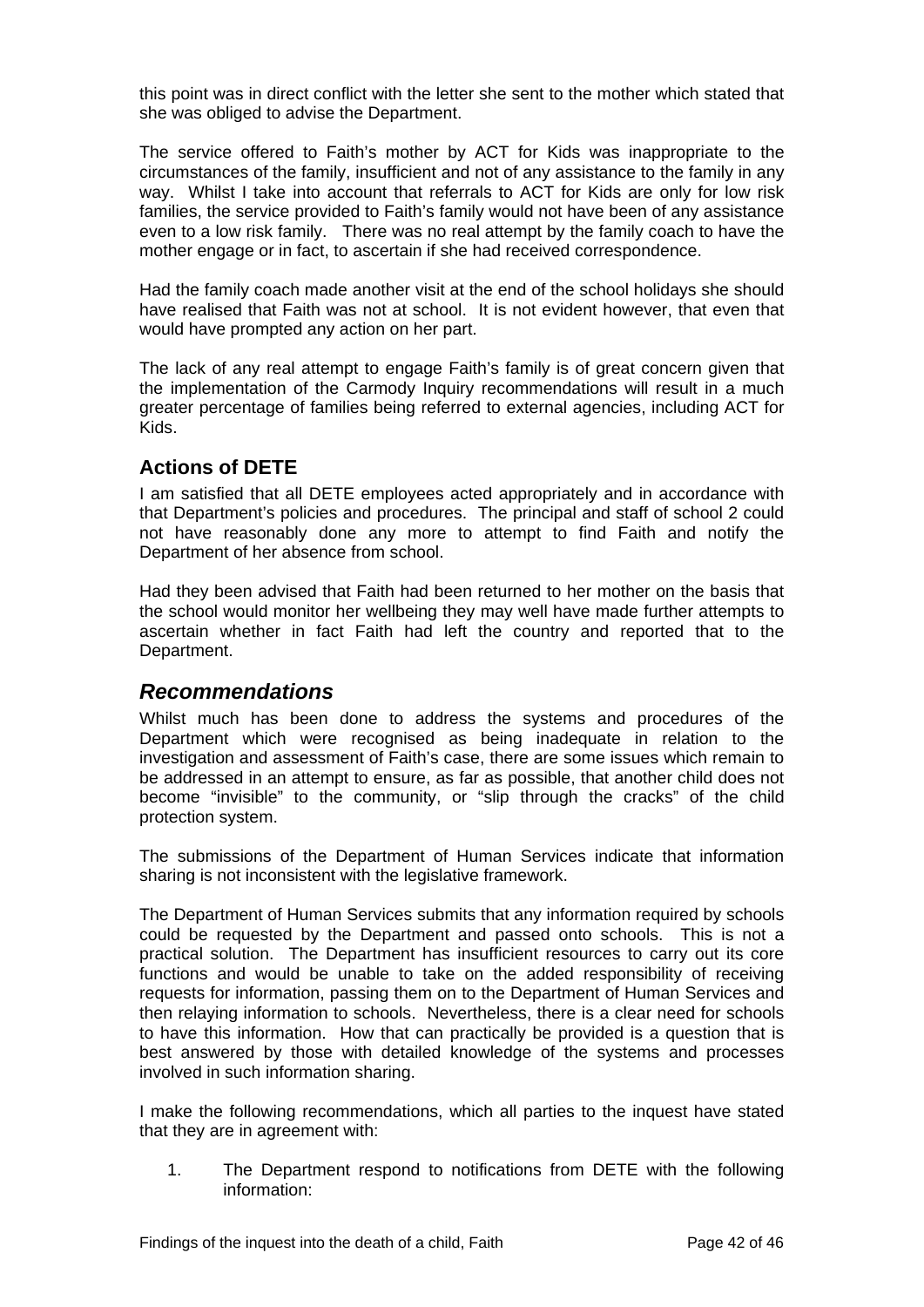this point was in direct conflict with the letter she sent to the mother which stated that she was obliged to advise the Department.

The service offered to Faith's mother by ACT for Kids was inappropriate to the circumstances of the family, insufficient and not of any assistance to the family in any way. Whilst I take into account that referrals to ACT for Kids are only for low risk families, the service provided to Faith's family would not have been of any assistance even to a low risk family. There was no real attempt by the family coach to have the mother engage or in fact, to ascertain if she had received correspondence.

Had the family coach made another visit at the end of the school holidays she should have realised that Faith was not at school. It is not evident however, that even that would have prompted any action on her part.

The lack of any real attempt to engage Faith's family is of great concern given that the implementation of the Carmody Inquiry recommendations will result in a much greater percentage of families being referred to external agencies, including ACT for Kids.

### Actions of DETE

I am satisfied that all DETE employees acted appropriately and in accordance with that Department's policies and procedures. The principal and staff of school 2 could not have reasonably done any more to attempt to find Faith and notify the Department of her absence from school.

Had they been advised that Faith had been returned to her mother on the basis that the school would monitor her wellbeing they may well have made further attempts to ascertain whether in fact Faith had left the country and reported that to the Department.

## *Recommendations*

Whilst much has been done to address the systems and procedures of the Department which were recognised as being inadequate in relation to the investigation and assessment of Faith's case, there are some issues which remain to be addressed in an attempt to ensure, as far as possible, that another child does not become "invisible" to the community, or "slip through the cracks" of the child protection system.

The submissions of the Department of Human Services indicate that information sharing is not inconsistent with the legislative framework.

The Department of Human Services submits that any information required by schools could be requested by the Department and passed onto schools. This is not a practical solution. The Department has insufficient resources to carry out its core functions and would be unable to take on the added responsibility of receiving requests for information, passing them on to the Department of Human Services and then relaying information to schools. Nevertheless, there is a clear need for schools to have this information. How that can practically be provided is a question that is best answered by those with detailed knowledge of the systems and processes involved in such information sharing.

I make the following recommendations, which all parties to the inquest have stated that they are in agreement with:

1. The Department respond to notifications from DETE with the following information: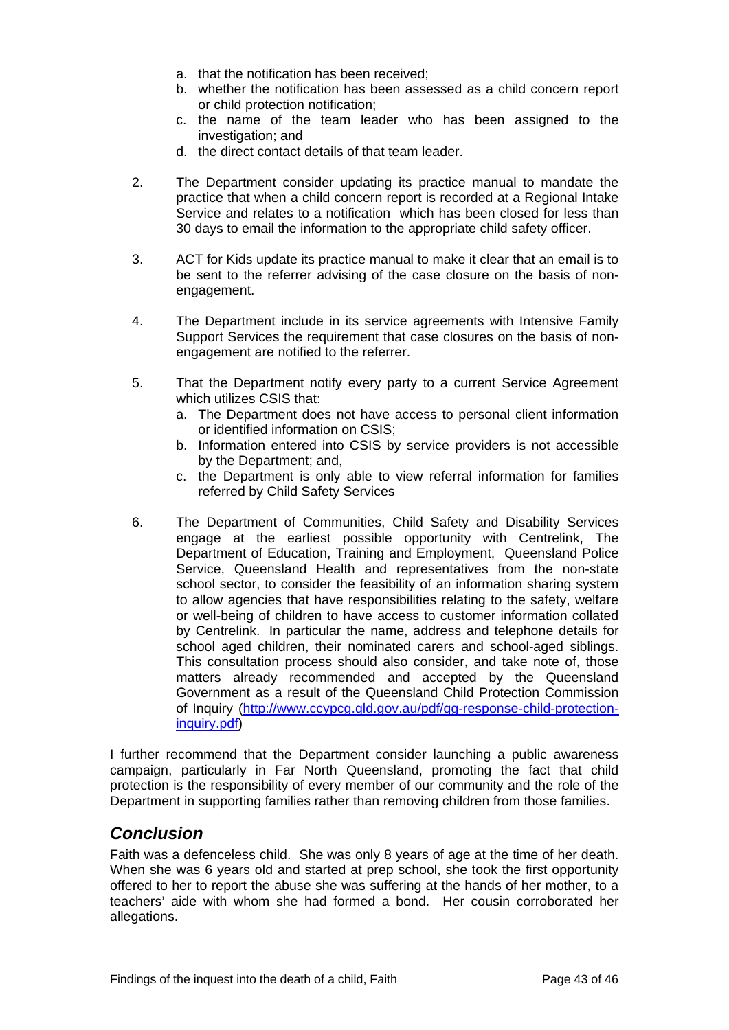a. that the notification has been received;
  b. whether the notification has been assessed as a child concern report or child protection notification;
  c. the name of the team leader who has been assigned to the investigation; and
  d. the direct contact details of that team leader.

2. The Department consider updating its practice manual to mandate the practice that when a child concern report is recorded at a Regional Intake Service and relates to a notification which has been closed for less than 30 days to email the information to the appropriate child safety officer.

3. ACT for Kids update its practice manual to make it clear that an email is to be sent to the referrer advising of the case closure on the basis of non-engagement.

4. The Department include in its service agreements with Intensive Family Support Services the requirement that case closures on the basis of non-engagement are notified to the referrer.

5. That the Department notify every party to a current Service Agreement which utilizes CSIS that:
   a. The Department does not have access to personal client information or identified information on CSIS;
   b. Information entered into CSIS by service providers is not accessible by the Department; and,
   c. the Department is only able to view referral information for families referred by Child Safety Services

6. The Department of Communities, Child Safety and Disability Services engage at the earliest possible opportunity with Centrelink, The Department of Education, Training and Employment, Queensland Police Service, Queensland Health and representatives from the non-state school sector, to consider the feasibility of an information sharing system to allow agencies that have responsibilities relating to the safety, welfare or well-being of children to have access to customer information collated by Centrelink. In particular the name, address and telephone details for school aged children, their nominated carers and school-aged siblings. This consultation process should also consider, and take note of, those matters already recommended and accepted by the Queensland Government as a result of the Queensland Child Protection Commission of Inquiry (http://www.ccypcg.qld.gov.au/pdf/qg-response-child-protection-inquiry.pdf)

I further recommend that the Department consider launching a public awareness campaign, particularly in Far North Queensland, promoting the fact that child protection is the responsibility of every member of our community and the role of the Department in supporting families rather than removing children from those families.

## *Conclusion*

Faith was a defenceless child. She was only 8 years of age at the time of her death. When she was 6 years old and started at prep school, she took the first opportunity offered to her to report the abuse she was suffering at the hands of her mother, to a teachers' aide with whom she had formed a bond. Her cousin corroborated her allegations.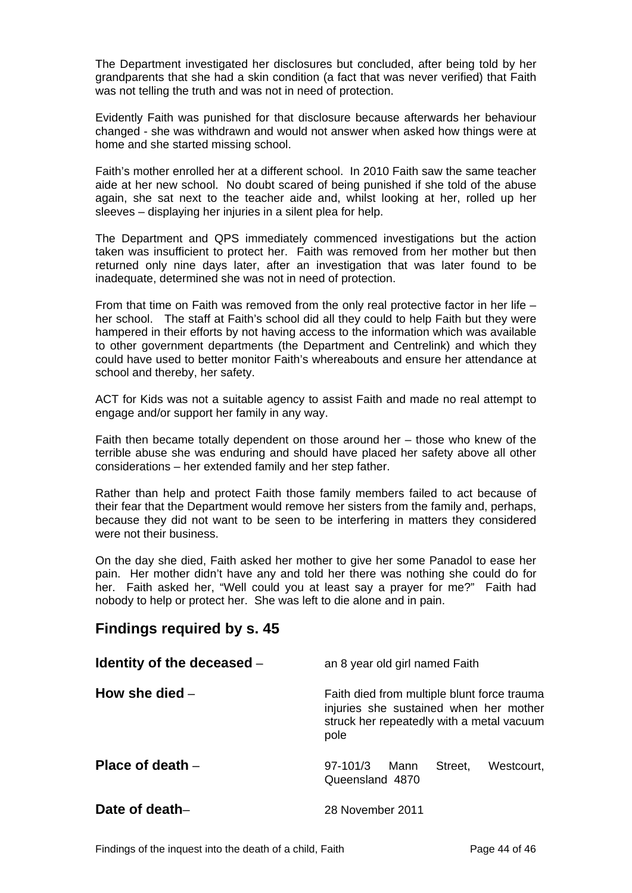The Department investigated her disclosures but concluded, after being told by her grandparents that she had a skin condition (a fact that was never verified) that Faith was not telling the truth and was not in need of protection.

Evidently Faith was punished for that disclosure because afterwards her behaviour changed - she was withdrawn and would not answer when asked how things were at home and she started missing school.

Faith's mother enrolled her at a different school. In 2010 Faith saw the same teacher aide at her new school. No doubt scared of being punished if she told of the abuse again, she sat next to the teacher aide and, whilst looking at her, rolled up her sleeves – displaying her injuries in a silent plea for help.

The Department and QPS immediately commenced investigations but the action taken was insufficient to protect her. Faith was removed from her mother but then returned only nine days later, after an investigation that was later found to be inadequate, determined she was not in need of protection.

From that time on Faith was removed from the only real protective factor in her life – her school. The staff at Faith's school did all they could to help Faith but they were hampered in their efforts by not having access to the information which was available to other government departments (the Department and Centrelink) and which they could have used to better monitor Faith's whereabouts and ensure her attendance at school and thereby, her safety.

ACT for Kids was not a suitable agency to assist Faith and made no real attempt to engage and/or support her family in any way.

Faith then became totally dependent on those around her – those who knew of the terrible abuse she was enduring and should have placed her safety above all other considerations – her extended family and her step father.

Rather than help and protect Faith those family members failed to act because of their fear that the Department would remove her sisters from the family and, perhaps, because they did not want to be seen to be interfering in matters they considered were not their business.

On the day she died, Faith asked her mother to give her some Panadol to ease her pain. Her mother didn't have any and told her there was nothing she could do for her. Faith asked her, "Well could you at least say a prayer for me?" Faith had nobody to help or protect her. She was left to die alone and in pain.

## Findings required by s. 45

**Identity of the deceased** – an 8 year old girl named Faith

**How she died** – Faith died from multiple blunt force trauma injuries she sustained when her mother struck her repeatedly with a metal vacuum pole

**Place of death** – 97-101/3 Mann Street, Westcourt, Queensland 4870

**Date of death**– 28 November 2011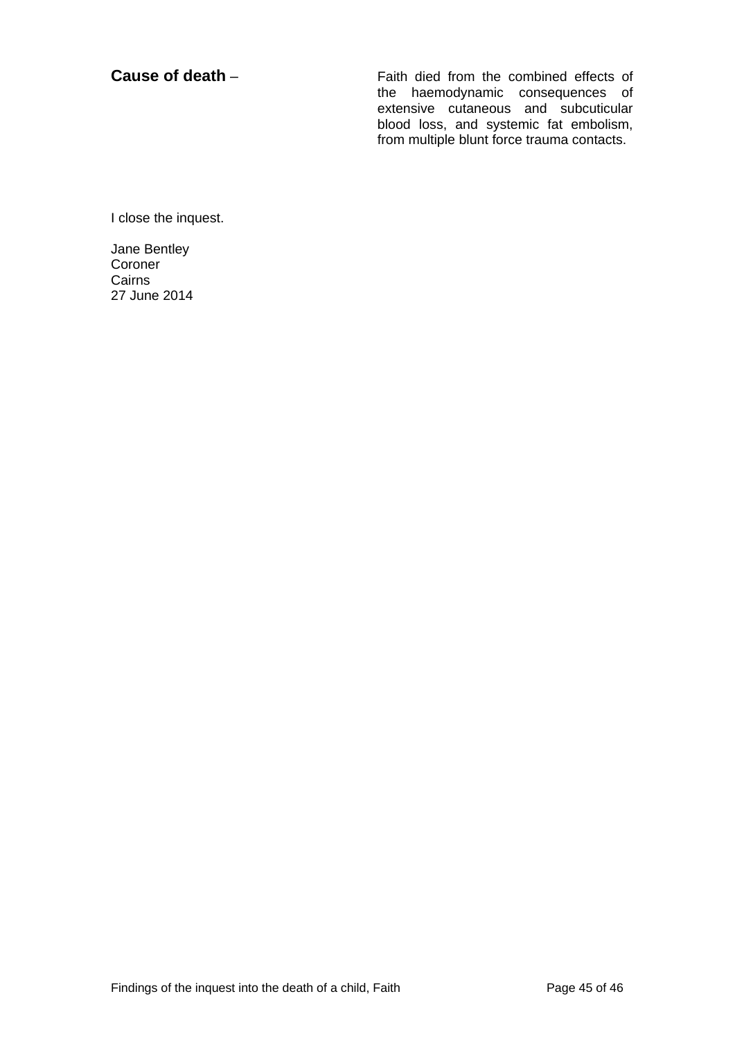**Cause of death** – Faith died from the combined effects of the haemodynamic consequences of extensive cutaneous and subcuticular blood loss, and systemic fat embolism, from multiple blunt force trauma contacts.

I close the inquest.

Jane Bentley
Coroner
Cairns
27 June 2014